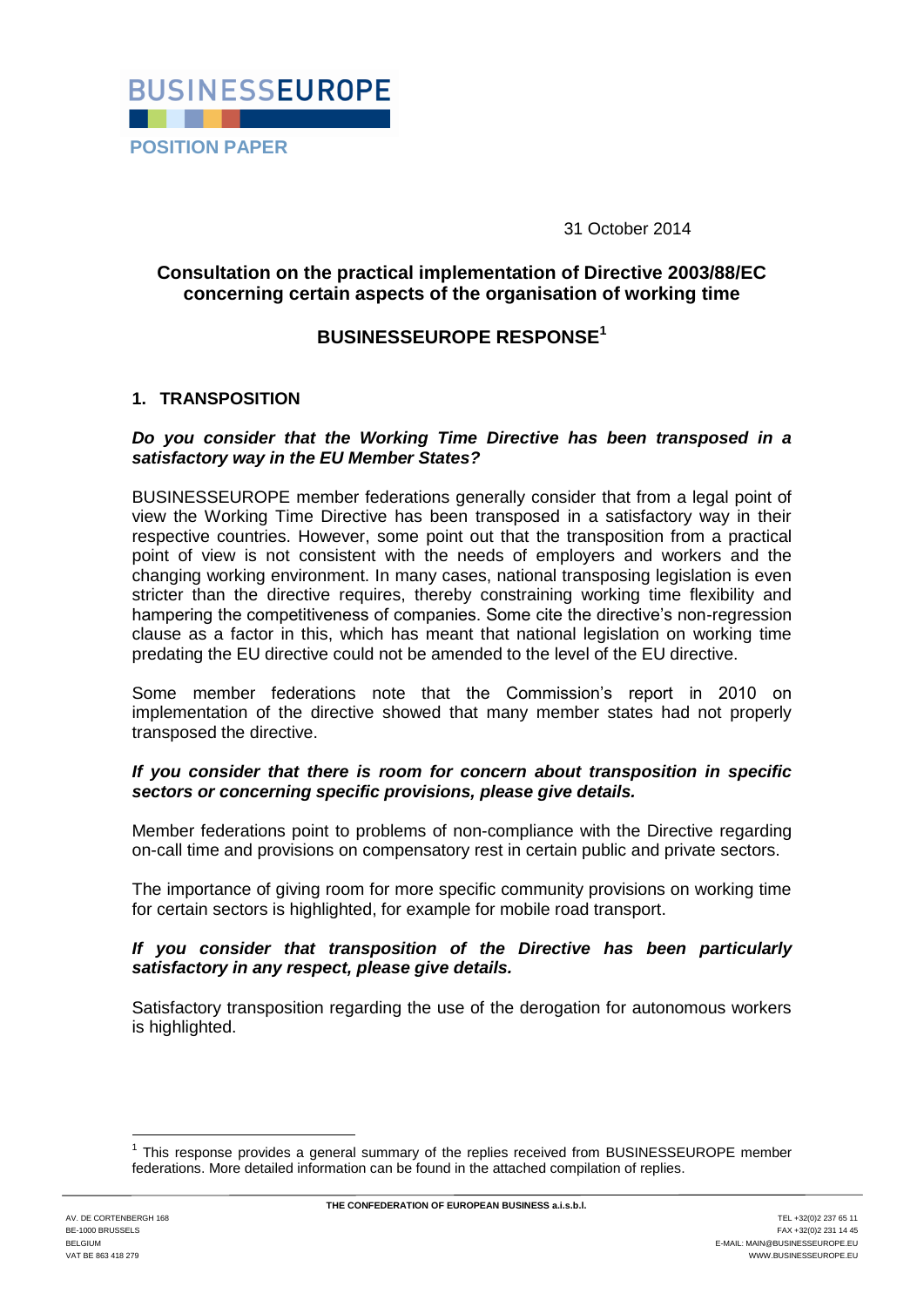BUSINESSEUROPE

POSITION PAPER

31 October 2014

# Consultation on the practical implementation of Directive 2003/88/EC concerning certain aspects of the organisation of working time

## BUSINESSEUROPE RESPONSE[1]

### 1. TRANSPOSITION

***Do you consider that the Working Time Directive has been transposed in a satisfactory way in the EU Member States?***

BUSINESSEUROPE member federations generally consider that from a legal point of view the Working Time Directive has been transposed in a satisfactory way in their respective countries. However, some point out that the transposition from a practical point of view is not consistent with the needs of employers and workers and the changing working environment. In many cases, national transposing legislation is even stricter than the directive requires, thereby constraining working time flexibility and hampering the competitiveness of companies. Some cite the directive's non-regression clause as a factor in this, which has meant that national legislation on working time predating the EU directive could not be amended to the level of the EU directive.

Some member federations note that the Commission's report in 2010 on implementation of the directive showed that many member states had not properly transposed the directive.

***If you consider that there is room for concern about transposition in specific sectors or concerning specific provisions, please give details.***

Member federations point to problems of non-compliance with the Directive regarding on-call time and provisions on compensatory rest in certain public and private sectors.

The importance of giving room for more specific community provisions on working time for certain sectors is highlighted, for example for mobile road transport.

***If you consider that transposition of the Directive has been particularly satisfactory in any respect, please give details.***

Satisfactory transposition regarding the use of the derogation for autonomous workers is highlighted.

[1] This response provides a general summary of the replies received from BUSINESSEUROPE member federations. More detailed information can be found in the attached compilation of replies.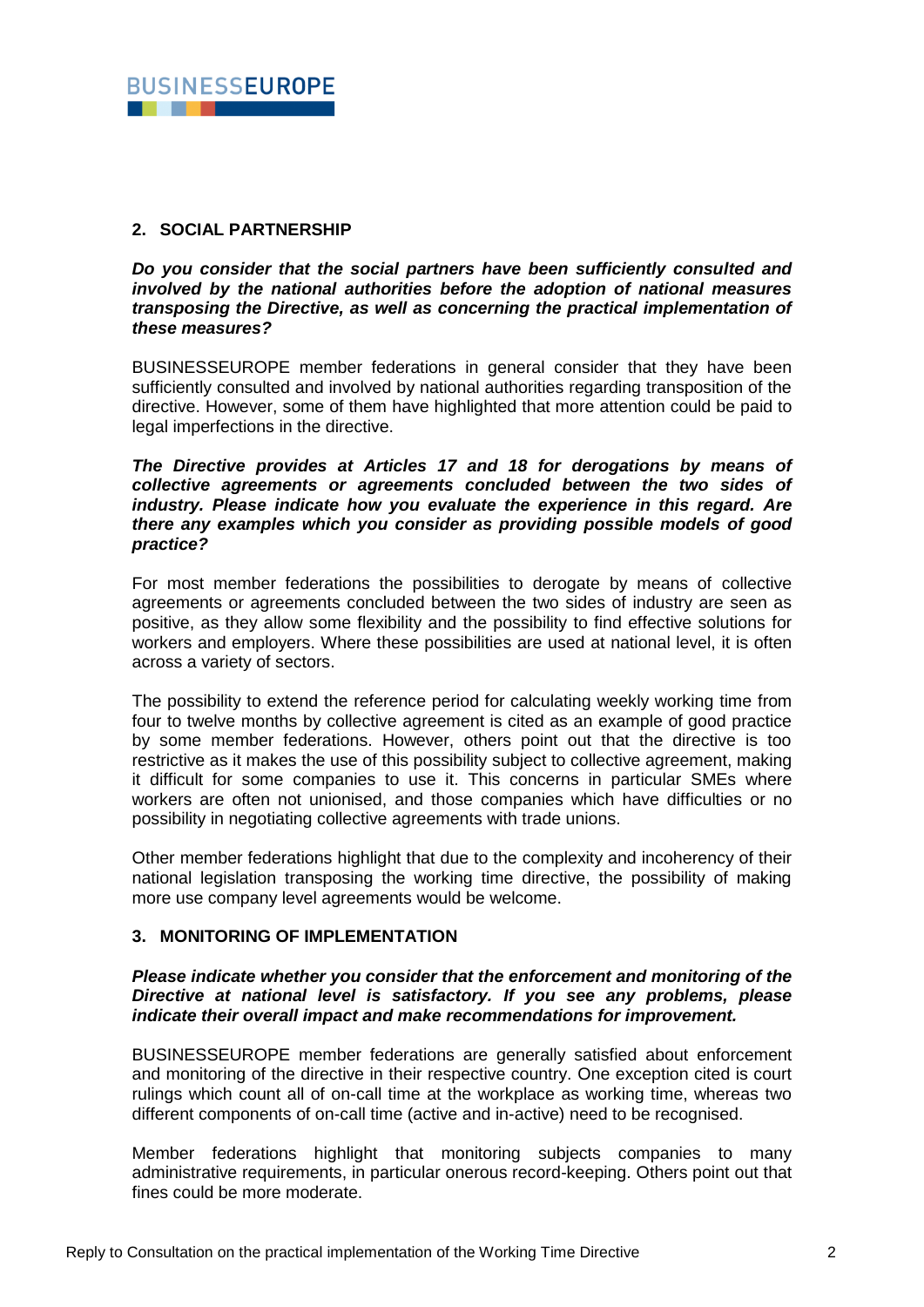## 2. SOCIAL PARTNERSHIP

***Do you consider that the social partners have been sufficiently consulted and involved by the national authorities before the adoption of national measures transposing the Directive, as well as concerning the practical implementation of these measures?***

BUSINESSEUROPE member federations in general consider that they have been sufficiently consulted and involved by national authorities regarding transposition of the directive. However, some of them have highlighted that more attention could be paid to legal imperfections in the directive.

***The Directive provides at Articles 17 and 18 for derogations by means of collective agreements or agreements concluded between the two sides of industry. Please indicate how you evaluate the experience in this regard. Are there any examples which you consider as providing possible models of good practice?***

For most member federations the possibilities to derogate by means of collective agreements or agreements concluded between the two sides of industry are seen as positive, as they allow some flexibility and the possibility to find effective solutions for workers and employers. Where these possibilities are used at national level, it is often across a variety of sectors.

The possibility to extend the reference period for calculating weekly working time from four to twelve months by collective agreement is cited as an example of good practice by some member federations. However, others point out that the directive is too restrictive as it makes the use of this possibility subject to collective agreement, making it difficult for some companies to use it. This concerns in particular SMEs where workers are often not unionised, and those companies which have difficulties or no possibility in negotiating collective agreements with trade unions.

Other member federations highlight that due to the complexity and incoherency of their national legislation transposing the working time directive, the possibility of making more use company level agreements would be welcome.

## 3. MONITORING OF IMPLEMENTATION

***Please indicate whether you consider that the enforcement and monitoring of the Directive at national level is satisfactory. If you see any problems, please indicate their overall impact and make recommendations for improvement.***

BUSINESSEUROPE member federations are generally satisfied about enforcement and monitoring of the directive in their respective country. One exception cited is court rulings which count all of on-call time at the workplace as working time, whereas two different components of on-call time (active and in-active) need to be recognised.

Member federations highlight that monitoring subjects companies to many administrative requirements, in particular onerous record-keeping. Others point out that fines could be more moderate.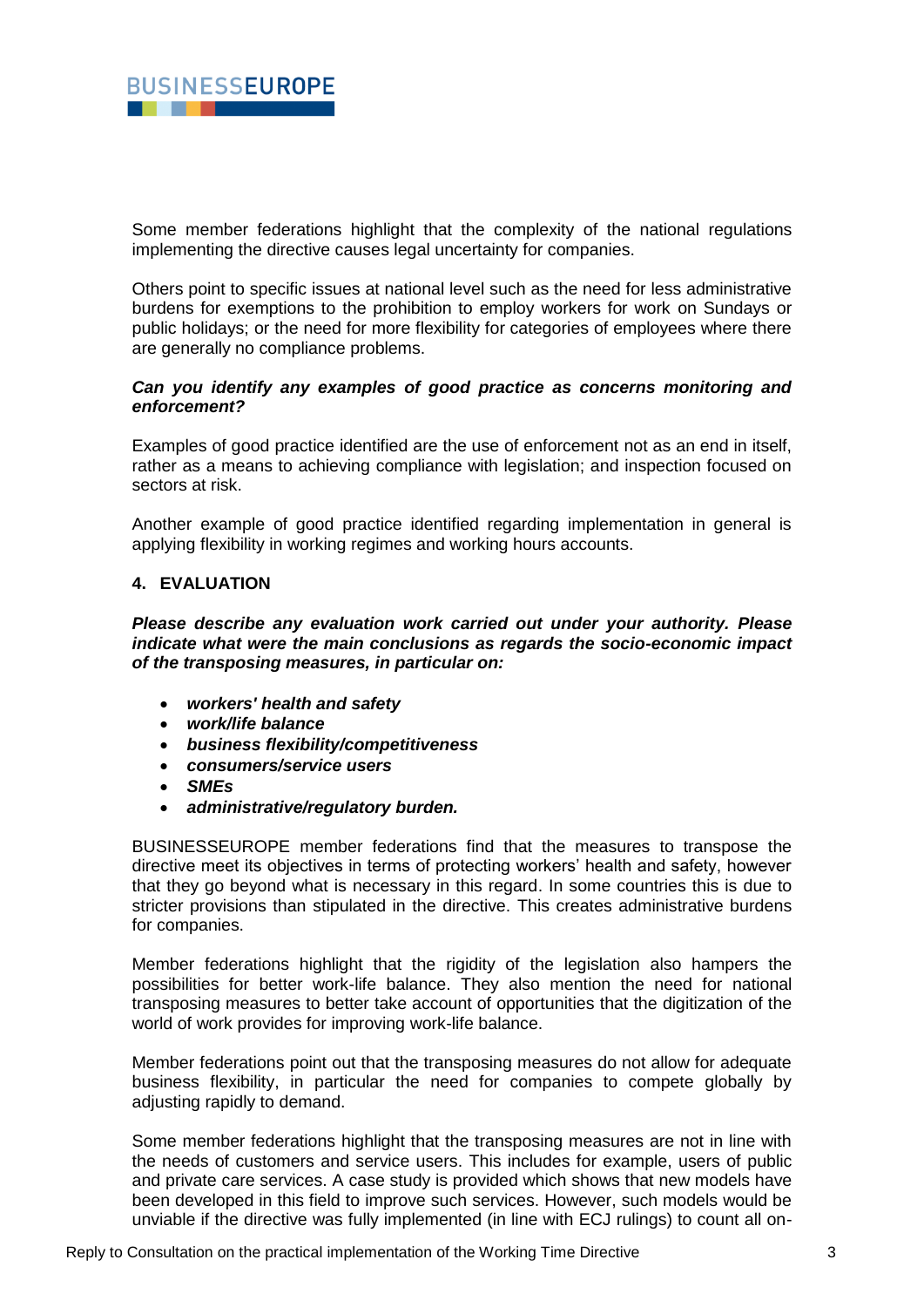Some member federations highlight that the complexity of the national regulations implementing the directive causes legal uncertainty for companies.

Others point to specific issues at national level such as the need for less administrative burdens for exemptions to the prohibition to employ workers for work on Sundays or public holidays; or the need for more flexibility for categories of employees where there are generally no compliance problems.

***Can you identify any examples of good practice as concerns monitoring and enforcement?***

Examples of good practice identified are the use of enforcement not as an end in itself, rather as a means to achieving compliance with legislation; and inspection focused on sectors at risk.

Another example of good practice identified regarding implementation in general is applying flexibility in working regimes and working hours accounts.

## 4. EVALUATION

***Please describe any evaluation work carried out under your authority. Please indicate what were the main conclusions as regards the socio-economic impact of the transposing measures, in particular on:***

- ***workers' health and safety***
- ***work/life balance***
- ***business flexibility/competitiveness***
- ***consumers/service users***
- ***SMEs***
- ***administrative/regulatory burden.***

BUSINESSEUROPE member federations find that the measures to transpose the directive meet its objectives in terms of protecting workers' health and safety, however that they go beyond what is necessary in this regard. In some countries this is due to stricter provisions than stipulated in the directive. This creates administrative burdens for companies.

Member federations highlight that the rigidity of the legislation also hampers the possibilities for better work-life balance. They also mention the need for national transposing measures to better take account of opportunities that the digitization of the world of work provides for improving work-life balance.

Member federations point out that the transposing measures do not allow for adequate business flexibility, in particular the need for companies to compete globally by adjusting rapidly to demand.

Some member federations highlight that the transposing measures are not in line with the needs of customers and service users. This includes for example, users of public and private care services. A case study is provided which shows that new models have been developed in this field to improve such services. However, such models would be unviable if the directive was fully implemented (in line with ECJ rulings) to count all on-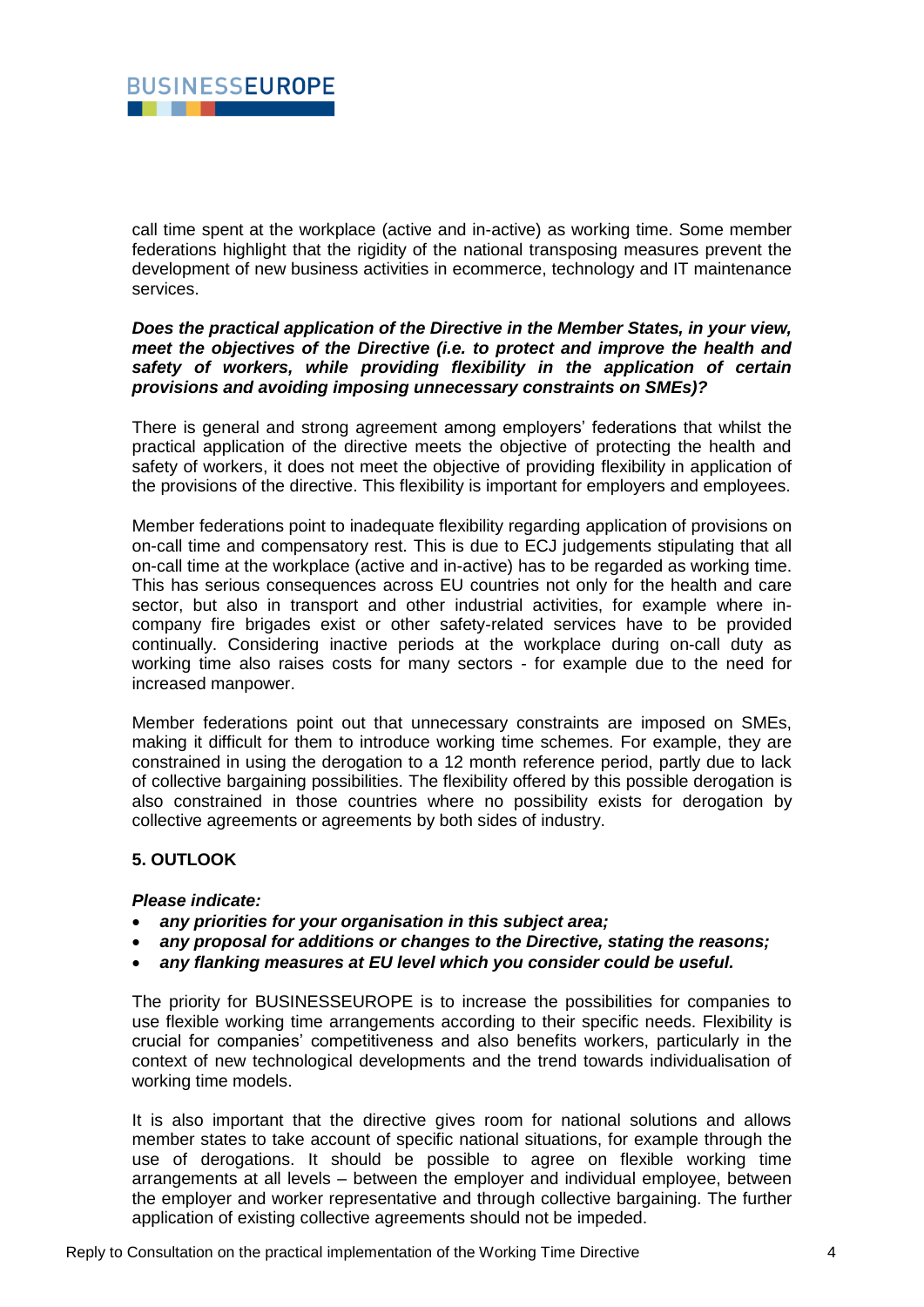call time spent at the workplace (active and in-active) as working time. Some member federations highlight that the rigidity of the national transposing measures prevent the development of new business activities in ecommerce, technology and IT maintenance services.

***Does the practical application of the Directive in the Member States, in your view, meet the objectives of the Directive (i.e. to protect and improve the health and safety of workers, while providing flexibility in the application of certain provisions and avoiding imposing unnecessary constraints on SMEs)?***

There is general and strong agreement among employers' federations that whilst the practical application of the directive meets the objective of protecting the health and safety of workers, it does not meet the objective of providing flexibility in application of the provisions of the directive. This flexibility is important for employers and employees.

Member federations point to inadequate flexibility regarding application of provisions on on-call time and compensatory rest. This is due to ECJ judgements stipulating that all on-call time at the workplace (active and in-active) has to be regarded as working time. This has serious consequences across EU countries not only for the health and care sector, but also in transport and other industrial activities, for example where in-company fire brigades exist or other safety-related services have to be provided continually. Considering inactive periods at the workplace during on-call duty as working time also raises costs for many sectors - for example due to the need for increased manpower.

Member federations point out that unnecessary constraints are imposed on SMEs, making it difficult for them to introduce working time schemes. For example, they are constrained in using the derogation to a 12 month reference period, partly due to lack of collective bargaining possibilities. The flexibility offered by this possible derogation is also constrained in those countries where no possibility exists for derogation by collective agreements or agreements by both sides of industry.

## 5. OUTLOOK

***Please indicate:***

- ***any priorities for your organisation in this subject area;***
- ***any proposal for additions or changes to the Directive, stating the reasons;***
- ***any flanking measures at EU level which you consider could be useful.***

The priority for BUSINESSEUROPE is to increase the possibilities for companies to use flexible working time arrangements according to their specific needs. Flexibility is crucial for companies' competitiveness and also benefits workers, particularly in the context of new technological developments and the trend towards individualisation of working time models.

It is also important that the directive gives room for national solutions and allows member states to take account of specific national situations, for example through the use of derogations. It should be possible to agree on flexible working time arrangements at all levels – between the employer and individual employee, between the employer and worker representative and through collective bargaining. The further application of existing collective agreements should not be impeded.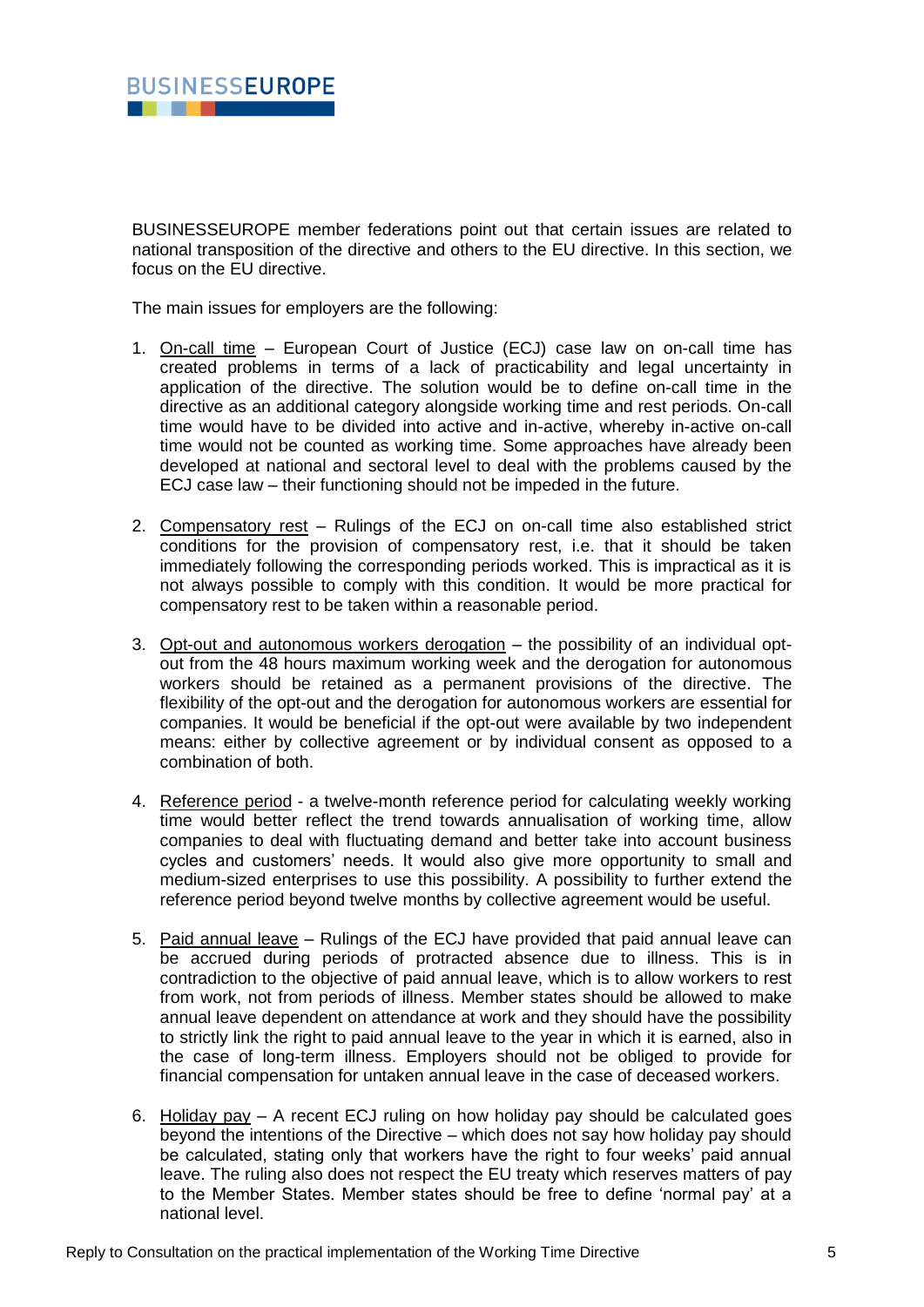BUSINESSEUROPE member federations point out that certain issues are related to national transposition of the directive and others to the EU directive. In this section, we focus on the EU directive.

The main issues for employers are the following:

1. On-call time – European Court of Justice (ECJ) case law on on-call time has created problems in terms of a lack of practicability and legal uncertainty in application of the directive. The solution would be to define on-call time in the directive as an additional category alongside working time and rest periods. On-call time would have to be divided into active and in-active, whereby in-active on-call time would not be counted as working time. Some approaches have already been developed at national and sectoral level to deal with the problems caused by the ECJ case law – their functioning should not be impeded in the future.

2. Compensatory rest – Rulings of the ECJ on on-call time also established strict conditions for the provision of compensatory rest, i.e. that it should be taken immediately following the corresponding periods worked. This is impractical as it is not always possible to comply with this condition. It would be more practical for compensatory rest to be taken within a reasonable period.

3. Opt-out and autonomous workers derogation – the possibility of an individual opt-out from the 48 hours maximum working week and the derogation for autonomous workers should be retained as a permanent provisions of the directive. The flexibility of the opt-out and the derogation for autonomous workers are essential for companies. It would be beneficial if the opt-out were available by two independent means: either by collective agreement or by individual consent as opposed to a combination of both.

4. Reference period - a twelve-month reference period for calculating weekly working time would better reflect the trend towards annualisation of working time, allow companies to deal with fluctuating demand and better take into account business cycles and customers' needs. It would also give more opportunity to small and medium-sized enterprises to use this possibility. A possibility to further extend the reference period beyond twelve months by collective agreement would be useful.

5. Paid annual leave – Rulings of the ECJ have provided that paid annual leave can be accrued during periods of protracted absence due to illness. This is in contradiction to the objective of paid annual leave, which is to allow workers to rest from work, not from periods of illness. Member states should be allowed to make annual leave dependent on attendance at work and they should have the possibility to strictly link the right to paid annual leave to the year in which it is earned, also in the case of long-term illness. Employers should not be obliged to provide for financial compensation for untaken annual leave in the case of deceased workers.

6. Holiday pay – A recent ECJ ruling on how holiday pay should be calculated goes beyond the intentions of the Directive – which does not say how holiday pay should be calculated, stating only that workers have the right to four weeks' paid annual leave. The ruling also does not respect the EU treaty which reserves matters of pay to the Member States. Member states should be free to define 'normal pay' at a national level.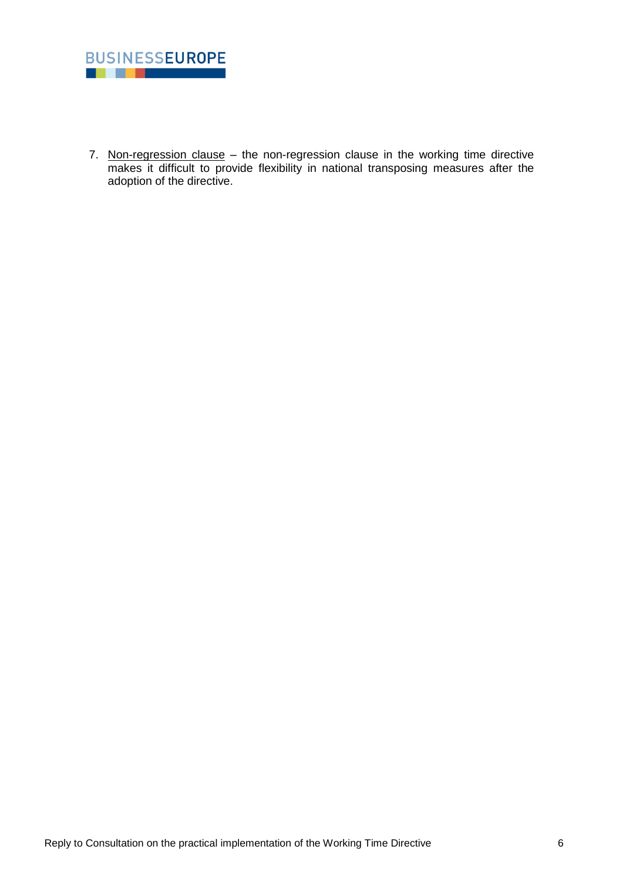7. Non-regression clause – the non-regression clause in the working time directive makes it difficult to provide flexibility in national transposing measures after the adoption of the directive.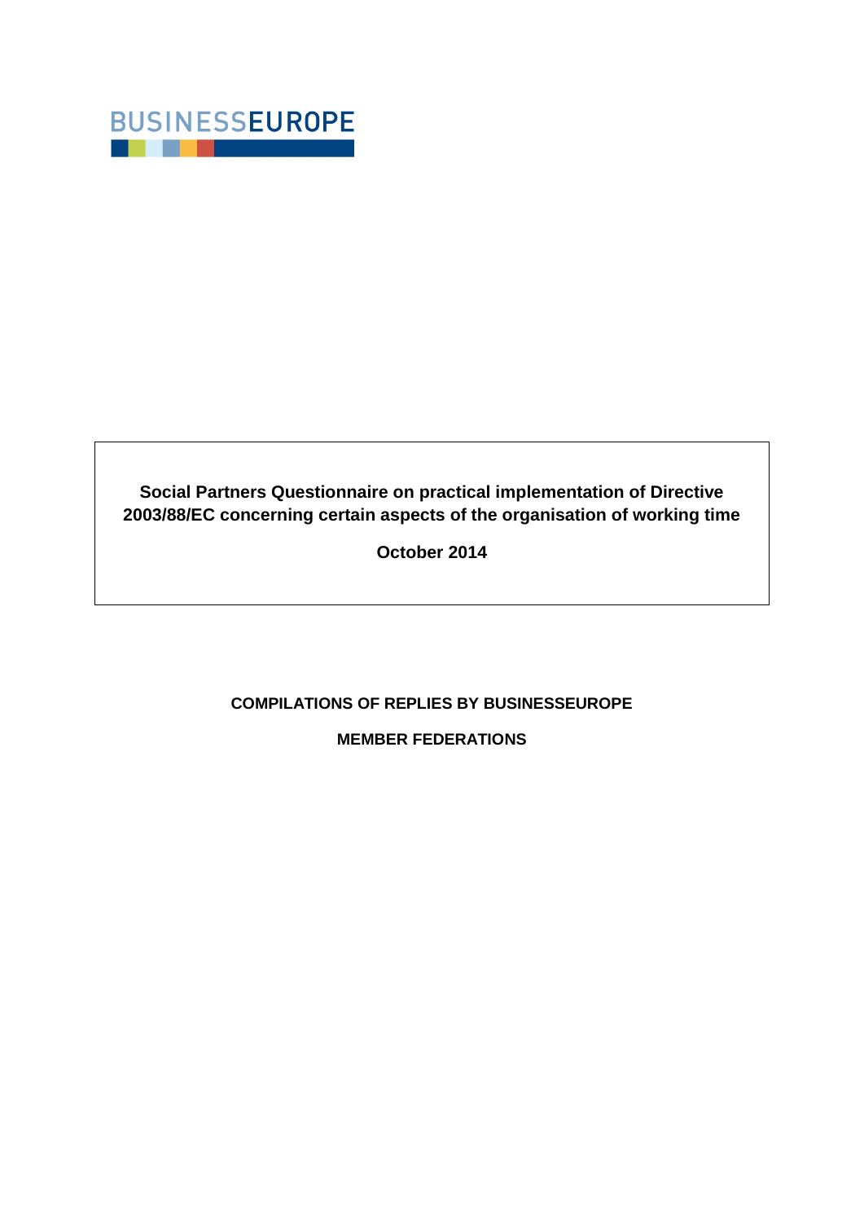BUSINESSEUROPE

**Social Partners Questionnaire on practical implementation of Directive 2003/88/EC concerning certain aspects of the organisation of working time**

**October 2014**

**COMPILATIONS OF REPLIES BY BUSINESSEUROPE**

**MEMBER FEDERATIONS**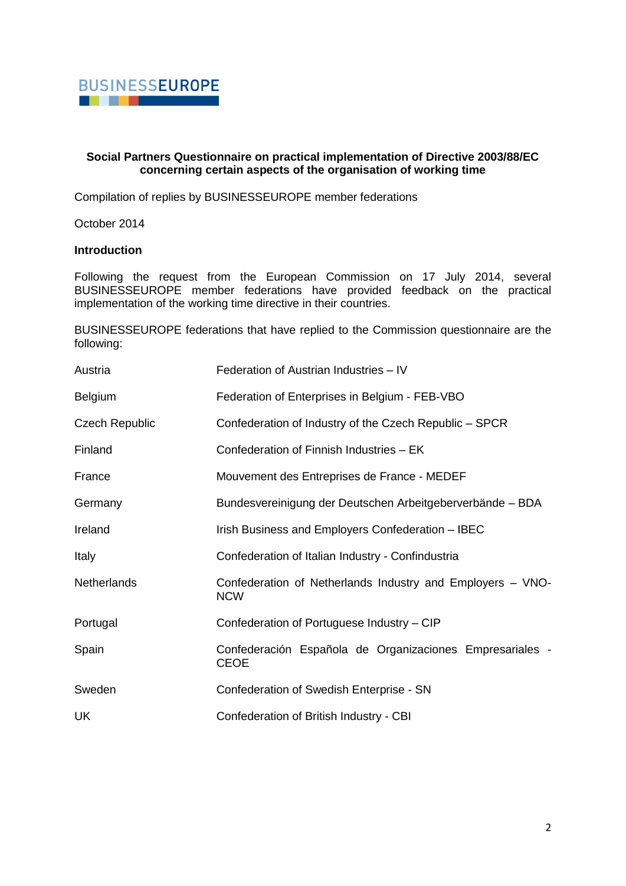BUSINESSEUROPE

**Social Partners Questionnaire on practical implementation of Directive 2003/88/EC concerning certain aspects of the organisation of working time**

Compilation of replies by BUSINESSEUROPE member federations

October 2014

**Introduction**

Following the request from the European Commission on 17 July 2014, several BUSINESSEUROPE member federations have provided feedback on the practical implementation of the working time directive in their countries.

BUSINESSEUROPE federations that have replied to the Commission questionnaire are the following:

| | |
|---|---|
| Austria | Federation of Austrian Industries – IV |
| Belgium | Federation of Enterprises in Belgium - FEB-VBO |
| Czech Republic | Confederation of Industry of the Czech Republic – SPCR |
| Finland | Confederation of Finnish Industries – EK |
| France | Mouvement des Entreprises de France - MEDEF |
| Germany | Bundesvereinigung der Deutschen Arbeitgeberverbände – BDA |
| Ireland | Irish Business and Employers Confederation – IBEC |
| Italy | Confederation of Italian Industry - Confindustria |
| Netherlands | Confederation of Netherlands Industry and Employers – VNO-NCW |
| Portugal | Confederation of Portuguese Industry – CIP |
| Spain | Confederación Española de Organizaciones Empresariales - CEOE |
| Sweden | Confederation of Swedish Enterprise - SN |
| UK | Confederation of British Industry - CBI |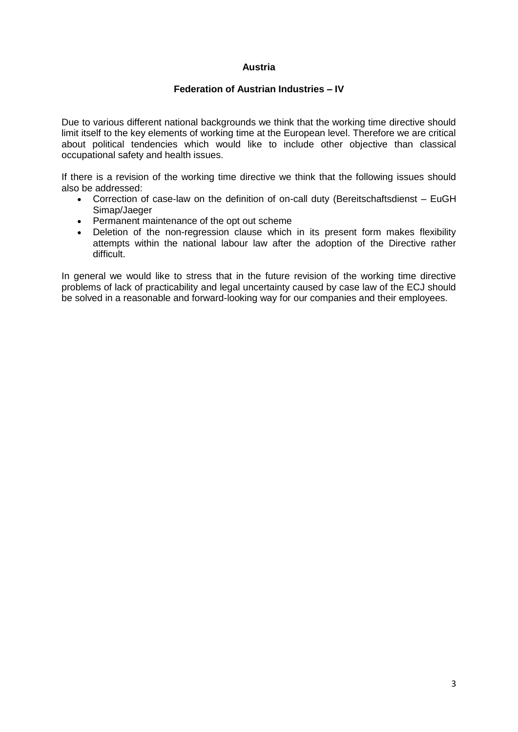**Austria**

**Federation of Austrian Industries – IV**

Due to various different national backgrounds we think that the working time directive should limit itself to the key elements of working time at the European level. Therefore we are critical about political tendencies which would like to include other objective than classical occupational safety and health issues.

If there is a revision of the working time directive we think that the following issues should also be addressed:

- Correction of case-law on the definition of on-call duty (Bereitschaftsdienst – EuGH Simap/Jaeger
- Permanent maintenance of the opt out scheme
- Deletion of the non-regression clause which in its present form makes flexibility attempts within the national labour law after the adoption of the Directive rather difficult.

In general we would like to stress that in the future revision of the working time directive problems of lack of practicability and legal uncertainty caused by case law of the ECJ should be solved in a reasonable and forward-looking way for our companies and their employees.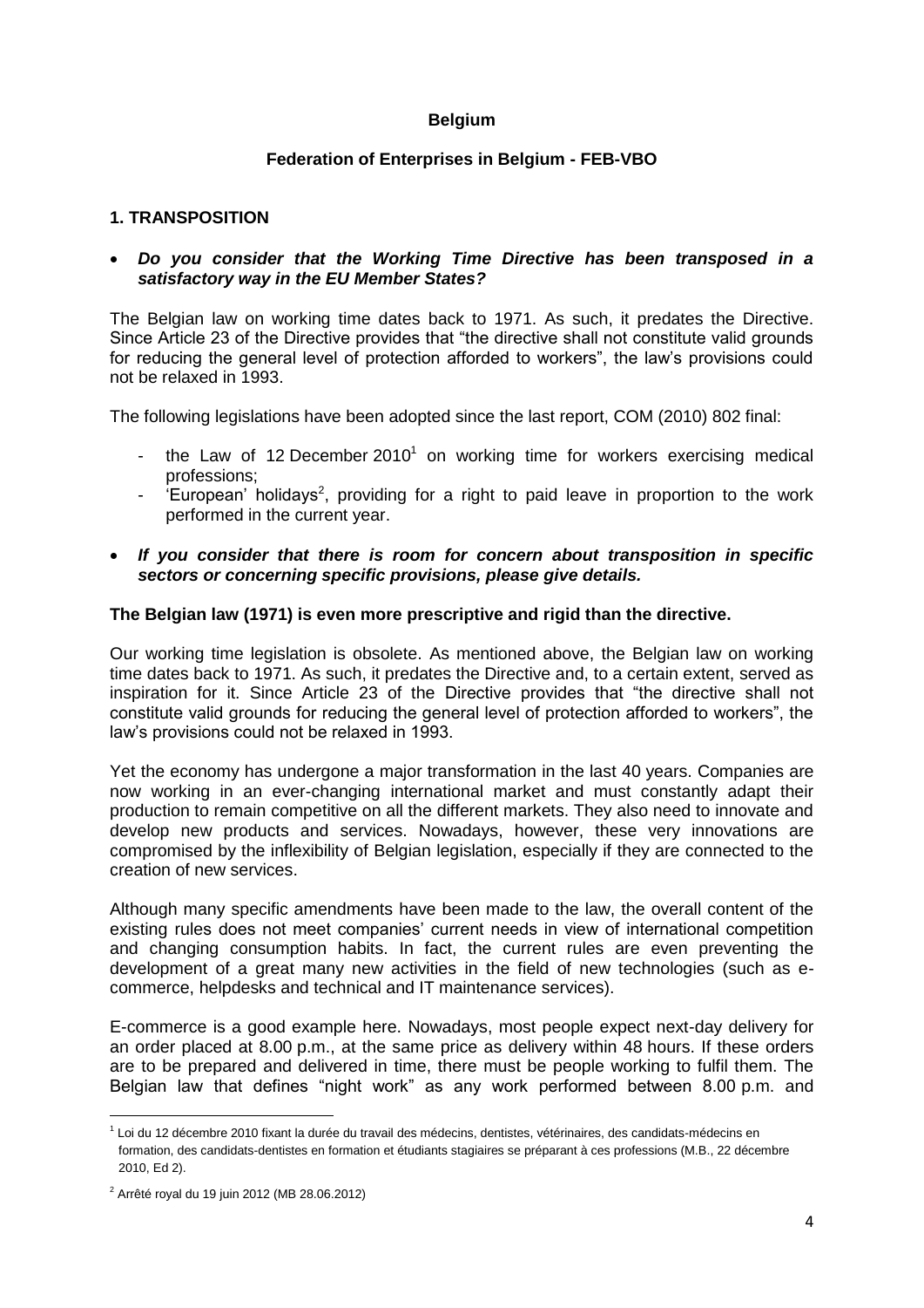**Belgium**

**Federation of Enterprises in Belgium - FEB-VBO**

**1. TRANSPOSITION**

- ***Do you consider that the Working Time Directive has been transposed in a satisfactory way in the EU Member States?***

The Belgian law on working time dates back to 1971. As such, it predates the Directive. Since Article 23 of the Directive provides that "the directive shall not constitute valid grounds for reducing the general level of protection afforded to workers", the law's provisions could not be relaxed in 1993.

The following legislations have been adopted since the last report, COM (2010) 802 final:

- the Law of 12 December 2010[1] on working time for workers exercising medical professions;
- 'European' holidays[2], providing for a right to paid leave in proportion to the work performed in the current year.

- ***If you consider that there is room for concern about transposition in specific sectors or concerning specific provisions, please give details.***

**The Belgian law (1971) is even more prescriptive and rigid than the directive.**

Our working time legislation is obsolete. As mentioned above, the Belgian law on working time dates back to 1971. As such, it predates the Directive and, to a certain extent, served as inspiration for it. Since Article 23 of the Directive provides that "the directive shall not constitute valid grounds for reducing the general level of protection afforded to workers", the law's provisions could not be relaxed in 1993.

Yet the economy has undergone a major transformation in the last 40 years. Companies are now working in an ever-changing international market and must constantly adapt their production to remain competitive on all the different markets. They also need to innovate and develop new products and services. Nowadays, however, these very innovations are compromised by the inflexibility of Belgian legislation, especially if they are connected to the creation of new services.

Although many specific amendments have been made to the law, the overall content of the existing rules does not meet companies' current needs in view of international competition and changing consumption habits. In fact, the current rules are even preventing the development of a great many new activities in the field of new technologies (such as e-commerce, helpdesks and technical and IT maintenance services).

E-commerce is a good example here. Nowadays, most people expect next-day delivery for an order placed at 8.00 p.m., at the same price as delivery within 48 hours. If these orders are to be prepared and delivered in time, there must be people working to fulfil them. The Belgian law that defines "night work" as any work performed between 8.00 p.m. and

[1] Loi du 12 décembre 2010 fixant la durée du travail des médecins, dentistes, vétérinaires, des candidats-médecins en formation, des candidats-dentistes en formation et étudiants stagiaires se préparant à ces professions (M.B., 22 décembre 2010, Ed 2).

[2] Arrêté royal du 19 juin 2012 (MB 28.06.2012)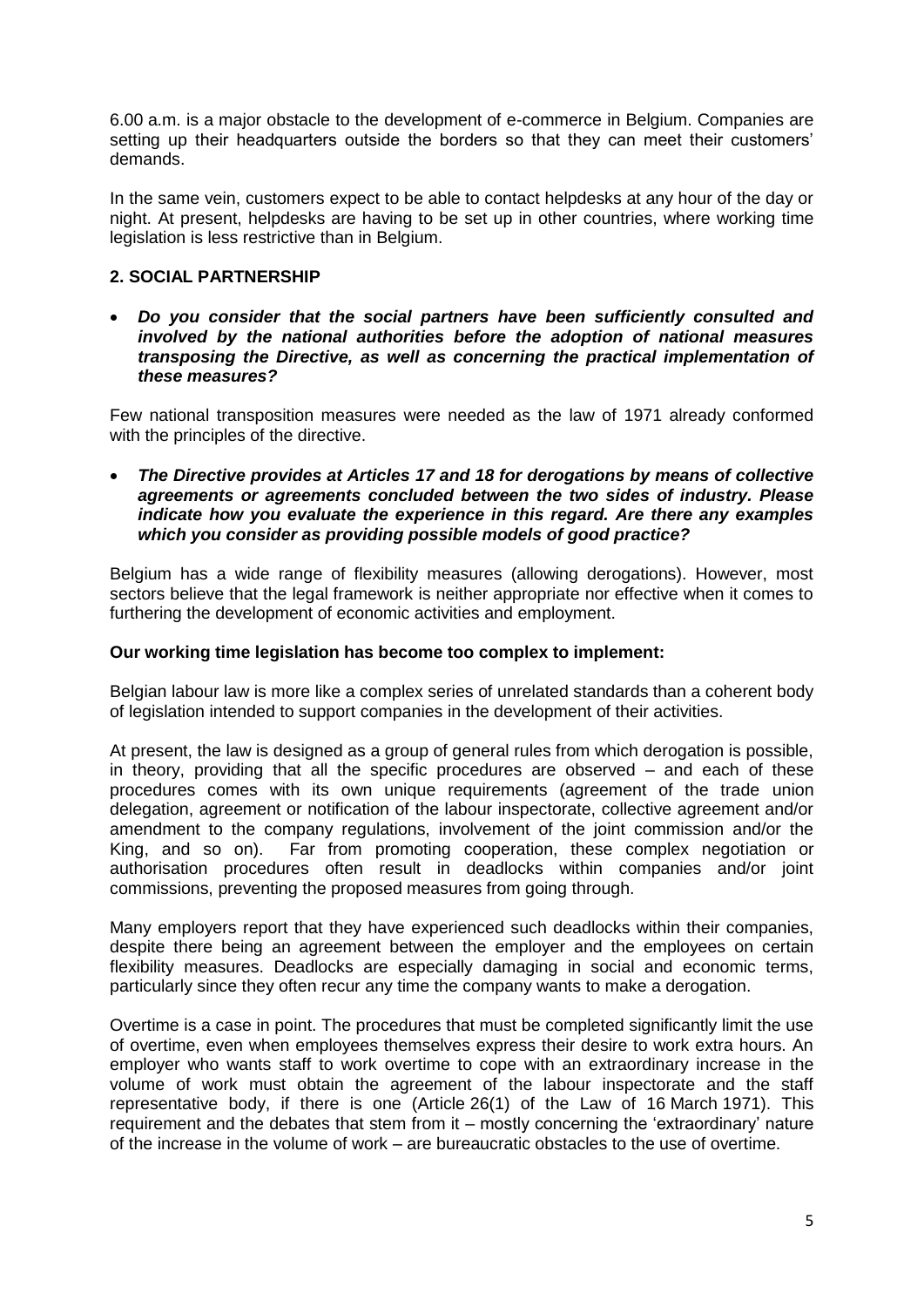6.00 a.m. is a major obstacle to the development of e-commerce in Belgium. Companies are setting up their headquarters outside the borders so that they can meet their customers' demands.

In the same vein, customers expect to be able to contact helpdesks at any hour of the day or night. At present, helpdesks are having to be set up in other countries, where working time legislation is less restrictive than in Belgium.

## 2. SOCIAL PARTNERSHIP

- ***Do you consider that the social partners have been sufficiently consulted and involved by the national authorities before the adoption of national measures transposing the Directive, as well as concerning the practical implementation of these measures?***

Few national transposition measures were needed as the law of 1971 already conformed with the principles of the directive.

- ***The Directive provides at Articles 17 and 18 for derogations by means of collective agreements or agreements concluded between the two sides of industry. Please indicate how you evaluate the experience in this regard. Are there any examples which you consider as providing possible models of good practice?***

Belgium has a wide range of flexibility measures (allowing derogations). However, most sectors believe that the legal framework is neither appropriate nor effective when it comes to furthering the development of economic activities and employment.

**Our working time legislation has become too complex to implement:**

Belgian labour law is more like a complex series of unrelated standards than a coherent body of legislation intended to support companies in the development of their activities.

At present, the law is designed as a group of general rules from which derogation is possible, in theory, providing that all the specific procedures are observed – and each of these procedures comes with its own unique requirements (agreement of the trade union delegation, agreement or notification of the labour inspectorate, collective agreement and/or amendment to the company regulations, involvement of the joint commission and/or the King, and so on). Far from promoting cooperation, these complex negotiation or authorisation procedures often result in deadlocks within companies and/or joint commissions, preventing the proposed measures from going through.

Many employers report that they have experienced such deadlocks within their companies, despite there being an agreement between the employer and the employees on certain flexibility measures. Deadlocks are especially damaging in social and economic terms, particularly since they often recur any time the company wants to make a derogation.

Overtime is a case in point. The procedures that must be completed significantly limit the use of overtime, even when employees themselves express their desire to work extra hours. An employer who wants staff to work overtime to cope with an extraordinary increase in the volume of work must obtain the agreement of the labour inspectorate and the staff representative body, if there is one (Article 26(1) of the Law of 16 March 1971). This requirement and the debates that stem from it – mostly concerning the 'extraordinary' nature of the increase in the volume of work – are bureaucratic obstacles to the use of overtime.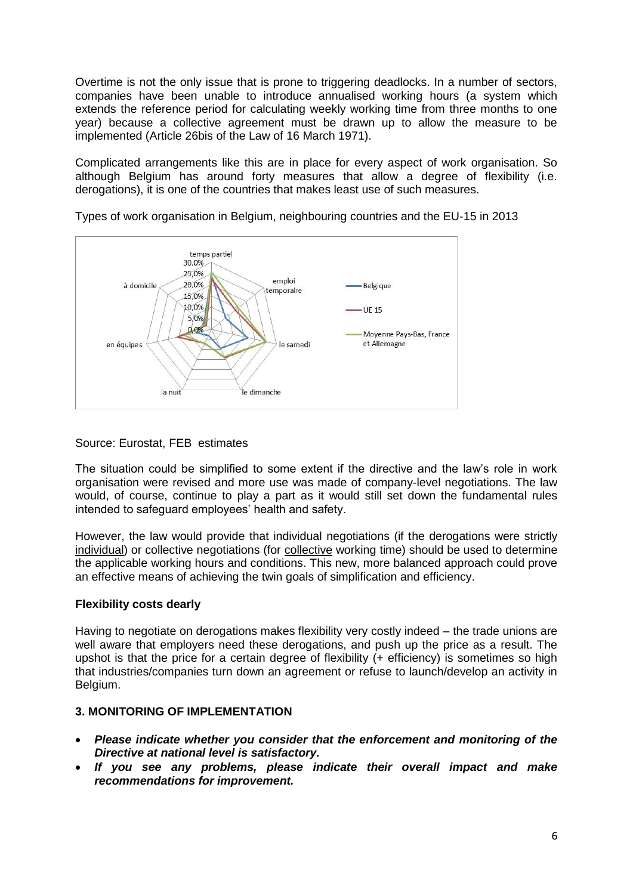Overtime is not the only issue that is prone to triggering deadlocks. In a number of sectors, companies have been unable to introduce annualised working hours (a system which extends the reference period for calculating weekly working time from three months to one year) because a collective agreement must be drawn up to allow the measure to be implemented (Article 26bis of the Law of 16 March 1971).

Complicated arrangements like this are in place for every aspect of work organisation. So although Belgium has around forty measures that allow a degree of flexibility (i.e. derogations), it is one of the countries that makes least use of such measures.

Types of work organisation in Belgium, neighbouring countries and the EU-15 in 2013

Source: Eurostat, FEB estimates

The situation could be simplified to some extent if the directive and the law's role in work organisation were revised and more use was made of company-level negotiations. The law would, of course, continue to play a part as it would still set down the fundamental rules intended to safeguard employees' health and safety.

However, the law would provide that individual negotiations (if the derogations were strictly individual) or collective negotiations (for collective working time) should be used to determine the applicable working hours and conditions. This new, more balanced approach could prove an effective means of achieving the twin goals of simplification and efficiency.

**Flexibility costs dearly**

Having to negotiate on derogations makes flexibility very costly indeed – the trade unions are well aware that employers need these derogations, and push up the price as a result. The upshot is that the price for a certain degree of flexibility (+ efficiency) is sometimes so high that industries/companies turn down an agreement or refuse to launch/develop an activity in Belgium.

## 3. MONITORING OF IMPLEMENTATION

- ***Please indicate whether you consider that the enforcement and monitoring of the Directive at national level is satisfactory.***
- ***If you see any problems, please indicate their overall impact and make recommendations for improvement.***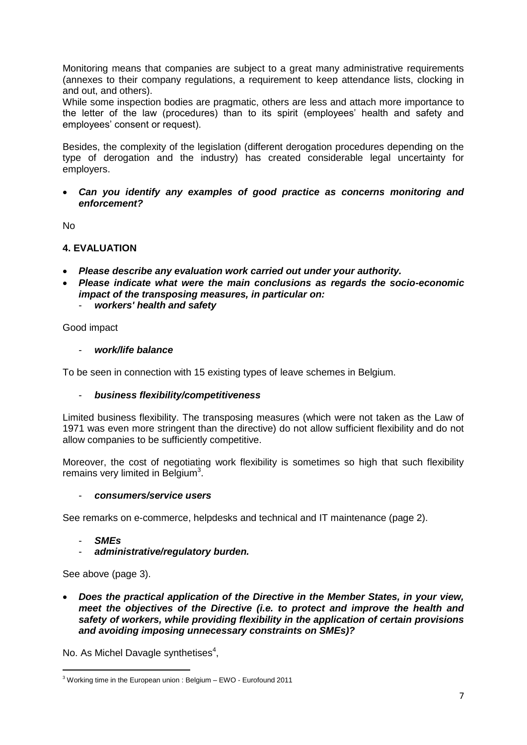Monitoring means that companies are subject to a great many administrative requirements (annexes to their company regulations, a requirement to keep attendance lists, clocking in and out, and others).
While some inspection bodies are pragmatic, others are less and attach more importance to the letter of the law (procedures) than to its spirit (employees' health and safety and employees' consent or request).

Besides, the complexity of the legislation (different derogation procedures depending on the type of derogation and the industry) has created considerable legal uncertainty for employers.

- ***Can you identify any examples of good practice as concerns monitoring and enforcement?***

No

## 4. EVALUATION

- ***Please describe any evaluation work carried out under your authority.***
- ***Please indicate what were the main conclusions as regards the socio-economic impact of the transposing measures, in particular on:***
  - ***workers' health and safety***

Good impact

- ***work/life balance***

To be seen in connection with 15 existing types of leave schemes in Belgium.

- ***business flexibility/competitiveness***

Limited business flexibility. The transposing measures (which were not taken as the Law of 1971 was even more stringent than the directive) do not allow sufficient flexibility and do not allow companies to be sufficiently competitive.

Moreover, the cost of negotiating work flexibility is sometimes so high that such flexibility remains very limited in Belgium[3].

- ***consumers/service users***

See remarks on e-commerce, helpdesks and technical and IT maintenance (page 2).

- ***SMEs***
- ***administrative/regulatory burden.***

See above (page 3).

- ***Does the practical application of the Directive in the Member States, in your view, meet the objectives of the Directive (i.e. to protect and improve the health and safety of workers, while providing flexibility in the application of certain provisions and avoiding imposing unnecessary constraints on SMEs)?***

No. As Michel Davagle synthetises[4],

---

[3] Working time in the European union : Belgium – EWO - Eurofound 2011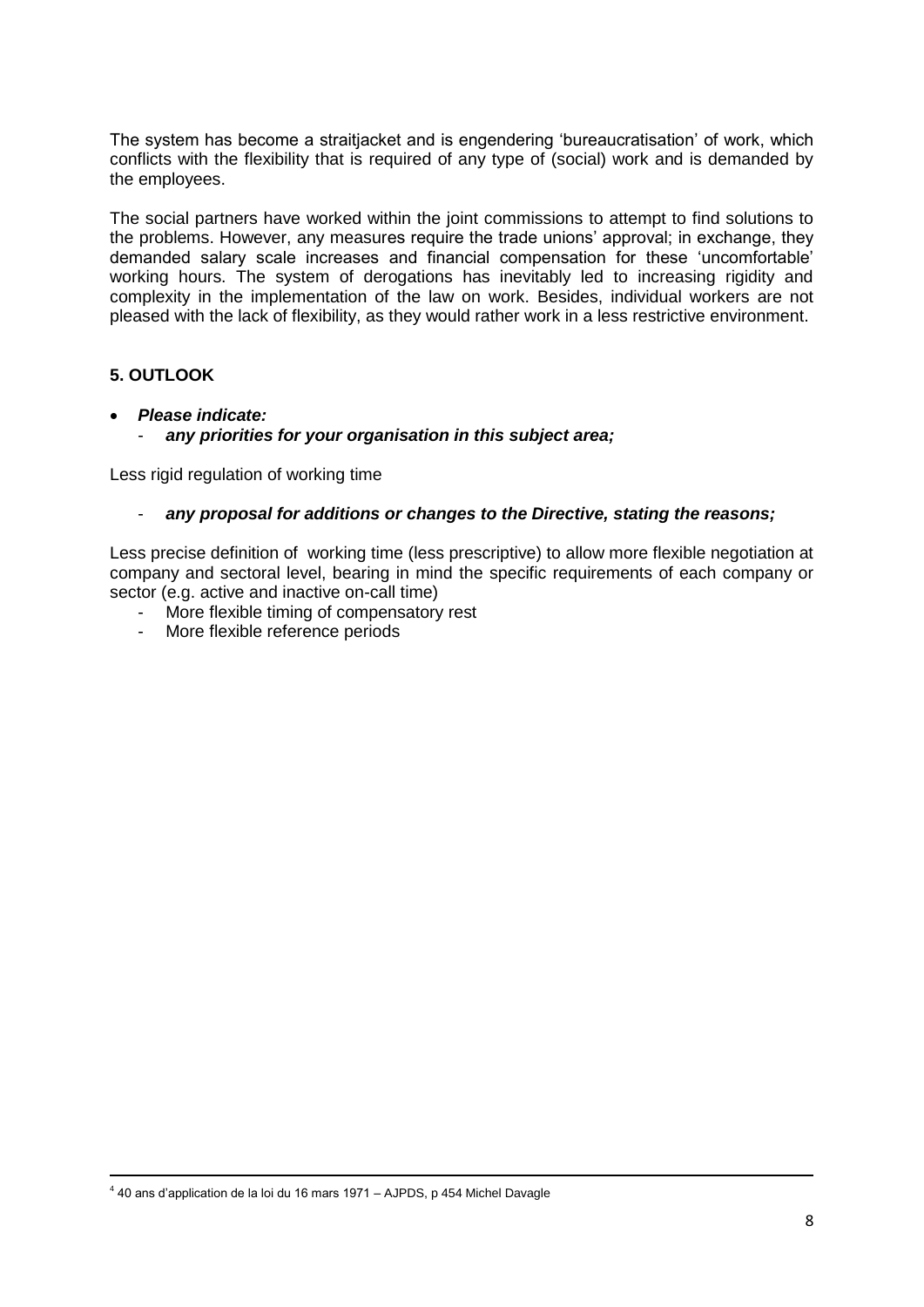The system has become a straitjacket and is engendering 'bureaucratisation' of work, which conflicts with the flexibility that is required of any type of (social) work and is demanded by the employees.

The social partners have worked within the joint commissions to attempt to find solutions to the problems. However, any measures require the trade unions' approval; in exchange, they demanded salary scale increases and financial compensation for these 'uncomfortable' working hours. The system of derogations has inevitably led to increasing rigidity and complexity in the implementation of the law on work. Besides, individual workers are not pleased with the lack of flexibility, as they would rather work in a less restrictive environment.

## 5. OUTLOOK

- ***Please indicate:***
  - ***any priorities for your organisation in this subject area;***

Less rigid regulation of working time

- ***any proposal for additions or changes to the Directive, stating the reasons;***

Less precise definition of working time (less prescriptive) to allow more flexible negotiation at company and sectoral level, bearing in mind the specific requirements of each company or sector (e.g. active and inactive on-call time)

- More flexible timing of compensatory rest
- More flexible reference periods

---

[4] 40 ans d'application de la loi du 16 mars 1971 – AJPDS, p 454 Michel Davagle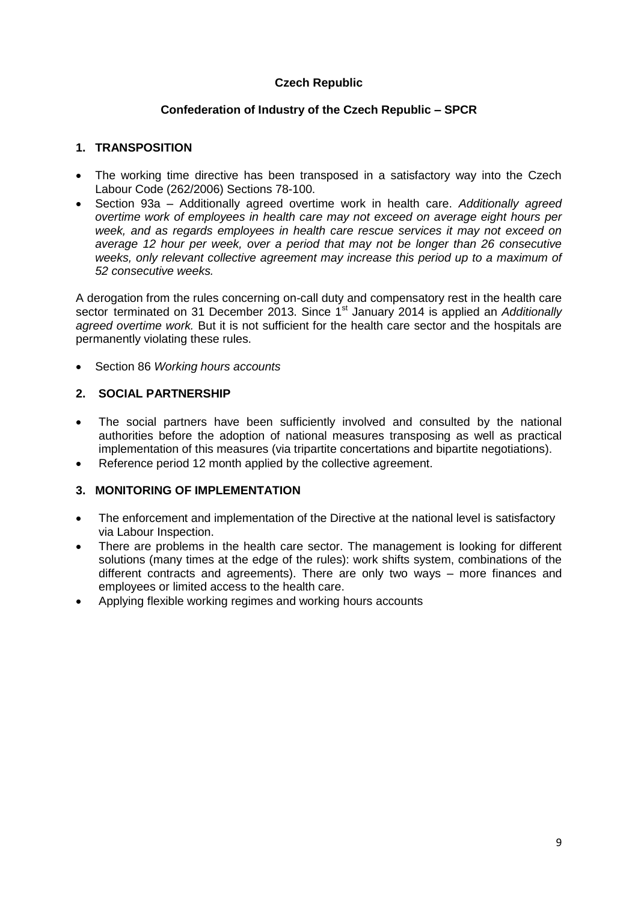**Czech Republic**

**Confederation of Industry of the Czech Republic – SPCR**

## 1. TRANSPOSITION

- The working time directive has been transposed in a satisfactory way into the Czech Labour Code (262/2006) Sections 78-100.
- Section 93a – Additionally agreed overtime work in health care. *Additionally agreed overtime work of employees in health care may not exceed on average eight hours per week, and as regards employees in health care rescue services it may not exceed on average 12 hour per week, over a period that may not be longer than 26 consecutive weeks, only relevant collective agreement may increase this period up to a maximum of 52 consecutive weeks.*

A derogation from the rules concerning on-call duty and compensatory rest in the health care sector terminated on 31 December 2013. Since 1st January 2014 is applied an *Additionally agreed overtime work.* But it is not sufficient for the health care sector and the hospitals are permanently violating these rules.

- Section 86 *Working hours accounts*

## 2. SOCIAL PARTNERSHIP

- The social partners have been sufficiently involved and consulted by the national authorities before the adoption of national measures transposing as well as practical implementation of this measures (via tripartite concertations and bipartite negotiations).
- Reference period 12 month applied by the collective agreement.

## 3. MONITORING OF IMPLEMENTATION

- The enforcement and implementation of the Directive at the national level is satisfactory via Labour Inspection.
- There are problems in the health care sector. The management is looking for different solutions (many times at the edge of the rules): work shifts system, combinations of the different contracts and agreements). There are only two ways – more finances and employees or limited access to the health care.
- Applying flexible working regimes and working hours accounts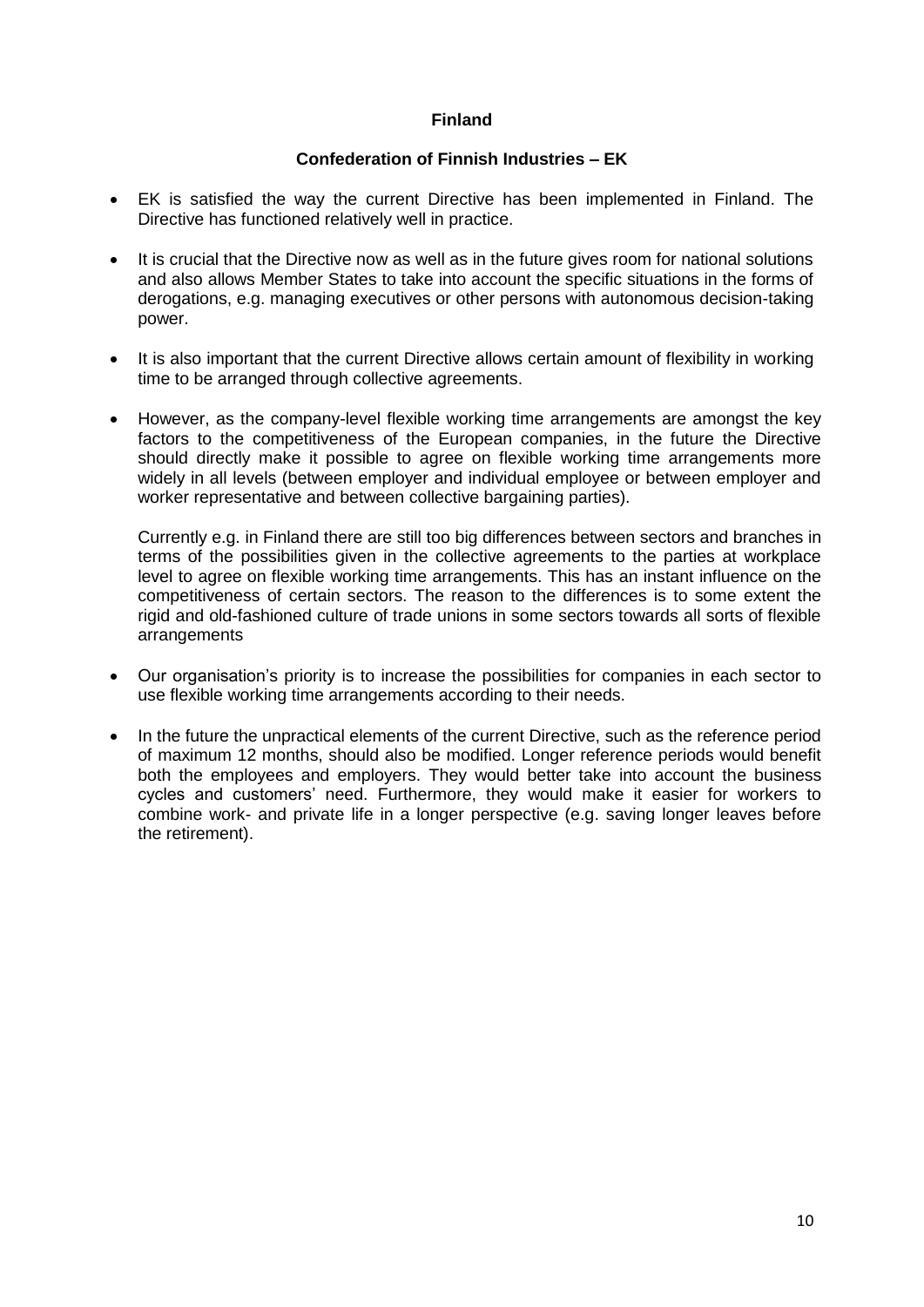## Finland

### Confederation of Finnish Industries – EK

- EK is satisfied the way the current Directive has been implemented in Finland. The Directive has functioned relatively well in practice.

- It is crucial that the Directive now as well as in the future gives room for national solutions and also allows Member States to take into account the specific situations in the forms of derogations, e.g. managing executives or other persons with autonomous decision-taking power.

- It is also important that the current Directive allows certain amount of flexibility in working time to be arranged through collective agreements.

- However, as the company-level flexible working time arrangements are amongst the key factors to the competitiveness of the European companies, in the future the Directive should directly make it possible to agree on flexible working time arrangements more widely in all levels (between employer and individual employee or between employer and worker representative and between collective bargaining parties).

  Currently e.g. in Finland there are still too big differences between sectors and branches in terms of the possibilities given in the collective agreements to the parties at workplace level to agree on flexible working time arrangements. This has an instant influence on the competitiveness of certain sectors. The reason to the differences is to some extent the rigid and old-fashioned culture of trade unions in some sectors towards all sorts of flexible arrangements

- Our organisation's priority is to increase the possibilities for companies in each sector to use flexible working time arrangements according to their needs.

- In the future the unpractical elements of the current Directive, such as the reference period of maximum 12 months, should also be modified. Longer reference periods would benefit both the employees and employers. They would better take into account the business cycles and customers' need. Furthermore, they would make it easier for workers to combine work- and private life in a longer perspective (e.g. saving longer leaves before the retirement).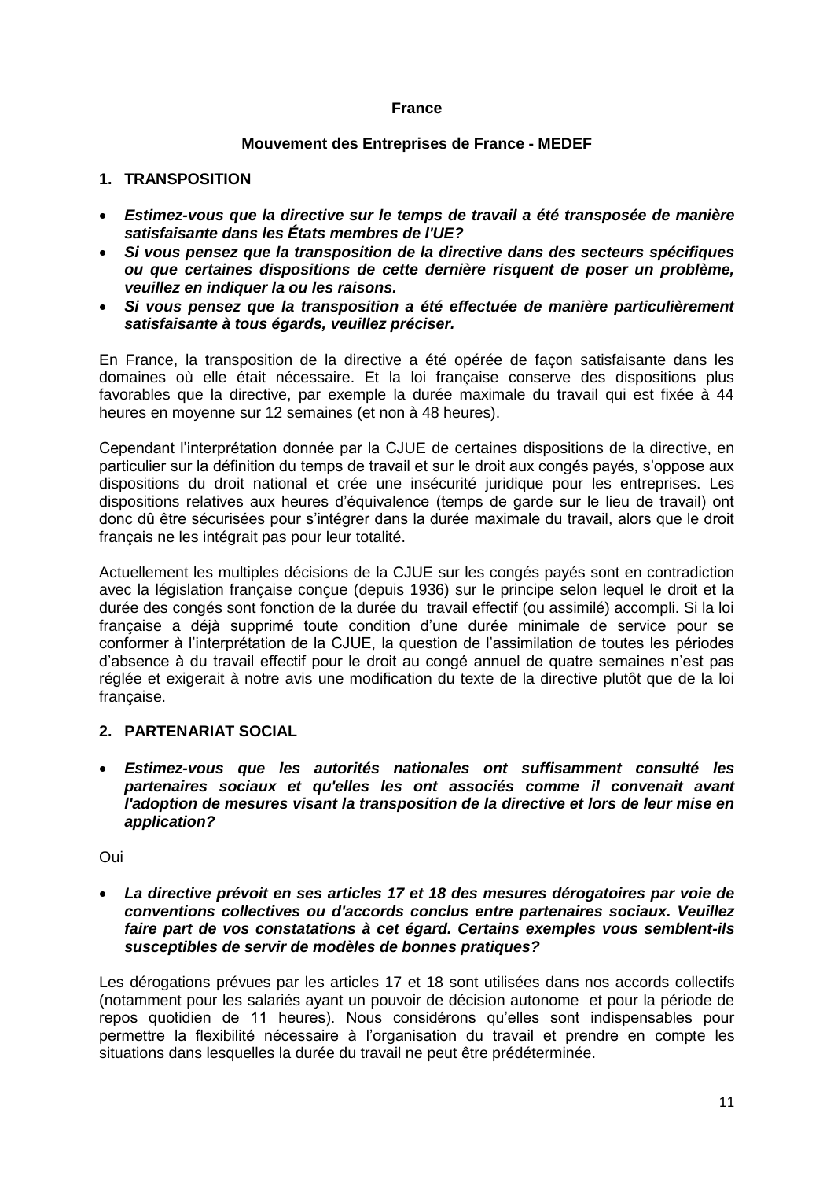**France**

**Mouvement des Entreprises de France - MEDEF**

## 1. TRANSPOSITION

- ***Estimez-vous que la directive sur le temps de travail a été transposée de manière satisfaisante dans les États membres de l'UE?***
- ***Si vous pensez que la transposition de la directive dans des secteurs spécifiques ou que certaines dispositions de cette dernière risquent de poser un problème, veuillez en indiquer la ou les raisons.***
- ***Si vous pensez que la transposition a été effectuée de manière particulièrement satisfaisante à tous égards, veuillez préciser.***

En France, la transposition de la directive a été opérée de façon satisfaisante dans les domaines où elle était nécessaire. Et la loi française conserve des dispositions plus favorables que la directive, par exemple la durée maximale du travail qui est fixée à 44 heures en moyenne sur 12 semaines (et non à 48 heures).

Cependant l'interprétation donnée par la CJUE de certaines dispositions de la directive, en particulier sur la définition du temps de travail et sur le droit aux congés payés, s'oppose aux dispositions du droit national et crée une insécurité juridique pour les entreprises. Les dispositions relatives aux heures d'équivalence (temps de garde sur le lieu de travail) ont donc dû être sécurisées pour s'intégrer dans la durée maximale du travail, alors que le droit français ne les intégrait pas pour leur totalité.

Actuellement les multiples décisions de la CJUE sur les congés payés sont en contradiction avec la législation française conçue (depuis 1936) sur le principe selon lequel le droit et la durée des congés sont fonction de la durée du travail effectif (ou assimilé) accompli. Si la loi française a déjà supprimé toute condition d'une durée minimale de service pour se conformer à l'interprétation de la CJUE, la question de l'assimilation de toutes les périodes d'absence à du travail effectif pour le droit au congé annuel de quatre semaines n'est pas réglée et exigerait à notre avis une modification du texte de la directive plutôt que de la loi française.

## 2. PARTENARIAT SOCIAL

- ***Estimez-vous que les autorités nationales ont suffisamment consulté les partenaires sociaux et qu'elles les ont associés comme il convenait avant l'adoption de mesures visant la transposition de la directive et lors de leur mise en application?***

Oui

- ***La directive prévoit en ses articles 17 et 18 des mesures dérogatoires par voie de conventions collectives ou d'accords conclus entre partenaires sociaux. Veuillez faire part de vos constatations à cet égard. Certains exemples vous semblent-ils susceptibles de servir de modèles de bonnes pratiques?***

Les dérogations prévues par les articles 17 et 18 sont utilisées dans nos accords collectifs (notamment pour les salariés ayant un pouvoir de décision autonome et pour la période de repos quotidien de 11 heures). Nous considérons qu'elles sont indispensables pour permettre la flexibilité nécessaire à l'organisation du travail et prendre en compte les situations dans lesquelles la durée du travail ne peut être prédéterminée.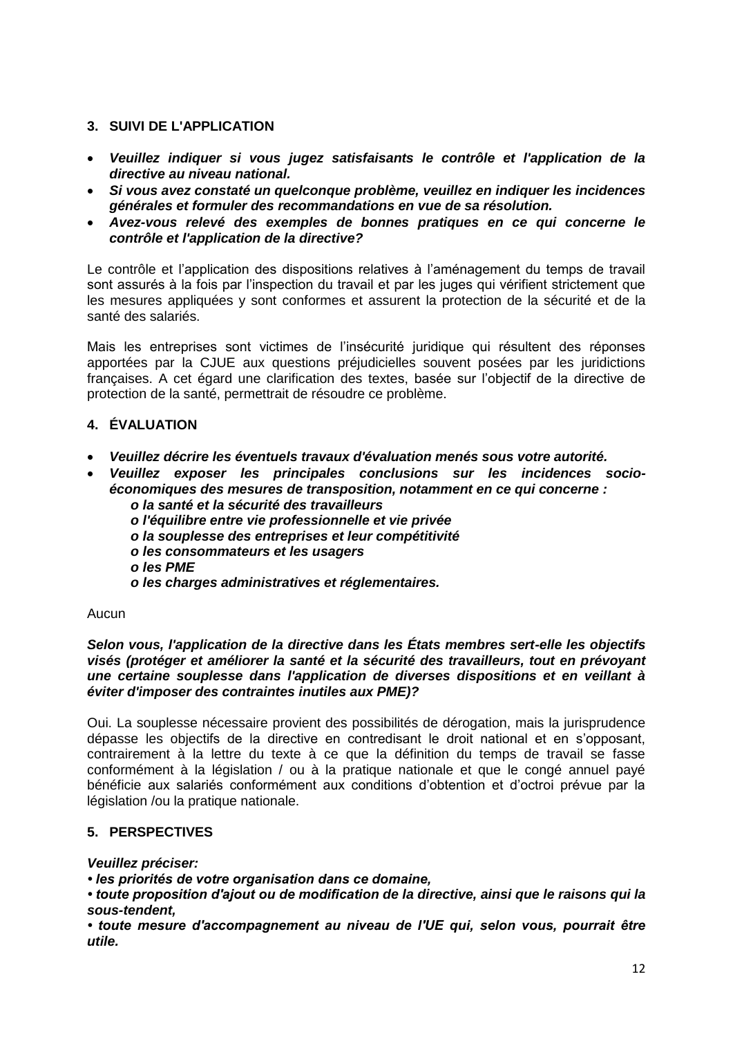## 3. SUIVI DE L'APPLICATION

- ***Veuillez indiquer si vous jugez satisfaisants le contrôle et l'application de la directive au niveau national.***
- ***Si vous avez constaté un quelconque problème, veuillez en indiquer les incidences générales et formuler des recommandations en vue de sa résolution.***
- ***Avez-vous relevé des exemples de bonnes pratiques en ce qui concerne le contrôle et l'application de la directive?***

Le contrôle et l'application des dispositions relatives à l'aménagement du temps de travail sont assurés à la fois par l'inspection du travail et par les juges qui vérifient strictement que les mesures appliquées y sont conformes et assurent la protection de la sécurité et de la santé des salariés.

Mais les entreprises sont victimes de l'insécurité juridique qui résultent des réponses apportées par la CJUE aux questions préjudicielles souvent posées par les juridictions françaises. A cet égard une clarification des textes, basée sur l'objectif de la directive de protection de la santé, permettrait de résoudre ce problème.

## 4. ÉVALUATION

- ***Veuillez décrire les éventuels travaux d'évaluation menés sous votre autorité.***
- ***Veuillez exposer les principales conclusions sur les incidences socio-économiques des mesures de transposition, notamment en ce qui concerne :***
  - ***la santé et la sécurité des travailleurs***
  - ***l'équilibre entre vie professionnelle et vie privée***
  - ***la souplesse des entreprises et leur compétitivité***
  - ***les consommateurs et les usagers***
  - ***les PME***
  - ***les charges administratives et réglementaires.***

Aucun

***Selon vous, l'application de la directive dans les États membres sert-elle les objectifs visés (protéger et améliorer la santé et la sécurité des travailleurs, tout en prévoyant une certaine souplesse dans l'application de diverses dispositions et en veillant à éviter d'imposer des contraintes inutiles aux PME)?***

Oui. La souplesse nécessaire provient des possibilités de dérogation, mais la jurisprudence dépasse les objectifs de la directive en contredisant le droit national et en s'opposant, contrairement à la lettre du texte à ce que la définition du temps de travail se fasse conformément à la législation / ou à la pratique nationale et que le congé annuel payé bénéficie aux salariés conformément aux conditions d'obtention et d'octroi prévue par la législation /ou la pratique nationale.

## 5. PERSPECTIVES

***Veuillez préciser:***

***• les priorités de votre organisation dans ce domaine,***

***• toute proposition d'ajout ou de modification de la directive, ainsi que le raisons qui la sous-tendent,***

***• toute mesure d'accompagnement au niveau de l'UE qui, selon vous, pourrait être utile.***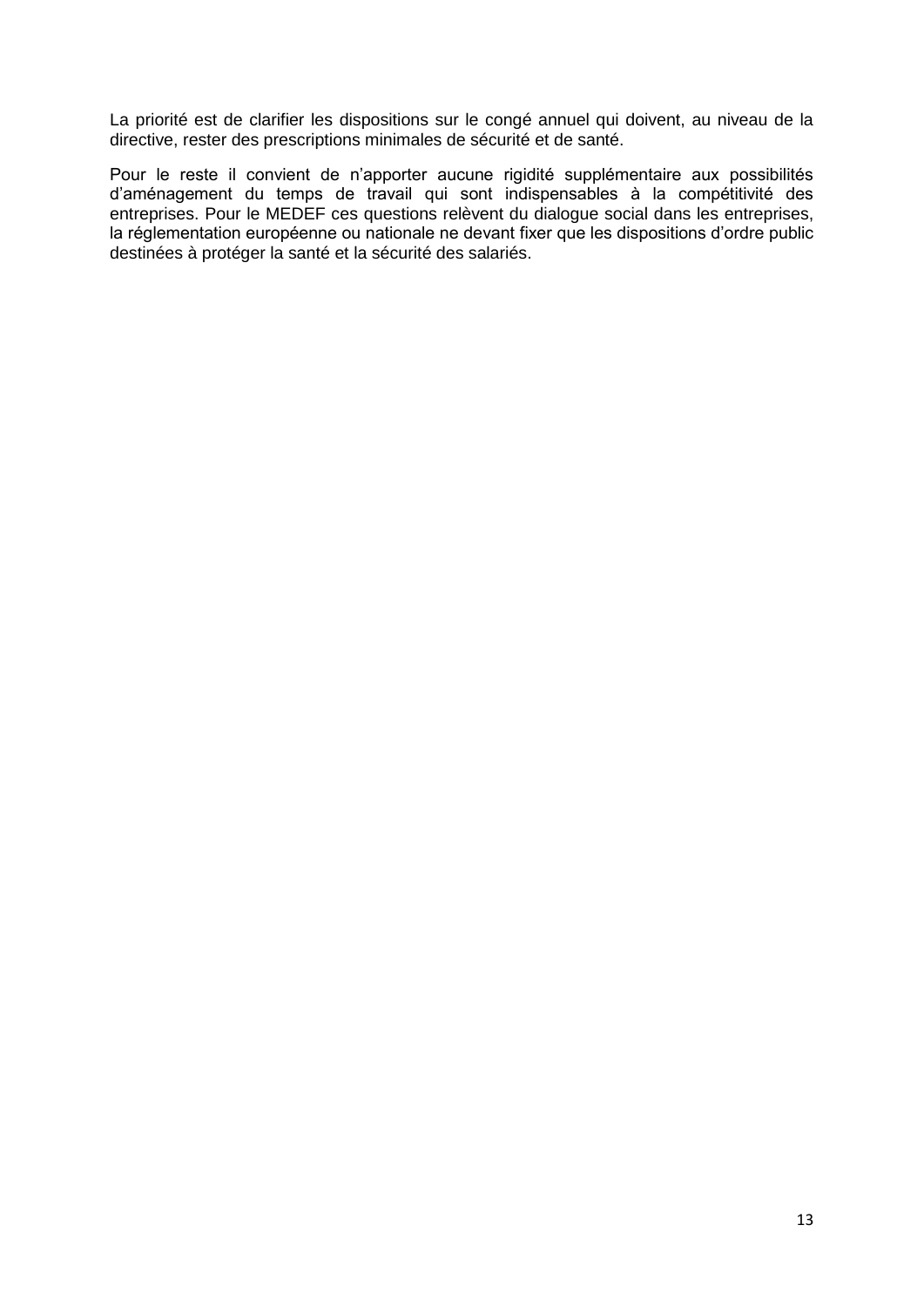La priorité est de clarifier les dispositions sur le congé annuel qui doivent, au niveau de la directive, rester des prescriptions minimales de sécurité et de santé.

Pour le reste il convient de n'apporter aucune rigidité supplémentaire aux possibilités d'aménagement du temps de travail qui sont indispensables à la compétitivité des entreprises. Pour le MEDEF ces questions relèvent du dialogue social dans les entreprises, la réglementation européenne ou nationale ne devant fixer que les dispositions d'ordre public destinées à protéger la santé et la sécurité des salariés.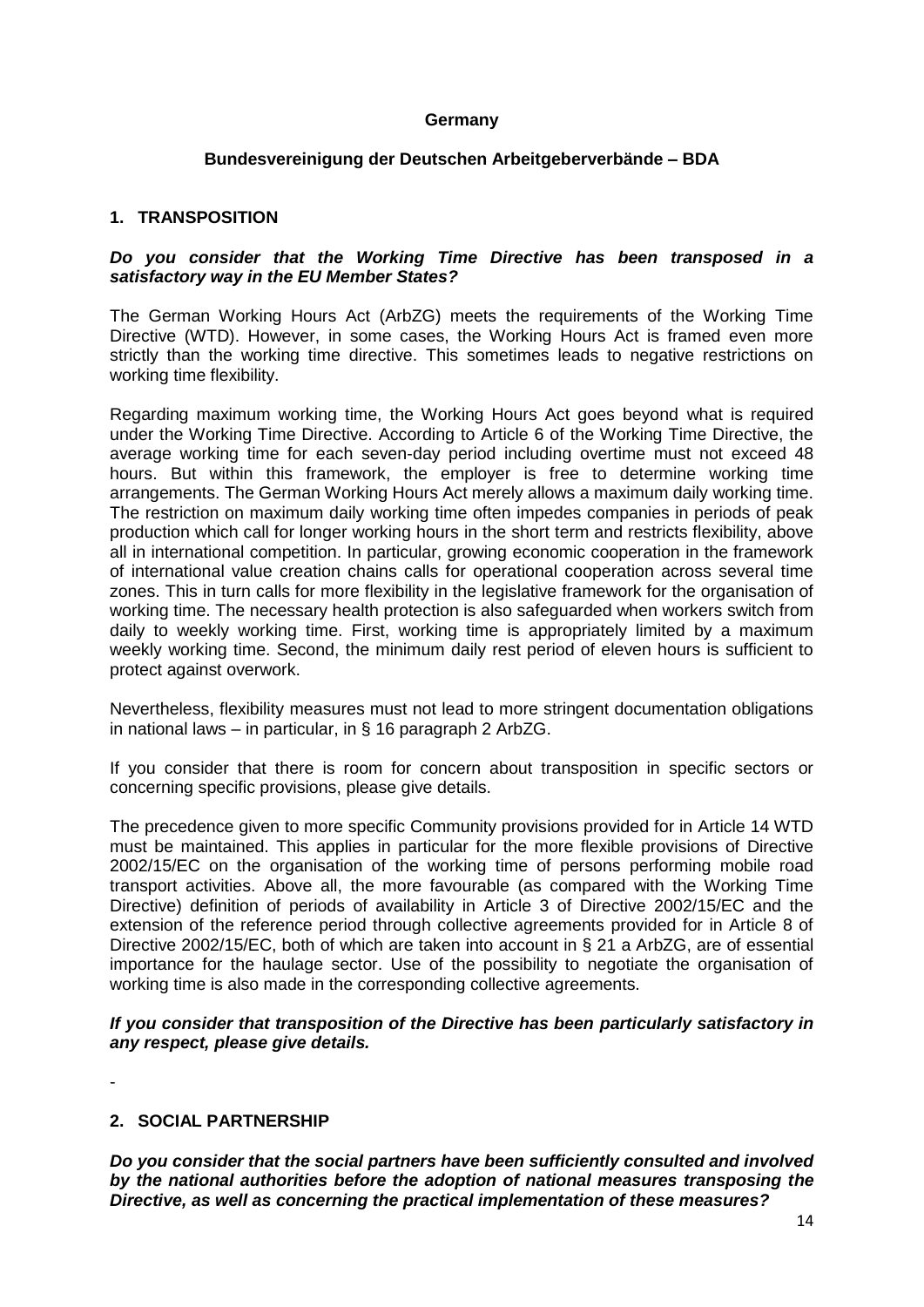**Germany**

**Bundesvereinigung der Deutschen Arbeitgeberverbände – BDA**

## 1. TRANSPOSITION

***Do you consider that the Working Time Directive has been transposed in a satisfactory way in the EU Member States?***

The German Working Hours Act (ArbZG) meets the requirements of the Working Time Directive (WTD). However, in some cases, the Working Hours Act is framed even more strictly than the working time directive. This sometimes leads to negative restrictions on working time flexibility.

Regarding maximum working time, the Working Hours Act goes beyond what is required under the Working Time Directive. According to Article 6 of the Working Time Directive, the average working time for each seven-day period including overtime must not exceed 48 hours. But within this framework, the employer is free to determine working time arrangements. The German Working Hours Act merely allows a maximum daily working time. The restriction on maximum daily working time often impedes companies in periods of peak production which call for longer working hours in the short term and restricts flexibility, above all in international competition. In particular, growing economic cooperation in the framework of international value creation chains calls for operational cooperation across several time zones. This in turn calls for more flexibility in the legislative framework for the organisation of working time. The necessary health protection is also safeguarded when workers switch from daily to weekly working time. First, working time is appropriately limited by a maximum weekly working time. Second, the minimum daily rest period of eleven hours is sufficient to protect against overwork.

Nevertheless, flexibility measures must not lead to more stringent documentation obligations in national laws – in particular, in § 16 paragraph 2 ArbZG.

If you consider that there is room for concern about transposition in specific sectors or concerning specific provisions, please give details.

The precedence given to more specific Community provisions provided for in Article 14 WTD must be maintained. This applies in particular for the more flexible provisions of Directive 2002/15/EC on the organisation of the working time of persons performing mobile road transport activities. Above all, the more favourable (as compared with the Working Time Directive) definition of periods of availability in Article 3 of Directive 2002/15/EC and the extension of the reference period through collective agreements provided for in Article 8 of Directive 2002/15/EC, both of which are taken into account in § 21 a ArbZG, are of essential importance for the haulage sector. Use of the possibility to negotiate the organisation of working time is also made in the corresponding collective agreements.

***If you consider that transposition of the Directive has been particularly satisfactory in any respect, please give details.***

-

## 2. SOCIAL PARTNERSHIP

***Do you consider that the social partners have been sufficiently consulted and involved by the national authorities before the adoption of national measures transposing the Directive, as well as concerning the practical implementation of these measures?***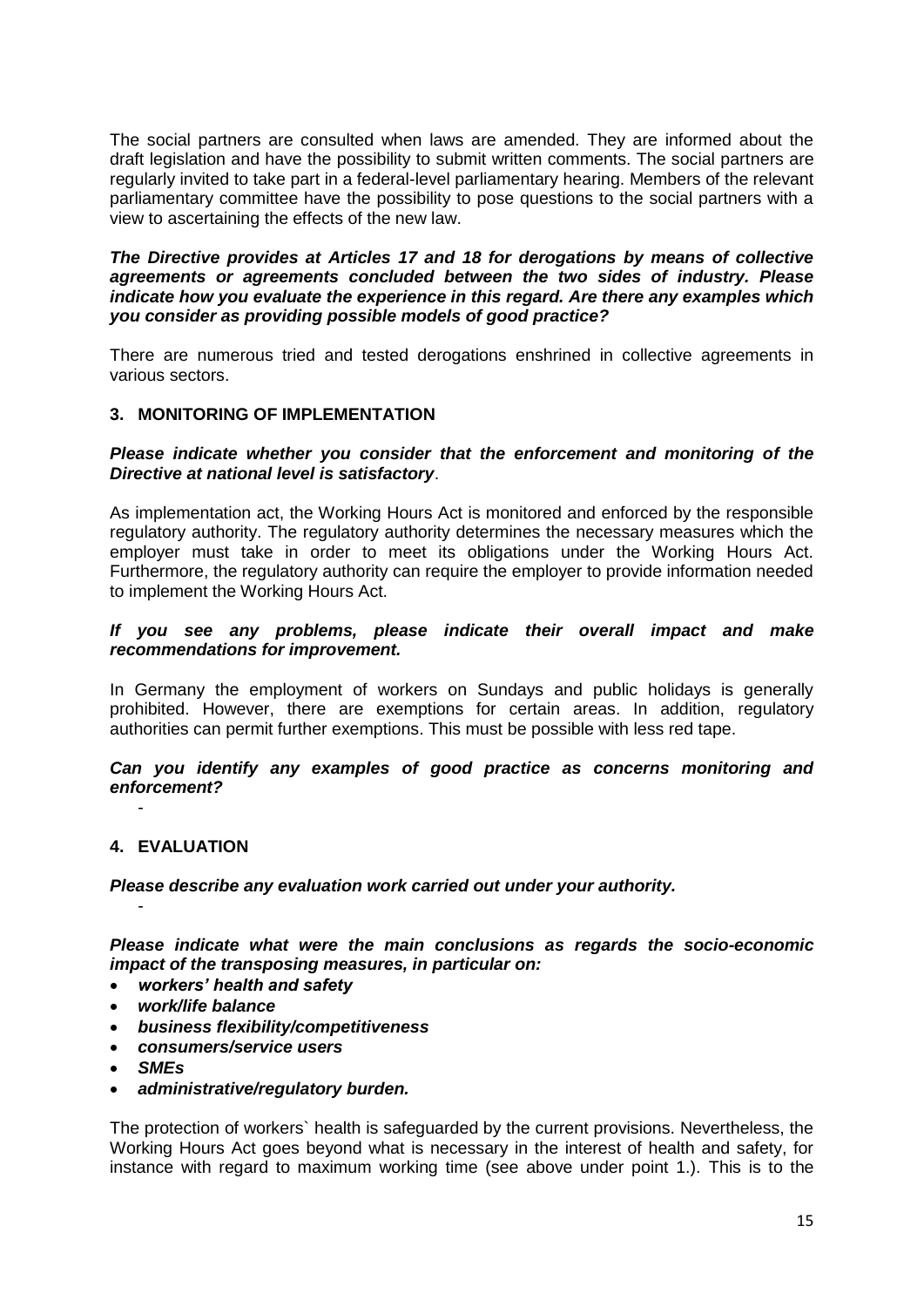The social partners are consulted when laws are amended. They are informed about the draft legislation and have the possibility to submit written comments. The social partners are regularly invited to take part in a federal-level parliamentary hearing. Members of the relevant parliamentary committee have the possibility to pose questions to the social partners with a view to ascertaining the effects of the new law.

***The Directive provides at Articles 17 and 18 for derogations by means of collective agreements or agreements concluded between the two sides of industry. Please indicate how you evaluate the experience in this regard. Are there any examples which you consider as providing possible models of good practice?***

There are numerous tried and tested derogations enshrined in collective agreements in various sectors.

## 3. MONITORING OF IMPLEMENTATION

***Please indicate whether you consider that the enforcement and monitoring of the Directive at national level is satisfactory***.

As implementation act, the Working Hours Act is monitored and enforced by the responsible regulatory authority. The regulatory authority determines the necessary measures which the employer must take in order to meet its obligations under the Working Hours Act. Furthermore, the regulatory authority can require the employer to provide information needed to implement the Working Hours Act.

***If you see any problems, please indicate their overall impact and make recommendations for improvement.***

In Germany the employment of workers on Sundays and public holidays is generally prohibited. However, there are exemptions for certain areas. In addition, regulatory authorities can permit further exemptions. This must be possible with less red tape.

***Can you identify any examples of good practice as concerns monitoring and enforcement?***

-

## 4. EVALUATION

***Please describe any evaluation work carried out under your authority.***

-

***Please indicate what were the main conclusions as regards the socio-economic impact of the transposing measures, in particular on:***

- ***workers' health and safety***
- ***work/life balance***
- ***business flexibility/competitiveness***
- ***consumers/service users***
- ***SMEs***
- ***administrative/regulatory burden.***

The protection of workers` health is safeguarded by the current provisions. Nevertheless, the Working Hours Act goes beyond what is necessary in the interest of health and safety, for instance with regard to maximum working time (see above under point 1.). This is to the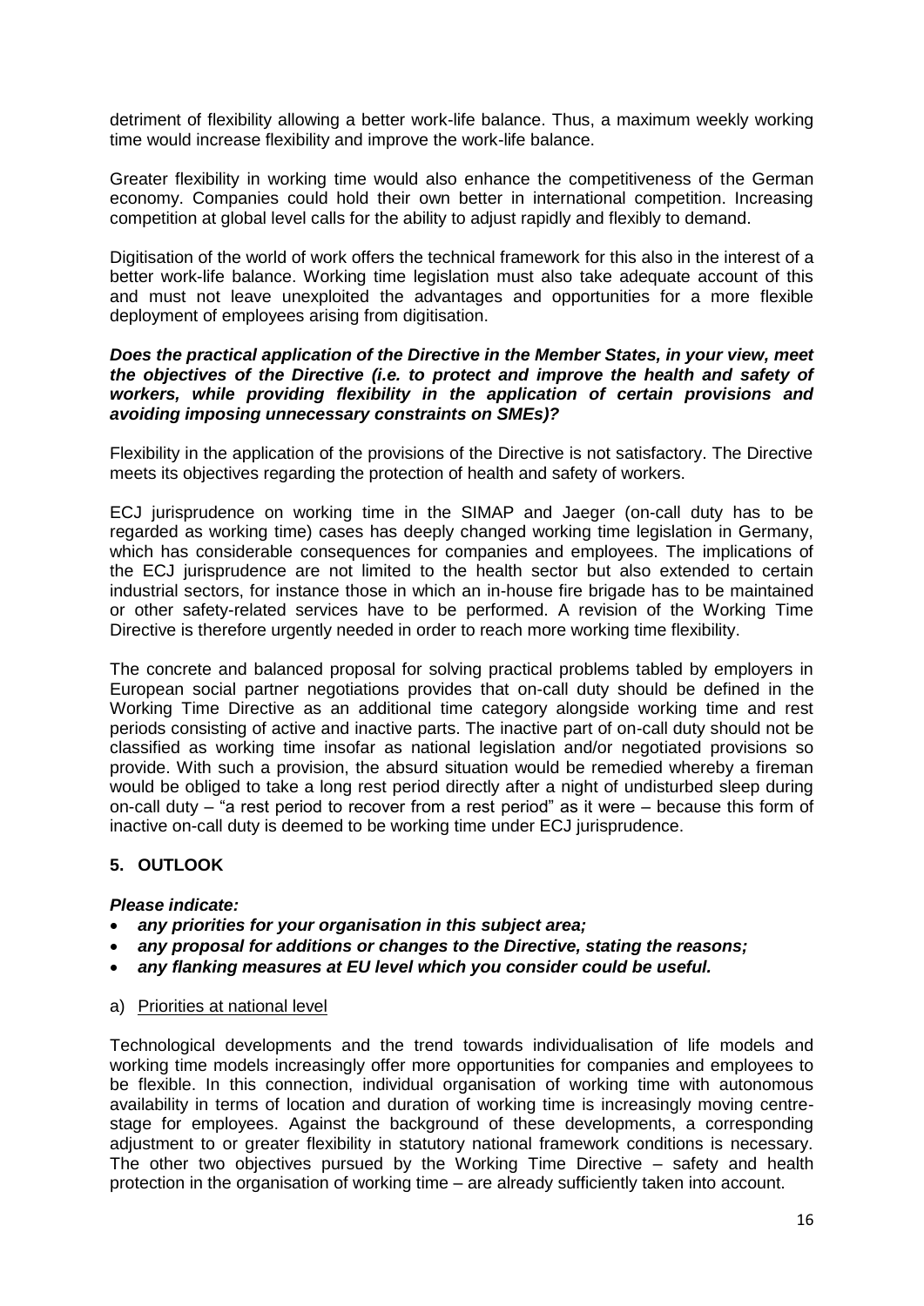detriment of flexibility allowing a better work-life balance. Thus, a maximum weekly working time would increase flexibility and improve the work-life balance.

Greater flexibility in working time would also enhance the competitiveness of the German economy. Companies could hold their own better in international competition. Increasing competition at global level calls for the ability to adjust rapidly and flexibly to demand.

Digitisation of the world of work offers the technical framework for this also in the interest of a better work-life balance. Working time legislation must also take adequate account of this and must not leave unexploited the advantages and opportunities for a more flexible deployment of employees arising from digitisation.

***Does the practical application of the Directive in the Member States, in your view, meet the objectives of the Directive (i.e. to protect and improve the health and safety of workers, while providing flexibility in the application of certain provisions and avoiding imposing unnecessary constraints on SMEs)?***

Flexibility in the application of the provisions of the Directive is not satisfactory. The Directive meets its objectives regarding the protection of health and safety of workers.

ECJ jurisprudence on working time in the SIMAP and Jaeger (on-call duty has to be regarded as working time) cases has deeply changed working time legislation in Germany, which has considerable consequences for companies and employees. The implications of the ECJ jurisprudence are not limited to the health sector but also extended to certain industrial sectors, for instance those in which an in-house fire brigade has to be maintained or other safety-related services have to be performed. A revision of the Working Time Directive is therefore urgently needed in order to reach more working time flexibility.

The concrete and balanced proposal for solving practical problems tabled by employers in European social partner negotiations provides that on-call duty should be defined in the Working Time Directive as an additional time category alongside working time and rest periods consisting of active and inactive parts. The inactive part of on-call duty should not be classified as working time insofar as national legislation and/or negotiated provisions so provide. With such a provision, the absurd situation would be remedied whereby a fireman would be obliged to take a long rest period directly after a night of undisturbed sleep during on-call duty – "a rest period to recover from a rest period" as it were – because this form of inactive on-call duty is deemed to be working time under ECJ jurisprudence.

## 5. OUTLOOK

***Please indicate:***

- ***any priorities for your organisation in this subject area;***
- ***any proposal for additions or changes to the Directive, stating the reasons;***
- ***any flanking measures at EU level which you consider could be useful.***

a) Priorities at national level

Technological developments and the trend towards individualisation of life models and working time models increasingly offer more opportunities for companies and employees to be flexible. In this connection, individual organisation of working time with autonomous availability in terms of location and duration of working time is increasingly moving centre-stage for employees. Against the background of these developments, a corresponding adjustment to or greater flexibility in statutory national framework conditions is necessary. The other two objectives pursued by the Working Time Directive – safety and health protection in the organisation of working time – are already sufficiently taken into account.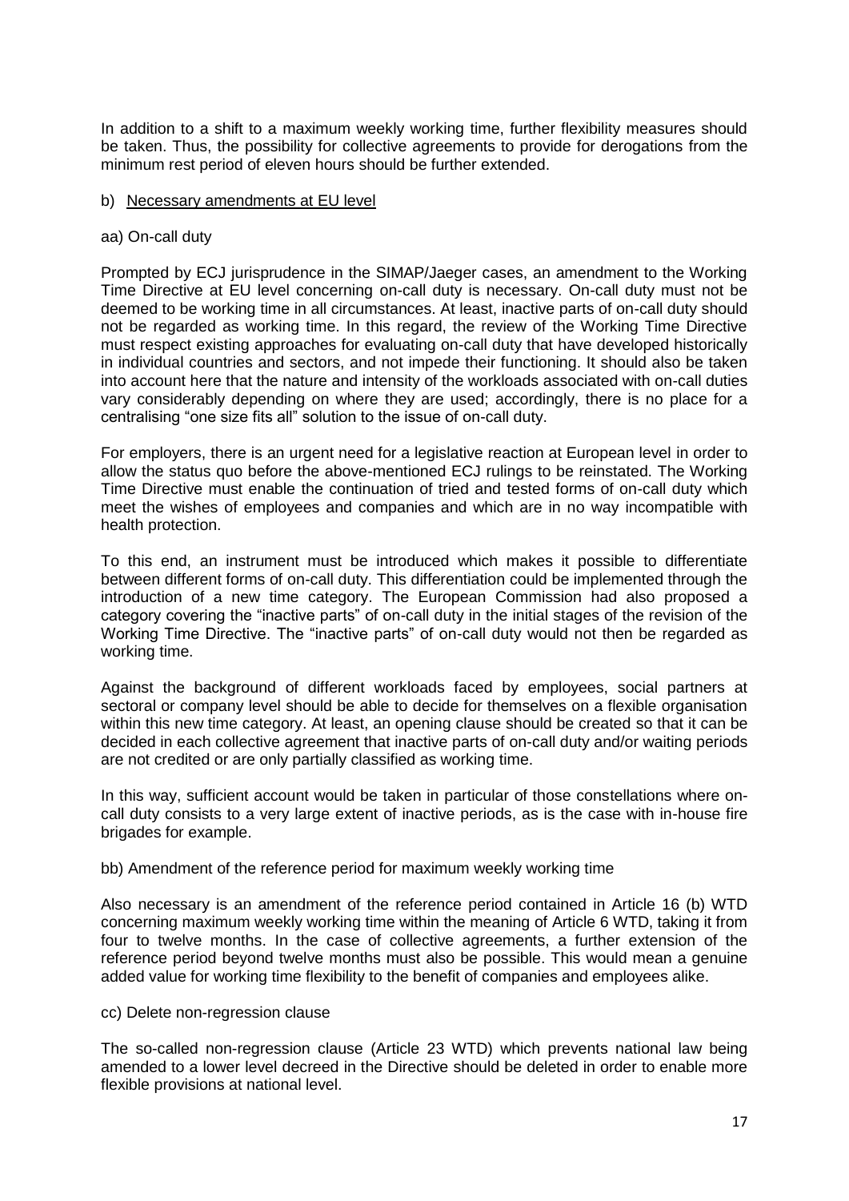In addition to a shift to a maximum weekly working time, further flexibility measures should be taken. Thus, the possibility for collective agreements to provide for derogations from the minimum rest period of eleven hours should be further extended.

b) Necessary amendments at EU level

aa) On-call duty

Prompted by ECJ jurisprudence in the SIMAP/Jaeger cases, an amendment to the Working Time Directive at EU level concerning on-call duty is necessary. On-call duty must not be deemed to be working time in all circumstances. At least, inactive parts of on-call duty should not be regarded as working time. In this regard, the review of the Working Time Directive must respect existing approaches for evaluating on-call duty that have developed historically in individual countries and sectors, and not impede their functioning. It should also be taken into account here that the nature and intensity of the workloads associated with on-call duties vary considerably depending on where they are used; accordingly, there is no place for a centralising "one size fits all" solution to the issue of on-call duty.

For employers, there is an urgent need for a legislative reaction at European level in order to allow the status quo before the above-mentioned ECJ rulings to be reinstated. The Working Time Directive must enable the continuation of tried and tested forms of on-call duty which meet the wishes of employees and companies and which are in no way incompatible with health protection.

To this end, an instrument must be introduced which makes it possible to differentiate between different forms of on-call duty. This differentiation could be implemented through the introduction of a new time category. The European Commission had also proposed a category covering the "inactive parts" of on-call duty in the initial stages of the revision of the Working Time Directive. The "inactive parts" of on-call duty would not then be regarded as working time.

Against the background of different workloads faced by employees, social partners at sectoral or company level should be able to decide for themselves on a flexible organisation within this new time category. At least, an opening clause should be created so that it can be decided in each collective agreement that inactive parts of on-call duty and/or waiting periods are not credited or are only partially classified as working time.

In this way, sufficient account would be taken in particular of those constellations where on-call duty consists to a very large extent of inactive periods, as is the case with in-house fire brigades for example.

bb) Amendment of the reference period for maximum weekly working time

Also necessary is an amendment of the reference period contained in Article 16 (b) WTD concerning maximum weekly working time within the meaning of Article 6 WTD, taking it from four to twelve months. In the case of collective agreements, a further extension of the reference period beyond twelve months must also be possible. This would mean a genuine added value for working time flexibility to the benefit of companies and employees alike.

cc) Delete non-regression clause

The so-called non-regression clause (Article 23 WTD) which prevents national law being amended to a lower level decreed in the Directive should be deleted in order to enable more flexible provisions at national level.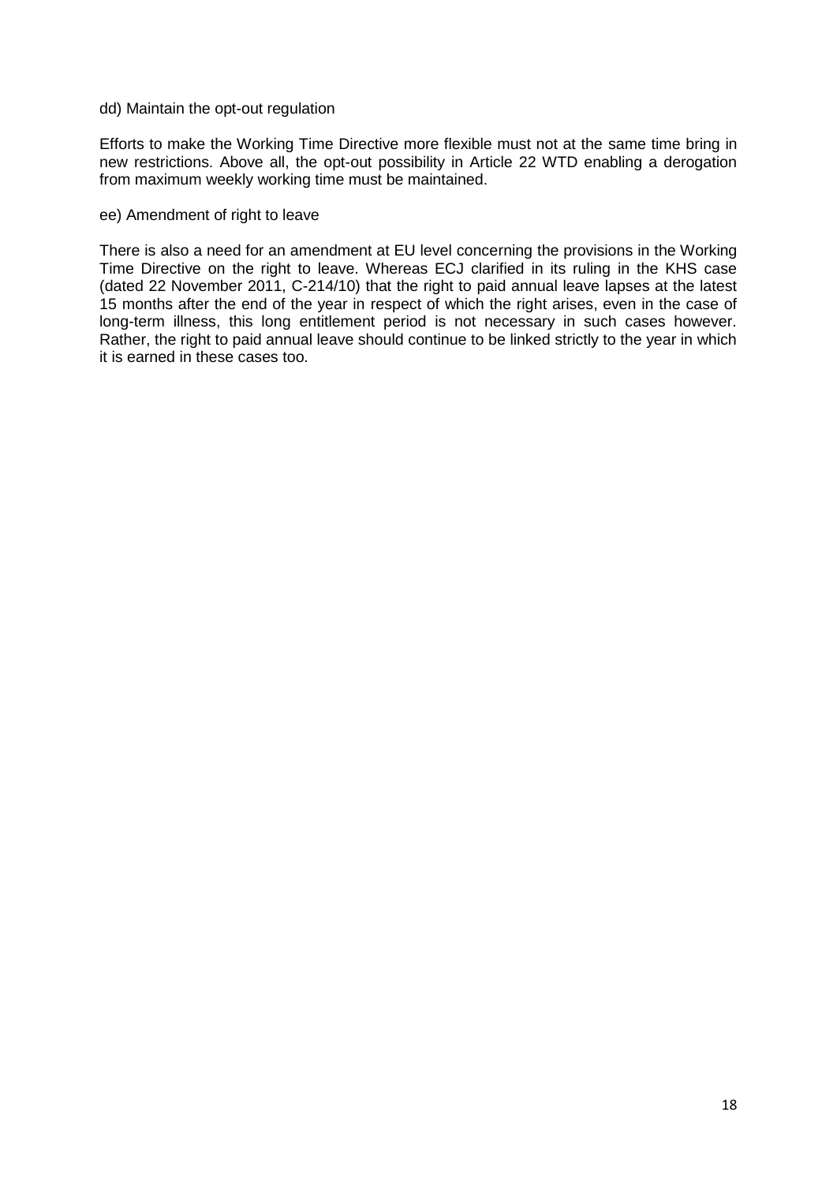dd) Maintain the opt-out regulation

Efforts to make the Working Time Directive more flexible must not at the same time bring in new restrictions. Above all, the opt-out possibility in Article 22 WTD enabling a derogation from maximum weekly working time must be maintained.

ee) Amendment of right to leave

There is also a need for an amendment at EU level concerning the provisions in the Working Time Directive on the right to leave. Whereas ECJ clarified in its ruling in the KHS case (dated 22 November 2011, C-214/10) that the right to paid annual leave lapses at the latest 15 months after the end of the year in respect of which the right arises, even in the case of long-term illness, this long entitlement period is not necessary in such cases however. Rather, the right to paid annual leave should continue to be linked strictly to the year in which it is earned in these cases too.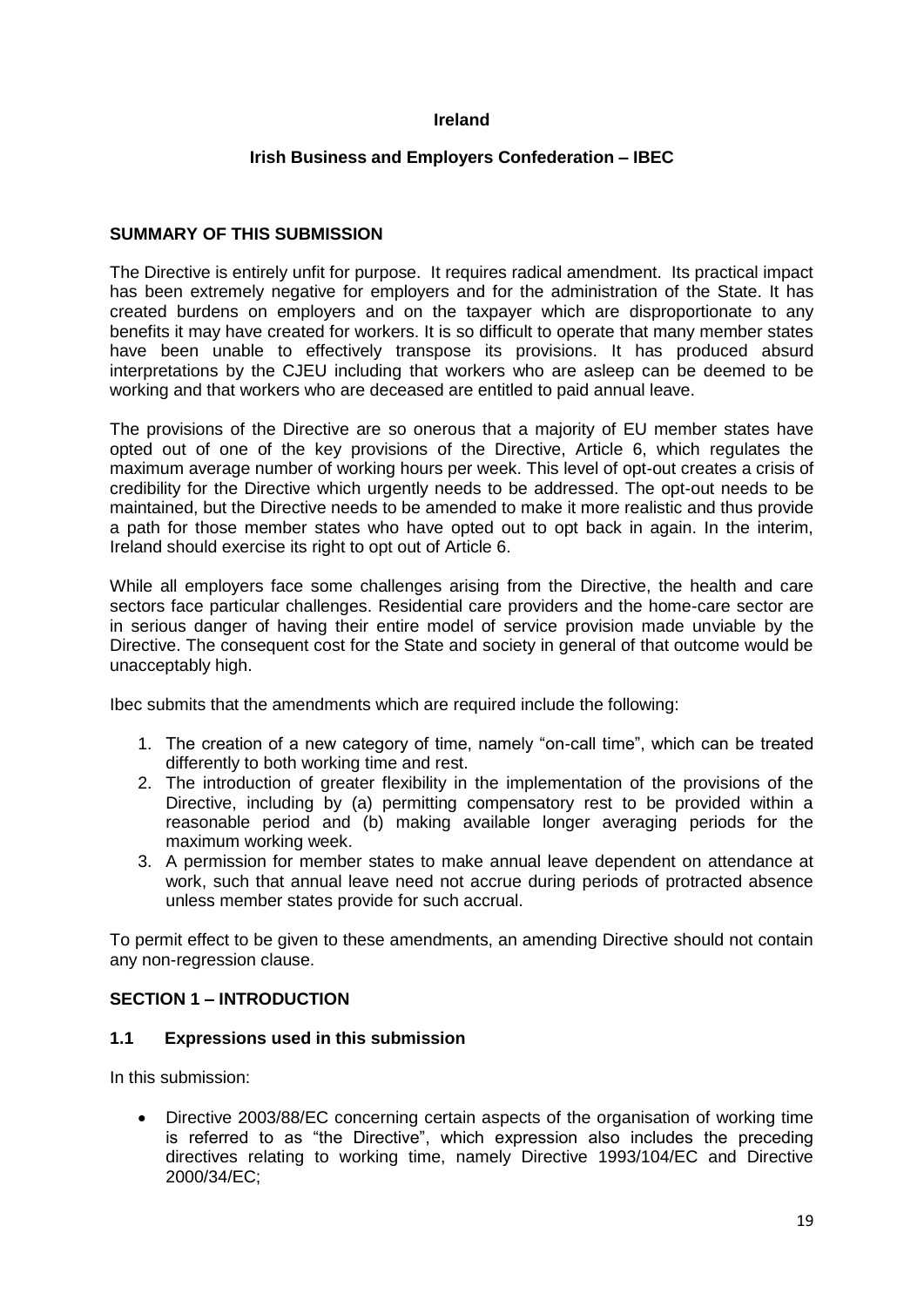**Ireland**

**Irish Business and Employers Confederation – IBEC**

## SUMMARY OF THIS SUBMISSION

The Directive is entirely unfit for purpose. It requires radical amendment. Its practical impact has been extremely negative for employers and for the administration of the State. It has created burdens on employers and on the taxpayer which are disproportionate to any benefits it may have created for workers. It is so difficult to operate that many member states have been unable to effectively transpose its provisions. It has produced absurd interpretations by the CJEU including that workers who are asleep can be deemed to be working and that workers who are deceased are entitled to paid annual leave.

The provisions of the Directive are so onerous that a majority of EU member states have opted out of one of the key provisions of the Directive, Article 6, which regulates the maximum average number of working hours per week. This level of opt-out creates a crisis of credibility for the Directive which urgently needs to be addressed. The opt-out needs to be maintained, but the Directive needs to be amended to make it more realistic and thus provide a path for those member states who have opted out to opt back in again. In the interim, Ireland should exercise its right to opt out of Article 6.

While all employers face some challenges arising from the Directive, the health and care sectors face particular challenges. Residential care providers and the home-care sector are in serious danger of having their entire model of service provision made unviable by the Directive. The consequent cost for the State and society in general of that outcome would be unacceptably high.

Ibec submits that the amendments which are required include the following:

1. The creation of a new category of time, namely "on-call time", which can be treated differently to both working time and rest.
2. The introduction of greater flexibility in the implementation of the provisions of the Directive, including by (a) permitting compensatory rest to be provided within a reasonable period and (b) making available longer averaging periods for the maximum working week.
3. A permission for member states to make annual leave dependent on attendance at work, such that annual leave need not accrue during periods of protracted absence unless member states provide for such accrual.

To permit effect to be given to these amendments, an amending Directive should not contain any non-regression clause.

## SECTION 1 – INTRODUCTION

### 1.1 Expressions used in this submission

In this submission:

- Directive 2003/88/EC concerning certain aspects of the organisation of working time is referred to as "the Directive", which expression also includes the preceding directives relating to working time, namely Directive 1993/104/EC and Directive 2000/34/EC;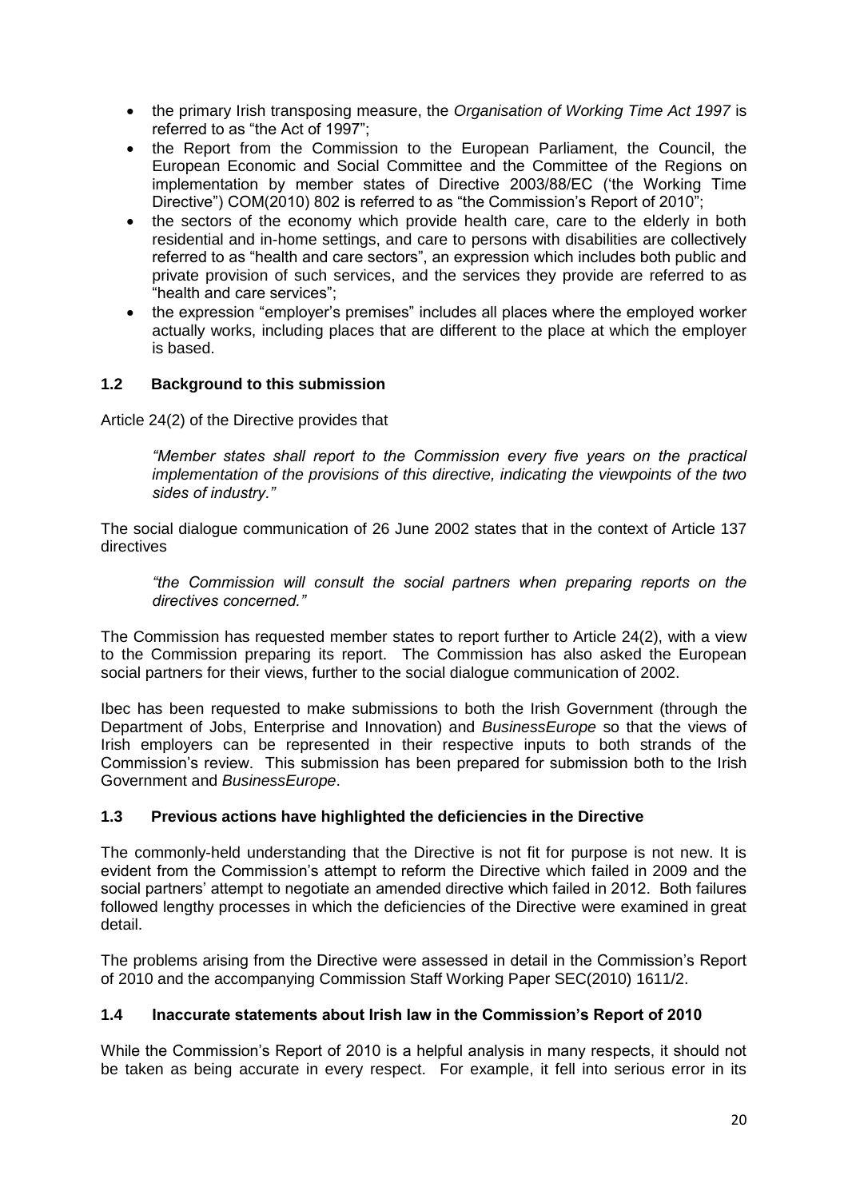- the primary Irish transposing measure, the *Organisation of Working Time Act 1997* is referred to as "the Act of 1997";
- the Report from the Commission to the European Parliament, the Council, the European Economic and Social Committee and the Committee of the Regions on implementation by member states of Directive 2003/88/EC ('the Working Time Directive") COM(2010) 802 is referred to as "the Commission's Report of 2010";
- the sectors of the economy which provide health care, care to the elderly in both residential and in-home settings, and care to persons with disabilities are collectively referred to as "health and care sectors", an expression which includes both public and private provision of such services, and the services they provide are referred to as "health and care services";
- the expression "employer's premises" includes all places where the employed worker actually works, including places that are different to the place at which the employer is based.

### 1.2 Background to this submission

Article 24(2) of the Directive provides that

> *"Member states shall report to the Commission every five years on the practical implementation of the provisions of this directive, indicating the viewpoints of the two sides of industry."*

The social dialogue communication of 26 June 2002 states that in the context of Article 137 directives

> *"the Commission will consult the social partners when preparing reports on the directives concerned."*

The Commission has requested member states to report further to Article 24(2), with a view to the Commission preparing its report. The Commission has also asked the European social partners for their views, further to the social dialogue communication of 2002.

Ibec has been requested to make submissions to both the Irish Government (through the Department of Jobs, Enterprise and Innovation) and *BusinessEurope* so that the views of Irish employers can be represented in their respective inputs to both strands of the Commission's review. This submission has been prepared for submission both to the Irish Government and *BusinessEurope*.

### 1.3 Previous actions have highlighted the deficiencies in the Directive

The commonly-held understanding that the Directive is not fit for purpose is not new. It is evident from the Commission's attempt to reform the Directive which failed in 2009 and the social partners' attempt to negotiate an amended directive which failed in 2012. Both failures followed lengthy processes in which the deficiencies of the Directive were examined in great detail.

The problems arising from the Directive were assessed in detail in the Commission's Report of 2010 and the accompanying Commission Staff Working Paper SEC(2010) 1611/2.

### 1.4 Inaccurate statements about Irish law in the Commission's Report of 2010

While the Commission's Report of 2010 is a helpful analysis in many respects, it should not be taken as being accurate in every respect. For example, it fell into serious error in its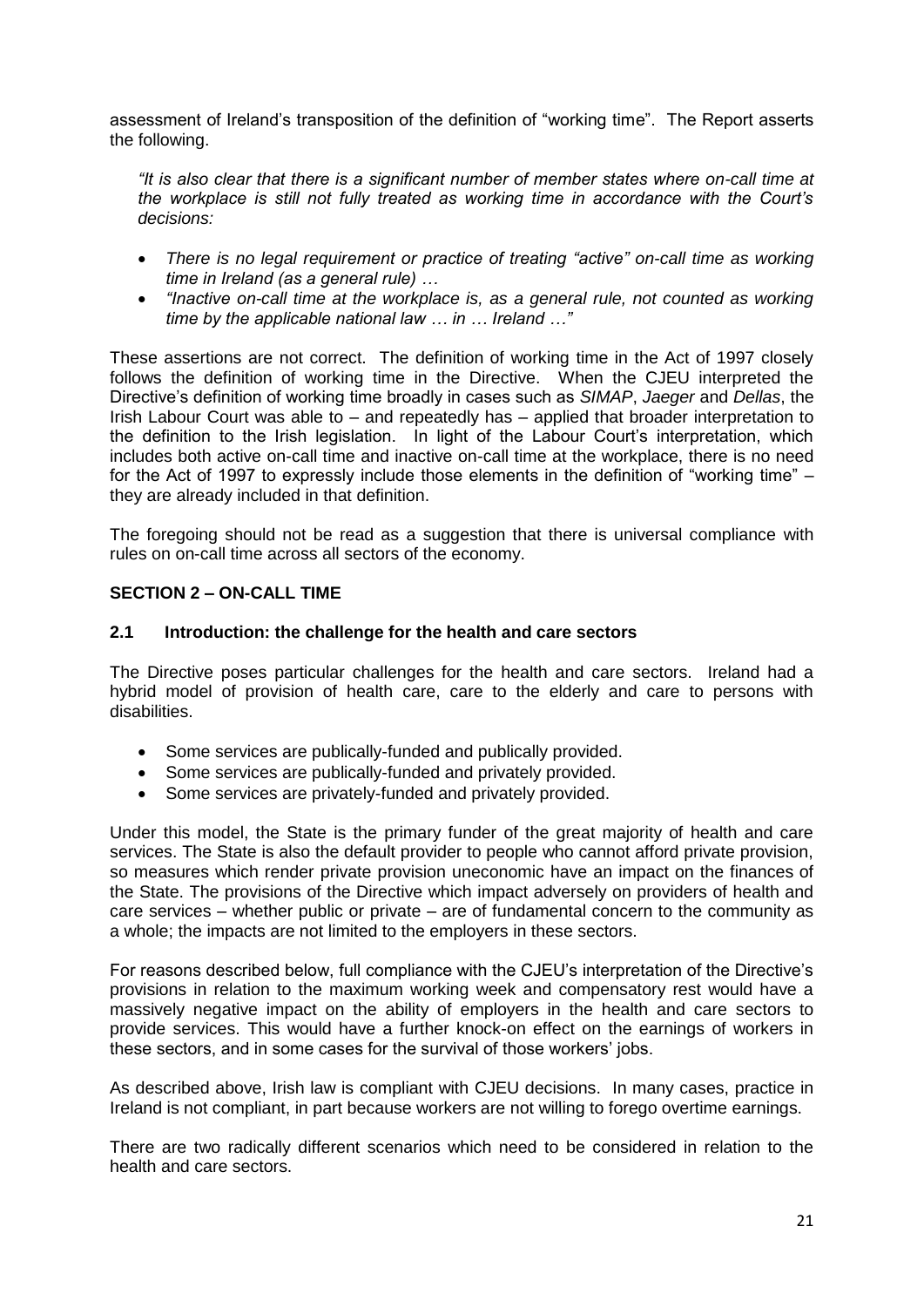assessment of Ireland's transposition of the definition of "working time". The Report asserts the following.

> *"It is also clear that there is a significant number of member states where on-call time at the workplace is still not fully treated as working time in accordance with the Court's decisions:*
>
> - *There is no legal requirement or practice of treating "active" on-call time as working time in Ireland (as a general rule) …*
> - *"Inactive on-call time at the workplace is, as a general rule, not counted as working time by the applicable national law … in … Ireland …"*

These assertions are not correct. The definition of working time in the Act of 1997 closely follows the definition of working time in the Directive. When the CJEU interpreted the Directive's definition of working time broadly in cases such as *SIMAP*, *Jaeger* and *Dellas*, the Irish Labour Court was able to – and repeatedly has – applied that broader interpretation to the definition to the Irish legislation. In light of the Labour Court's interpretation, which includes both active on-call time and inactive on-call time at the workplace, there is no need for the Act of 1997 to expressly include those elements in the definition of "working time" – they are already included in that definition.

The foregoing should not be read as a suggestion that there is universal compliance with rules on on-call time across all sectors of the economy.

## SECTION 2 – ON-CALL TIME

### 2.1 Introduction: the challenge for the health and care sectors

The Directive poses particular challenges for the health and care sectors. Ireland had a hybrid model of provision of health care, care to the elderly and care to persons with disabilities.

- Some services are publically-funded and publically provided.
- Some services are publically-funded and privately provided.
- Some services are privately-funded and privately provided.

Under this model, the State is the primary funder of the great majority of health and care services. The State is also the default provider to people who cannot afford private provision, so measures which render private provision uneconomic have an impact on the finances of the State. The provisions of the Directive which impact adversely on providers of health and care services – whether public or private – are of fundamental concern to the community as a whole; the impacts are not limited to the employers in these sectors.

For reasons described below, full compliance with the CJEU's interpretation of the Directive's provisions in relation to the maximum working week and compensatory rest would have a massively negative impact on the ability of employers in the health and care sectors to provide services. This would have a further knock-on effect on the earnings of workers in these sectors, and in some cases for the survival of those workers' jobs.

As described above, Irish law is compliant with CJEU decisions. In many cases, practice in Ireland is not compliant, in part because workers are not willing to forego overtime earnings.

There are two radically different scenarios which need to be considered in relation to the health and care sectors.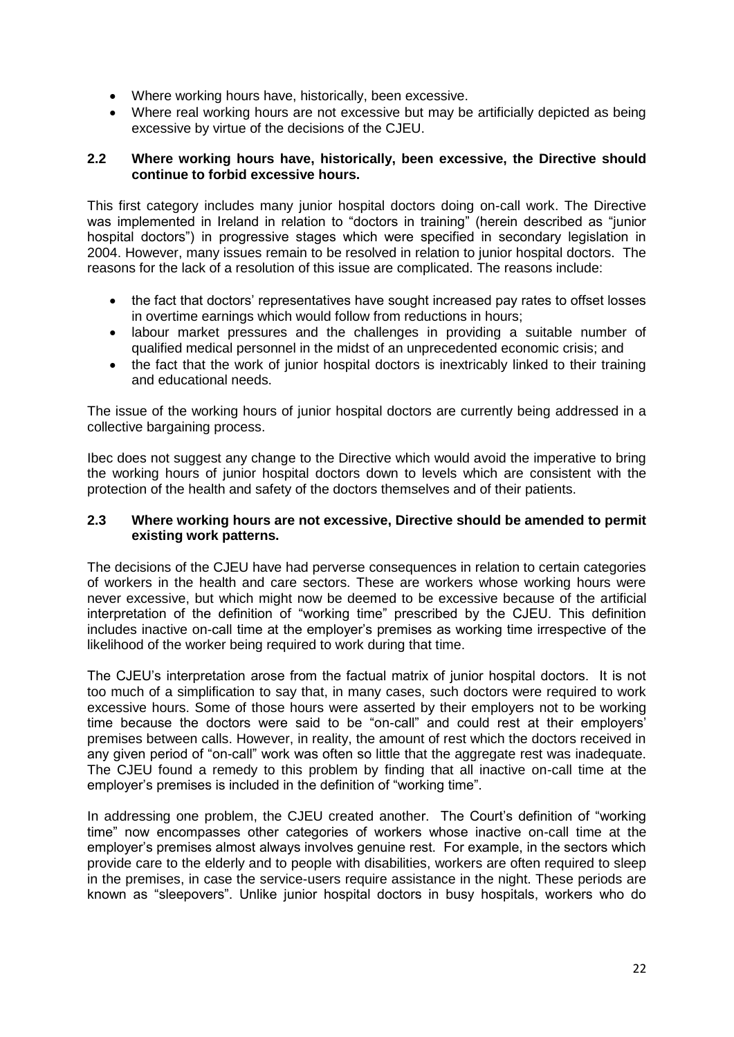- Where working hours have, historically, been excessive.
- Where real working hours are not excessive but may be artificially depicted as being excessive by virtue of the decisions of the CJEU.

### 2.2 Where working hours have, historically, been excessive, the Directive should continue to forbid excessive hours.

This first category includes many junior hospital doctors doing on-call work. The Directive was implemented in Ireland in relation to "doctors in training" (herein described as "junior hospital doctors") in progressive stages which were specified in secondary legislation in 2004. However, many issues remain to be resolved in relation to junior hospital doctors. The reasons for the lack of a resolution of this issue are complicated. The reasons include:

- the fact that doctors' representatives have sought increased pay rates to offset losses in overtime earnings which would follow from reductions in hours;
- labour market pressures and the challenges in providing a suitable number of qualified medical personnel in the midst of an unprecedented economic crisis; and
- the fact that the work of junior hospital doctors is inextricably linked to their training and educational needs.

The issue of the working hours of junior hospital doctors are currently being addressed in a collective bargaining process.

Ibec does not suggest any change to the Directive which would avoid the imperative to bring the working hours of junior hospital doctors down to levels which are consistent with the protection of the health and safety of the doctors themselves and of their patients.

### 2.3 Where working hours are not excessive, Directive should be amended to permit existing work patterns.

The decisions of the CJEU have had perverse consequences in relation to certain categories of workers in the health and care sectors. These are workers whose working hours were never excessive, but which might now be deemed to be excessive because of the artificial interpretation of the definition of "working time" prescribed by the CJEU. This definition includes inactive on-call time at the employer's premises as working time irrespective of the likelihood of the worker being required to work during that time.

The CJEU's interpretation arose from the factual matrix of junior hospital doctors. It is not too much of a simplification to say that, in many cases, such doctors were required to work excessive hours. Some of those hours were asserted by their employers not to be working time because the doctors were said to be "on-call" and could rest at their employers' premises between calls. However, in reality, the amount of rest which the doctors received in any given period of "on-call" work was often so little that the aggregate rest was inadequate. The CJEU found a remedy to this problem by finding that all inactive on-call time at the employer's premises is included in the definition of "working time".

In addressing one problem, the CJEU created another. The Court's definition of "working time" now encompasses other categories of workers whose inactive on-call time at the employer's premises almost always involves genuine rest. For example, in the sectors which provide care to the elderly and to people with disabilities, workers are often required to sleep in the premises, in case the service-users require assistance in the night. These periods are known as "sleepovers". Unlike junior hospital doctors in busy hospitals, workers who do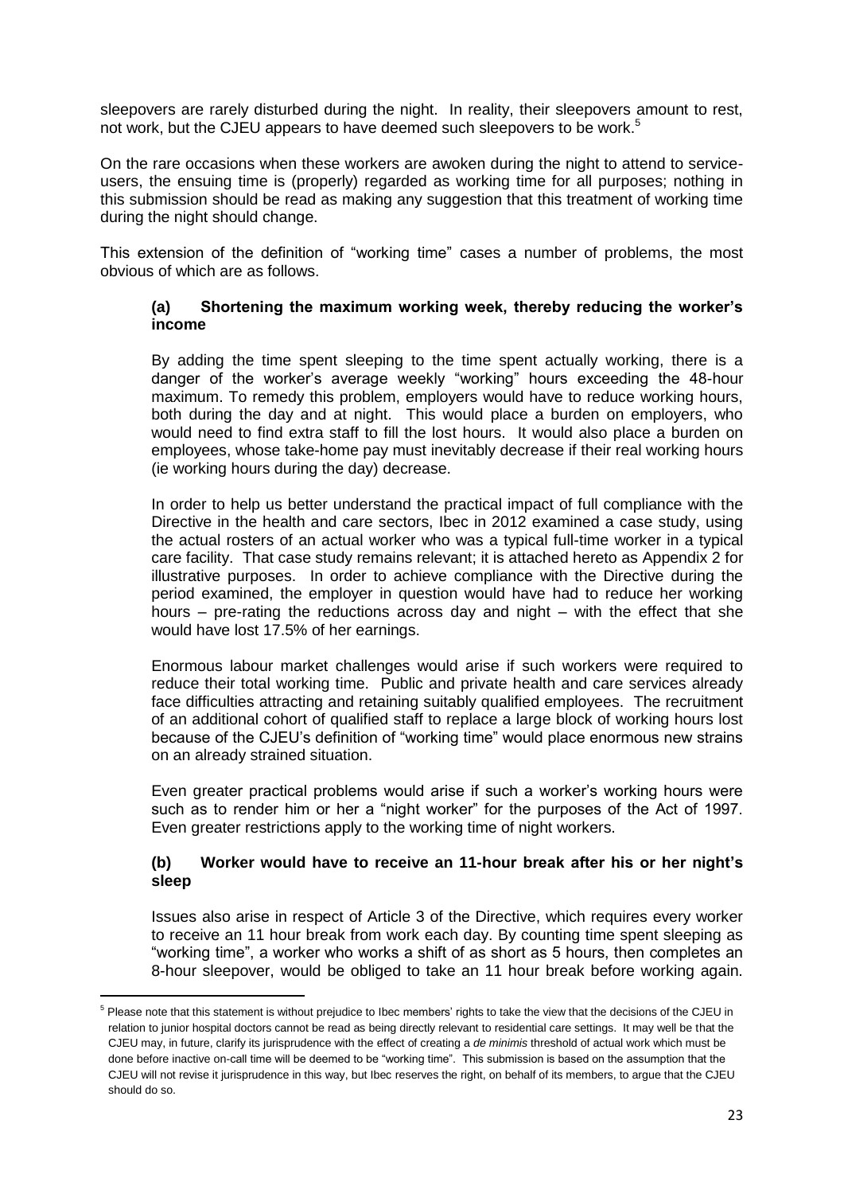sleepovers are rarely disturbed during the night. In reality, their sleepovers amount to rest, not work, but the CJEU appears to have deemed such sleepovers to be work.[5]

On the rare occasions when these workers are awoken during the night to attend to service-users, the ensuing time is (properly) regarded as working time for all purposes; nothing in this submission should be read as making any suggestion that this treatment of working time during the night should change.

This extension of the definition of "working time" cases a number of problems, the most obvious of which are as follows.

**(a) Shortening the maximum working week, thereby reducing the worker's income**

By adding the time spent sleeping to the time spent actually working, there is a danger of the worker's average weekly "working" hours exceeding the 48-hour maximum. To remedy this problem, employers would have to reduce working hours, both during the day and at night. This would place a burden on employers, who would need to find extra staff to fill the lost hours. It would also place a burden on employees, whose take-home pay must inevitably decrease if their real working hours (ie working hours during the day) decrease.

In order to help us better understand the practical impact of full compliance with the Directive in the health and care sectors, Ibec in 2012 examined a case study, using the actual rosters of an actual worker who was a typical full-time worker in a typical care facility. That case study remains relevant; it is attached hereto as Appendix 2 for illustrative purposes. In order to achieve compliance with the Directive during the period examined, the employer in question would have had to reduce her working hours – pre-rating the reductions across day and night – with the effect that she would have lost 17.5% of her earnings.

Enormous labour market challenges would arise if such workers were required to reduce their total working time. Public and private health and care services already face difficulties attracting and retaining suitably qualified employees. The recruitment of an additional cohort of qualified staff to replace a large block of working hours lost because of the CJEU's definition of "working time" would place enormous new strains on an already strained situation.

Even greater practical problems would arise if such a worker's working hours were such as to render him or her a "night worker" for the purposes of the Act of 1997. Even greater restrictions apply to the working time of night workers.

**(b) Worker would have to receive an 11-hour break after his or her night's sleep**

Issues also arise in respect of Article 3 of the Directive, which requires every worker to receive an 11 hour break from work each day. By counting time spent sleeping as "working time", a worker who works a shift of as short as 5 hours, then completes an 8-hour sleepover, would be obliged to take an 11 hour break before working again.

[5] Please note that this statement is without prejudice to Ibec members' rights to take the view that the decisions of the CJEU in relation to junior hospital doctors cannot be read as being directly relevant to residential care settings. It may well be that the CJEU may, in future, clarify its jurisprudence with the effect of creating a *de minimis* threshold of actual work which must be done before inactive on-call time will be deemed to be "working time". This submission is based on the assumption that the CJEU will not revise it jurisprudence in this way, but Ibec reserves the right, on behalf of its members, to argue that the CJEU should do so.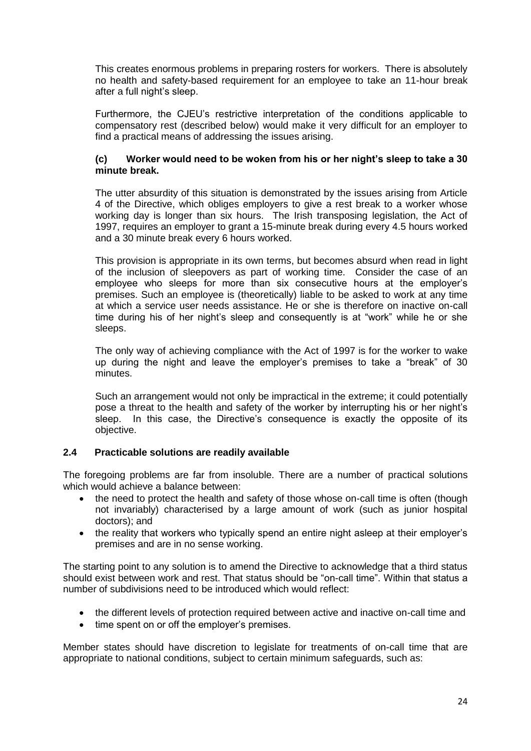This creates enormous problems in preparing rosters for workers. There is absolutely no health and safety-based requirement for an employee to take an 11-hour break after a full night's sleep.

Furthermore, the CJEU's restrictive interpretation of the conditions applicable to compensatory rest (described below) would make it very difficult for an employer to find a practical means of addressing the issues arising.

**(c) Worker would need to be woken from his or her night's sleep to take a 30 minute break.**

The utter absurdity of this situation is demonstrated by the issues arising from Article 4 of the Directive, which obliges employers to give a rest break to a worker whose working day is longer than six hours. The Irish transposing legislation, the Act of 1997, requires an employer to grant a 15-minute break during every 4.5 hours worked and a 30 minute break every 6 hours worked.

This provision is appropriate in its own terms, but becomes absurd when read in light of the inclusion of sleepovers as part of working time. Consider the case of an employee who sleeps for more than six consecutive hours at the employer's premises. Such an employee is (theoretically) liable to be asked to work at any time at which a service user needs assistance. He or she is therefore on inactive on-call time during his of her night's sleep and consequently is at "work" while he or she sleeps.

The only way of achieving compliance with the Act of 1997 is for the worker to wake up during the night and leave the employer's premises to take a "break" of 30 minutes.

Such an arrangement would not only be impractical in the extreme; it could potentially pose a threat to the health and safety of the worker by interrupting his or her night's sleep. In this case, the Directive's consequence is exactly the opposite of its objective.

### 2.4 Practicable solutions are readily available

The foregoing problems are far from insoluble. There are a number of practical solutions which would achieve a balance between:

- the need to protect the health and safety of those whose on-call time is often (though not invariably) characterised by a large amount of work (such as junior hospital doctors); and
- the reality that workers who typically spend an entire night asleep at their employer's premises and are in no sense working.

The starting point to any solution is to amend the Directive to acknowledge that a third status should exist between work and rest. That status should be "on-call time". Within that status a number of subdivisions need to be introduced which would reflect:

- the different levels of protection required between active and inactive on-call time and
- time spent on or off the employer's premises.

Member states should have discretion to legislate for treatments of on-call time that are appropriate to national conditions, subject to certain minimum safeguards, such as: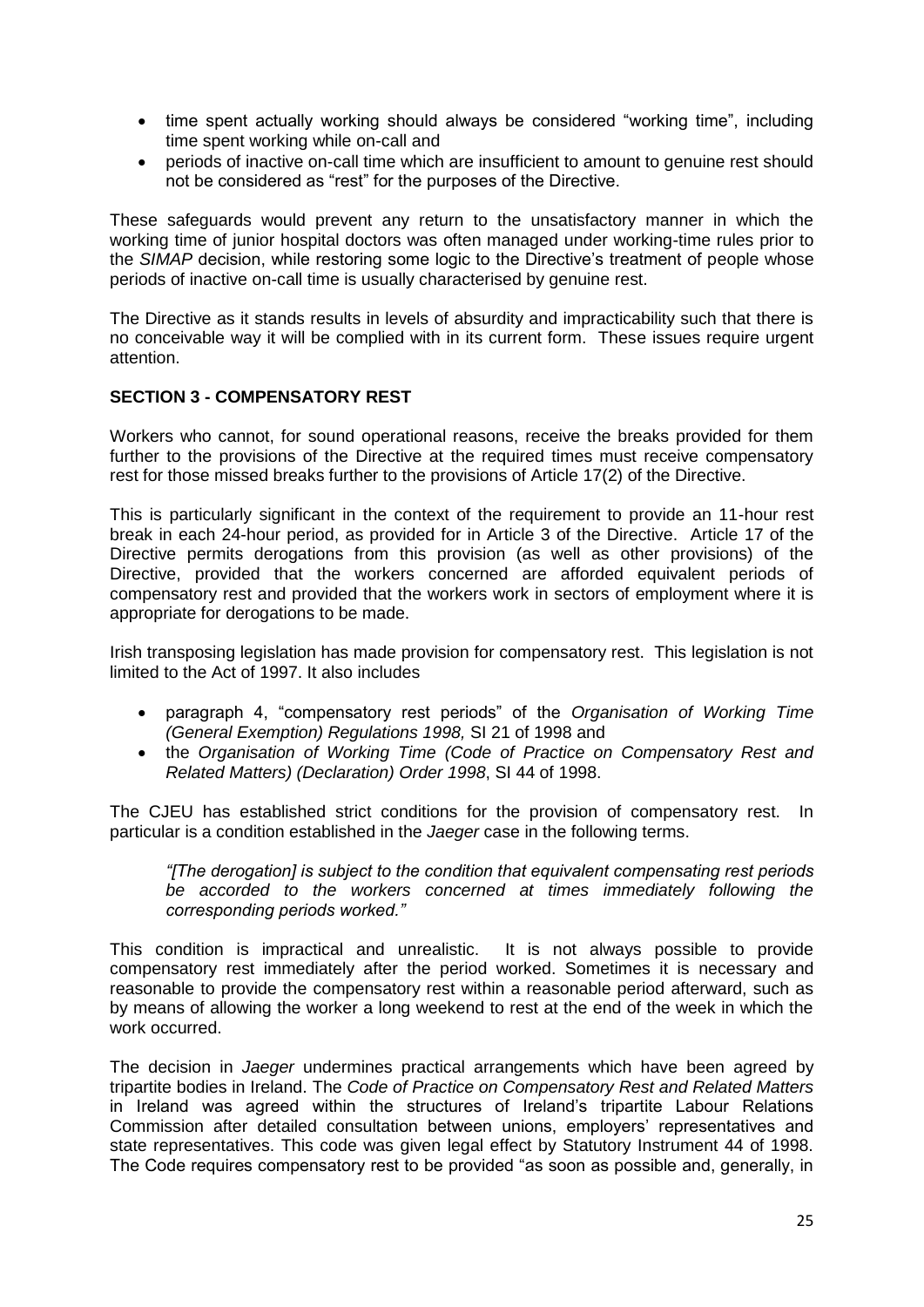- time spent actually working should always be considered "working time", including time spent working while on-call and
- periods of inactive on-call time which are insufficient to amount to genuine rest should not be considered as "rest" for the purposes of the Directive.

These safeguards would prevent any return to the unsatisfactory manner in which the working time of junior hospital doctors was often managed under working-time rules prior to the *SIMAP* decision, while restoring some logic to the Directive's treatment of people whose periods of inactive on-call time is usually characterised by genuine rest.

The Directive as it stands results in levels of absurdity and impracticability such that there is no conceivable way it will be complied with in its current form. These issues require urgent attention.

**SECTION 3 - COMPENSATORY REST**

Workers who cannot, for sound operational reasons, receive the breaks provided for them further to the provisions of the Directive at the required times must receive compensatory rest for those missed breaks further to the provisions of Article 17(2) of the Directive.

This is particularly significant in the context of the requirement to provide an 11-hour rest break in each 24-hour period, as provided for in Article 3 of the Directive. Article 17 of the Directive permits derogations from this provision (as well as other provisions) of the Directive, provided that the workers concerned are afforded equivalent periods of compensatory rest and provided that the workers work in sectors of employment where it is appropriate for derogations to be made.

Irish transposing legislation has made provision for compensatory rest. This legislation is not limited to the Act of 1997. It also includes

- paragraph 4, "compensatory rest periods" of the *Organisation of Working Time (General Exemption) Regulations 1998,* SI 21 of 1998 and
- the *Organisation of Working Time (Code of Practice on Compensatory Rest and Related Matters) (Declaration) Order 1998*, SI 44 of 1998.

The CJEU has established strict conditions for the provision of compensatory rest. In particular is a condition established in the *Jaeger* case in the following terms.

> *"[The derogation] is subject to the condition that equivalent compensating rest periods be accorded to the workers concerned at times immediately following the corresponding periods worked."*

This condition is impractical and unrealistic. It is not always possible to provide compensatory rest immediately after the period worked. Sometimes it is necessary and reasonable to provide the compensatory rest within a reasonable period afterward, such as by means of allowing the worker a long weekend to rest at the end of the week in which the work occurred.

The decision in *Jaeger* undermines practical arrangements which have been agreed by tripartite bodies in Ireland. The *Code of Practice on Compensatory Rest and Related Matters* in Ireland was agreed within the structures of Ireland's tripartite Labour Relations Commission after detailed consultation between unions, employers' representatives and state representatives. This code was given legal effect by Statutory Instrument 44 of 1998. The Code requires compensatory rest to be provided "as soon as possible and, generally, in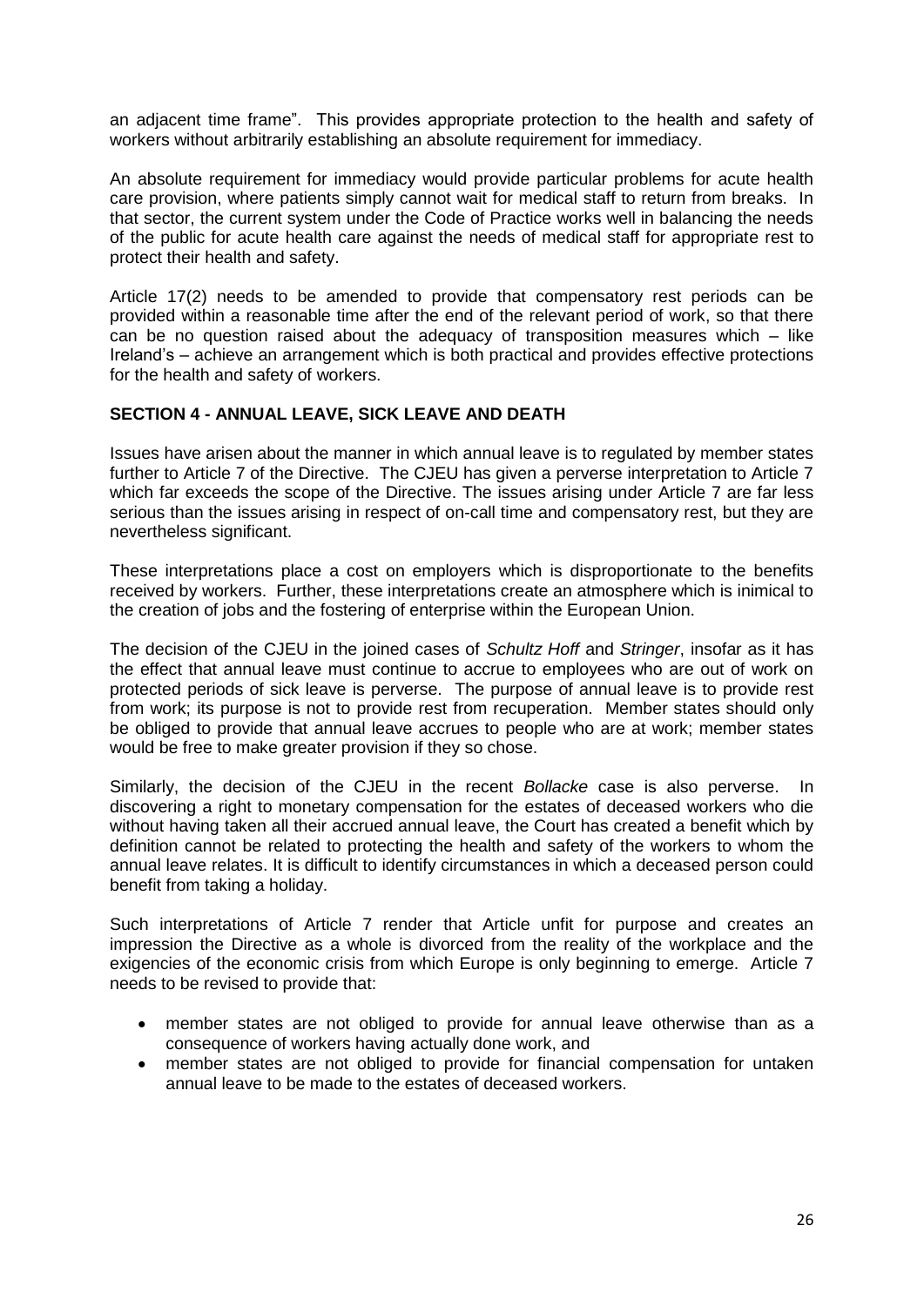an adjacent time frame". This provides appropriate protection to the health and safety of workers without arbitrarily establishing an absolute requirement for immediacy.

An absolute requirement for immediacy would provide particular problems for acute health care provision, where patients simply cannot wait for medical staff to return from breaks. In that sector, the current system under the Code of Practice works well in balancing the needs of the public for acute health care against the needs of medical staff for appropriate rest to protect their health and safety.

Article 17(2) needs to be amended to provide that compensatory rest periods can be provided within a reasonable time after the end of the relevant period of work, so that there can be no question raised about the adequacy of transposition measures which – like Ireland's – achieve an arrangement which is both practical and provides effective protections for the health and safety of workers.

## SECTION 4 - ANNUAL LEAVE, SICK LEAVE AND DEATH

Issues have arisen about the manner in which annual leave is to regulated by member states further to Article 7 of the Directive. The CJEU has given a perverse interpretation to Article 7 which far exceeds the scope of the Directive. The issues arising under Article 7 are far less serious than the issues arising in respect of on-call time and compensatory rest, but they are nevertheless significant.

These interpretations place a cost on employers which is disproportionate to the benefits received by workers. Further, these interpretations create an atmosphere which is inimical to the creation of jobs and the fostering of enterprise within the European Union.

The decision of the CJEU in the joined cases of *Schultz Hoff* and *Stringer*, insofar as it has the effect that annual leave must continue to accrue to employees who are out of work on protected periods of sick leave is perverse. The purpose of annual leave is to provide rest from work; its purpose is not to provide rest from recuperation. Member states should only be obliged to provide that annual leave accrues to people who are at work; member states would be free to make greater provision if they so chose.

Similarly, the decision of the CJEU in the recent *Bollacke* case is also perverse. In discovering a right to monetary compensation for the estates of deceased workers who die without having taken all their accrued annual leave, the Court has created a benefit which by definition cannot be related to protecting the health and safety of the workers to whom the annual leave relates. It is difficult to identify circumstances in which a deceased person could benefit from taking a holiday.

Such interpretations of Article 7 render that Article unfit for purpose and creates an impression the Directive as a whole is divorced from the reality of the workplace and the exigencies of the economic crisis from which Europe is only beginning to emerge. Article 7 needs to be revised to provide that:

- member states are not obliged to provide for annual leave otherwise than as a consequence of workers having actually done work, and
- member states are not obliged to provide for financial compensation for untaken annual leave to be made to the estates of deceased workers.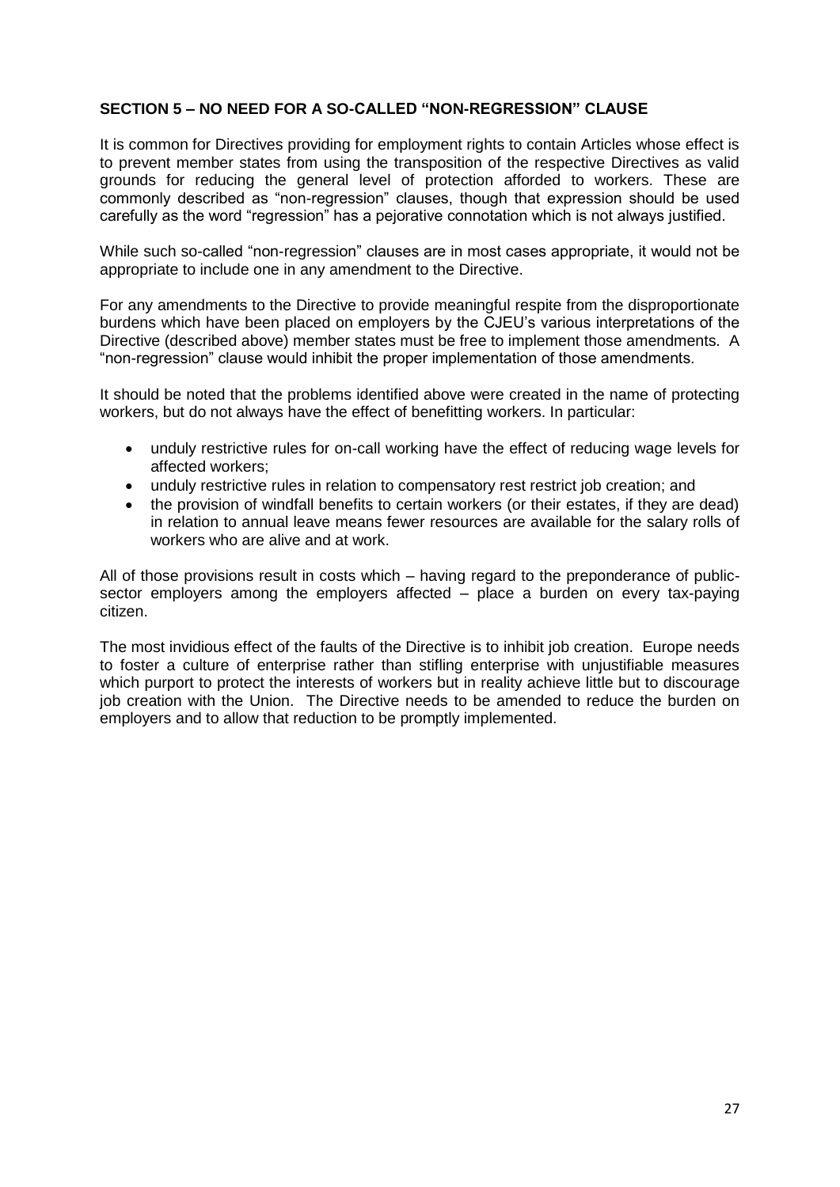## SECTION 5 – NO NEED FOR A SO-CALLED "NON-REGRESSION" CLAUSE

It is common for Directives providing for employment rights to contain Articles whose effect is to prevent member states from using the transposition of the respective Directives as valid grounds for reducing the general level of protection afforded to workers. These are commonly described as "non-regression" clauses, though that expression should be used carefully as the word "regression" has a pejorative connotation which is not always justified.

While such so-called "non-regression" clauses are in most cases appropriate, it would not be appropriate to include one in any amendment to the Directive.

For any amendments to the Directive to provide meaningful respite from the disproportionate burdens which have been placed on employers by the CJEU's various interpretations of the Directive (described above) member states must be free to implement those amendments. A "non-regression" clause would inhibit the proper implementation of those amendments.

It should be noted that the problems identified above were created in the name of protecting workers, but do not always have the effect of benefitting workers. In particular:

- unduly restrictive rules for on-call working have the effect of reducing wage levels for affected workers;
- unduly restrictive rules in relation to compensatory rest restrict job creation; and
- the provision of windfall benefits to certain workers (or their estates, if they are dead) in relation to annual leave means fewer resources are available for the salary rolls of workers who are alive and at work.

All of those provisions result in costs which – having regard to the preponderance of public-sector employers among the employers affected – place a burden on every tax-paying citizen.

The most invidious effect of the faults of the Directive is to inhibit job creation. Europe needs to foster a culture of enterprise rather than stifling enterprise with unjustifiable measures which purport to protect the interests of workers but in reality achieve little but to discourage job creation with the Union. The Directive needs to be amended to reduce the burden on employers and to allow that reduction to be promptly implemented.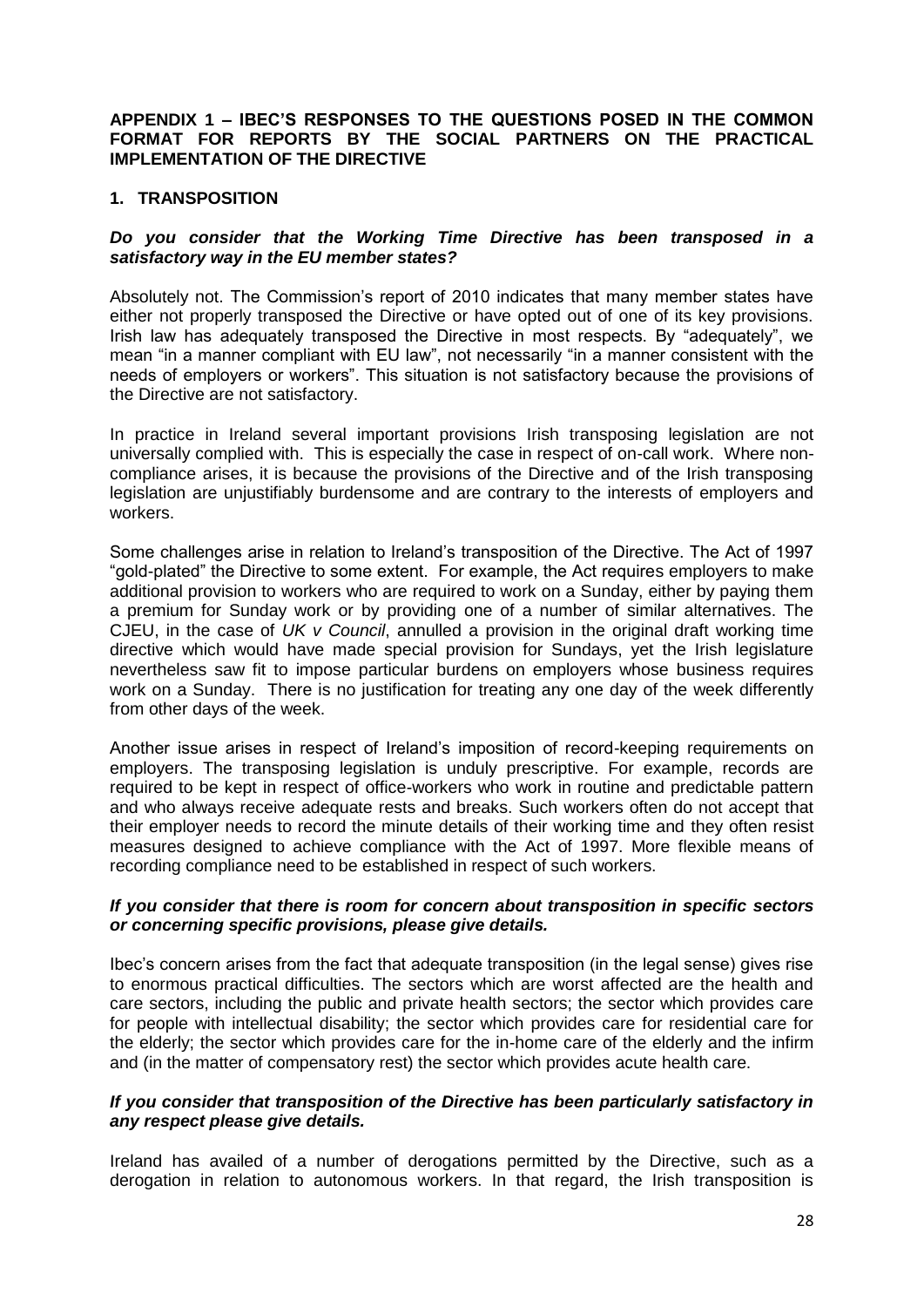**APPENDIX 1 – IBEC'S RESPONSES TO THE QUESTIONS POSED IN THE COMMON FORMAT FOR REPORTS BY THE SOCIAL PARTNERS ON THE PRACTICAL IMPLEMENTATION OF THE DIRECTIVE**

## 1. TRANSPOSITION

***Do you consider that the Working Time Directive has been transposed in a satisfactory way in the EU member states?***

Absolutely not. The Commission's report of 2010 indicates that many member states have either not properly transposed the Directive or have opted out of one of its key provisions. Irish law has adequately transposed the Directive in most respects. By "adequately", we mean "in a manner compliant with EU law", not necessarily "in a manner consistent with the needs of employers or workers". This situation is not satisfactory because the provisions of the Directive are not satisfactory.

In practice in Ireland several important provisions Irish transposing legislation are not universally complied with. This is especially the case in respect of on-call work. Where non-compliance arises, it is because the provisions of the Directive and of the Irish transposing legislation are unjustifiably burdensome and are contrary to the interests of employers and workers.

Some challenges arise in relation to Ireland's transposition of the Directive. The Act of 1997 "gold-plated" the Directive to some extent. For example, the Act requires employers to make additional provision to workers who are required to work on a Sunday, either by paying them a premium for Sunday work or by providing one of a number of similar alternatives. The CJEU, in the case of *UK v Council*, annulled a provision in the original draft working time directive which would have made special provision for Sundays, yet the Irish legislature nevertheless saw fit to impose particular burdens on employers whose business requires work on a Sunday. There is no justification for treating any one day of the week differently from other days of the week.

Another issue arises in respect of Ireland's imposition of record-keeping requirements on employers. The transposing legislation is unduly prescriptive. For example, records are required to be kept in respect of office-workers who work in routine and predictable pattern and who always receive adequate rests and breaks. Such workers often do not accept that their employer needs to record the minute details of their working time and they often resist measures designed to achieve compliance with the Act of 1997. More flexible means of recording compliance need to be established in respect of such workers.

***If you consider that there is room for concern about transposition in specific sectors or concerning specific provisions, please give details.***

Ibec's concern arises from the fact that adequate transposition (in the legal sense) gives rise to enormous practical difficulties. The sectors which are worst affected are the health and care sectors, including the public and private health sectors; the sector which provides care for people with intellectual disability; the sector which provides care for residential care for the elderly; the sector which provides care for the in-home care of the elderly and the infirm and (in the matter of compensatory rest) the sector which provides acute health care.

***If you consider that transposition of the Directive has been particularly satisfactory in any respect please give details.***

Ireland has availed of a number of derogations permitted by the Directive, such as a derogation in relation to autonomous workers. In that regard, the Irish transposition is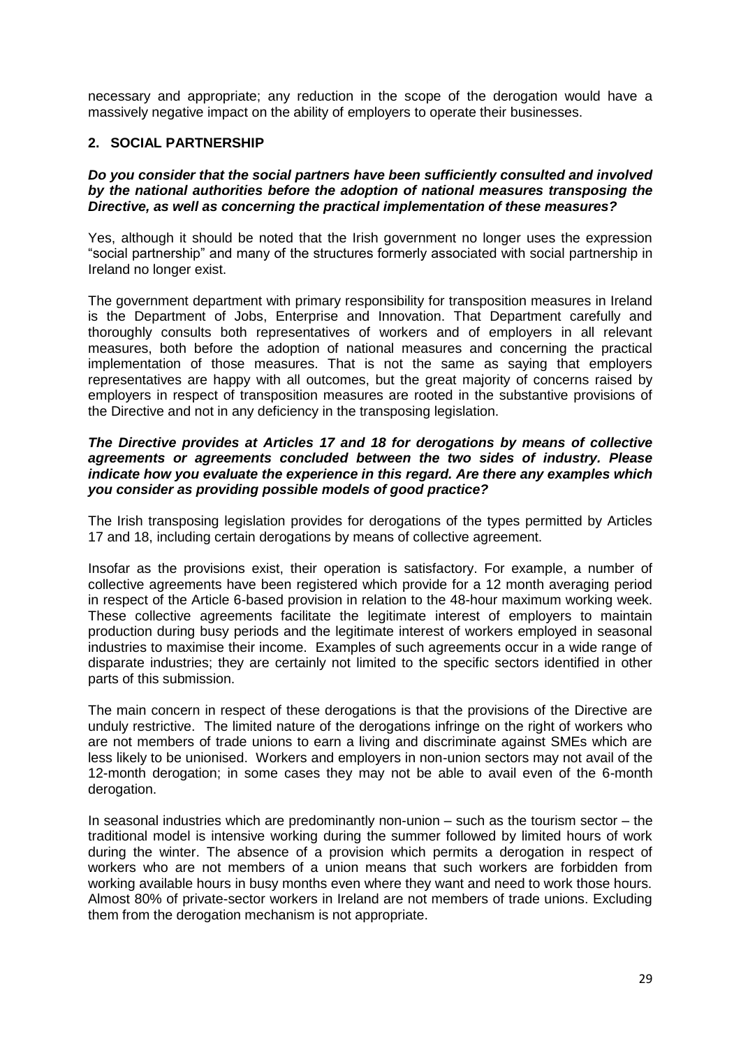necessary and appropriate; any reduction in the scope of the derogation would have a massively negative impact on the ability of employers to operate their businesses.

## 2. SOCIAL PARTNERSHIP

***Do you consider that the social partners have been sufficiently consulted and involved by the national authorities before the adoption of national measures transposing the Directive, as well as concerning the practical implementation of these measures?***

Yes, although it should be noted that the Irish government no longer uses the expression "social partnership" and many of the structures formerly associated with social partnership in Ireland no longer exist.

The government department with primary responsibility for transposition measures in Ireland is the Department of Jobs, Enterprise and Innovation. That Department carefully and thoroughly consults both representatives of workers and of employers in all relevant measures, both before the adoption of national measures and concerning the practical implementation of those measures. That is not the same as saying that employers representatives are happy with all outcomes, but the great majority of concerns raised by employers in respect of transposition measures are rooted in the substantive provisions of the Directive and not in any deficiency in the transposing legislation.

***The Directive provides at Articles 17 and 18 for derogations by means of collective agreements or agreements concluded between the two sides of industry. Please indicate how you evaluate the experience in this regard. Are there any examples which you consider as providing possible models of good practice?***

The Irish transposing legislation provides for derogations of the types permitted by Articles 17 and 18, including certain derogations by means of collective agreement.

Insofar as the provisions exist, their operation is satisfactory. For example, a number of collective agreements have been registered which provide for a 12 month averaging period in respect of the Article 6-based provision in relation to the 48-hour maximum working week. These collective agreements facilitate the legitimate interest of employers to maintain production during busy periods and the legitimate interest of workers employed in seasonal industries to maximise their income. Examples of such agreements occur in a wide range of disparate industries; they are certainly not limited to the specific sectors identified in other parts of this submission.

The main concern in respect of these derogations is that the provisions of the Directive are unduly restrictive. The limited nature of the derogations infringe on the right of workers who are not members of trade unions to earn a living and discriminate against SMEs which are less likely to be unionised. Workers and employers in non-union sectors may not avail of the 12-month derogation; in some cases they may not be able to avail even of the 6-month derogation.

In seasonal industries which are predominantly non-union – such as the tourism sector – the traditional model is intensive working during the summer followed by limited hours of work during the winter. The absence of a provision which permits a derogation in respect of workers who are not members of a union means that such workers are forbidden from working available hours in busy months even where they want and need to work those hours. Almost 80% of private-sector workers in Ireland are not members of trade unions. Excluding them from the derogation mechanism is not appropriate.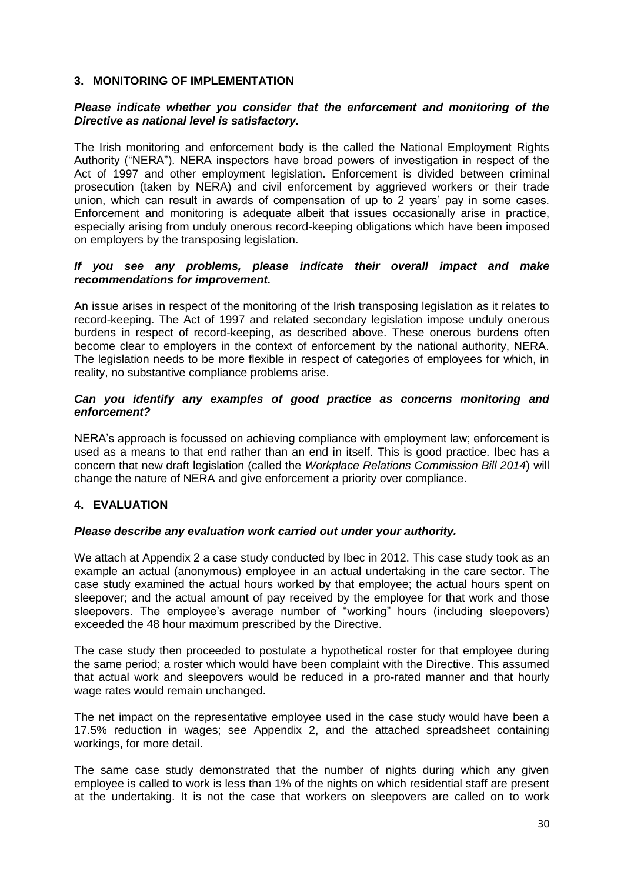## 3. MONITORING OF IMPLEMENTATION

***Please indicate whether you consider that the enforcement and monitoring of the Directive as national level is satisfactory.***

The Irish monitoring and enforcement body is the called the National Employment Rights Authority ("NERA"). NERA inspectors have broad powers of investigation in respect of the Act of 1997 and other employment legislation. Enforcement is divided between criminal prosecution (taken by NERA) and civil enforcement by aggrieved workers or their trade union, which can result in awards of compensation of up to 2 years' pay in some cases. Enforcement and monitoring is adequate albeit that issues occasionally arise in practice, especially arising from unduly onerous record-keeping obligations which have been imposed on employers by the transposing legislation.

***If you see any problems, please indicate their overall impact and make recommendations for improvement.***

An issue arises in respect of the monitoring of the Irish transposing legislation as it relates to record-keeping. The Act of 1997 and related secondary legislation impose unduly onerous burdens in respect of record-keeping, as described above. These onerous burdens often become clear to employers in the context of enforcement by the national authority, NERA. The legislation needs to be more flexible in respect of categories of employees for which, in reality, no substantive compliance problems arise.

***Can you identify any examples of good practice as concerns monitoring and enforcement?***

NERA's approach is focussed on achieving compliance with employment law; enforcement is used as a means to that end rather than an end in itself. This is good practice. Ibec has a concern that new draft legislation (called the *Workplace Relations Commission Bill 2014*) will change the nature of NERA and give enforcement a priority over compliance.

## 4. EVALUATION

***Please describe any evaluation work carried out under your authority.***

We attach at Appendix 2 a case study conducted by Ibec in 2012. This case study took as an example an actual (anonymous) employee in an actual undertaking in the care sector. The case study examined the actual hours worked by that employee; the actual hours spent on sleepover; and the actual amount of pay received by the employee for that work and those sleepovers. The employee's average number of "working" hours (including sleepovers) exceeded the 48 hour maximum prescribed by the Directive.

The case study then proceeded to postulate a hypothetical roster for that employee during the same period; a roster which would have been complaint with the Directive. This assumed that actual work and sleepovers would be reduced in a pro-rated manner and that hourly wage rates would remain unchanged.

The net impact on the representative employee used in the case study would have been a 17.5% reduction in wages; see Appendix 2, and the attached spreadsheet containing workings, for more detail.

The same case study demonstrated that the number of nights during which any given employee is called to work is less than 1% of the nights on which residential staff are present at the undertaking. It is not the case that workers on sleepovers are called on to work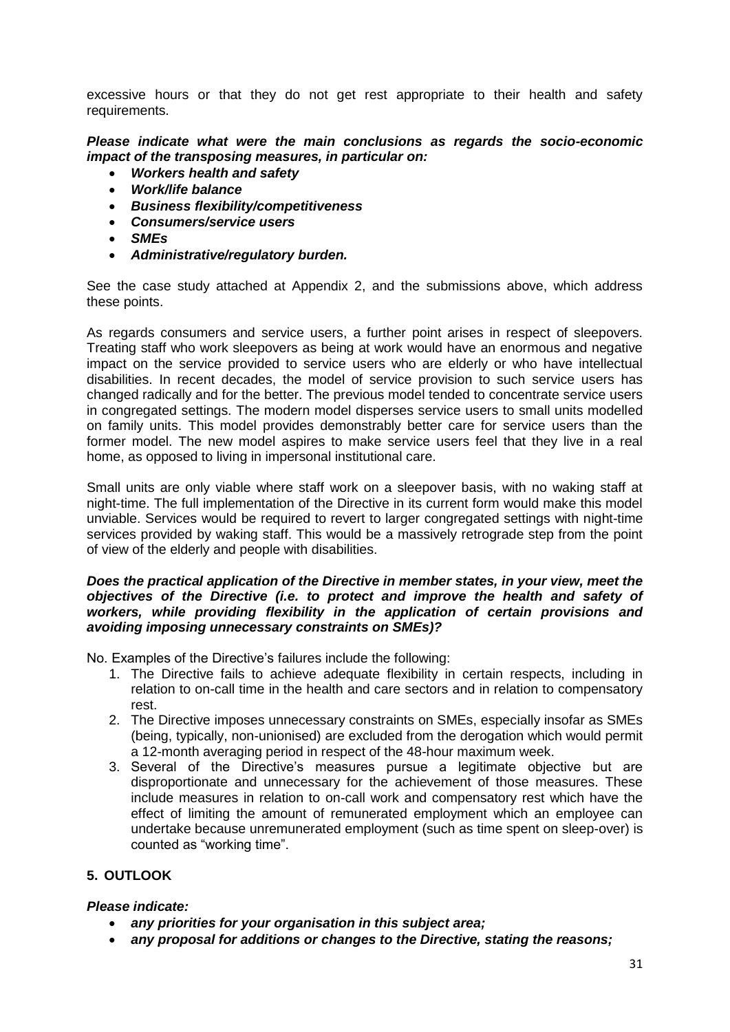excessive hours or that they do not get rest appropriate to their health and safety requirements.

***Please indicate what were the main conclusions as regards the socio-economic impact of the transposing measures, in particular on:***

- ***Workers health and safety***
- ***Work/life balance***
- ***Business flexibility/competitiveness***
- ***Consumers/service users***
- ***SMEs***
- ***Administrative/regulatory burden.***

See the case study attached at Appendix 2, and the submissions above, which address these points.

As regards consumers and service users, a further point arises in respect of sleepovers. Treating staff who work sleepovers as being at work would have an enormous and negative impact on the service provided to service users who are elderly or who have intellectual disabilities. In recent decades, the model of service provision to such service users has changed radically and for the better. The previous model tended to concentrate service users in congregated settings. The modern model disperses service users to small units modelled on family units. This model provides demonstrably better care for service users than the former model. The new model aspires to make service users feel that they live in a real home, as opposed to living in impersonal institutional care.

Small units are only viable where staff work on a sleepover basis, with no waking staff at night-time. The full implementation of the Directive in its current form would make this model unviable. Services would be required to revert to larger congregated settings with night-time services provided by waking staff. This would be a massively retrograde step from the point of view of the elderly and people with disabilities.

***Does the practical application of the Directive in member states, in your view, meet the objectives of the Directive (i.e. to protect and improve the health and safety of workers, while providing flexibility in the application of certain provisions and avoiding imposing unnecessary constraints on SMEs)?***

No. Examples of the Directive's failures include the following:

1. The Directive fails to achieve adequate flexibility in certain respects, including in relation to on-call time in the health and care sectors and in relation to compensatory rest.
2. The Directive imposes unnecessary constraints on SMEs, especially insofar as SMEs (being, typically, non-unionised) are excluded from the derogation which would permit a 12-month averaging period in respect of the 48-hour maximum week.
3. Several of the Directive's measures pursue a legitimate objective but are disproportionate and unnecessary for the achievement of those measures. These include measures in relation to on-call work and compensatory rest which have the effect of limiting the amount of remunerated employment which an employee can undertake because unremunerated employment (such as time spent on sleep-over) is counted as "working time".

## 5. OUTLOOK

***Please indicate:***

- ***any priorities for your organisation in this subject area;***
- ***any proposal for additions or changes to the Directive, stating the reasons;***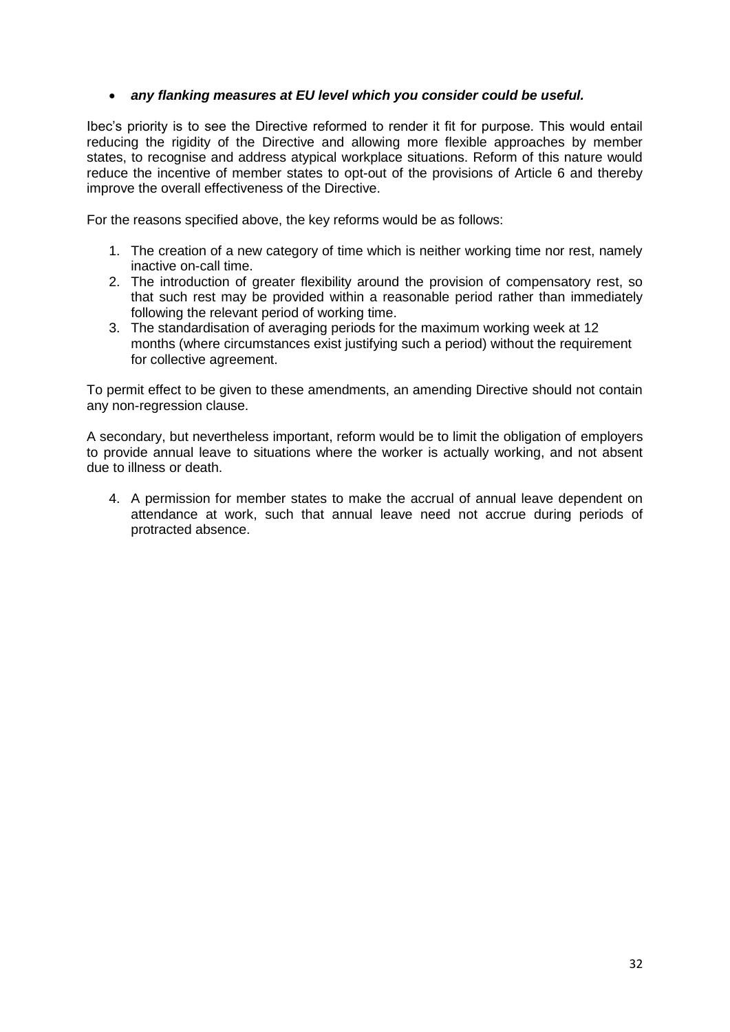- ***any flanking measures at EU level which you consider could be useful.***

Ibec's priority is to see the Directive reformed to render it fit for purpose. This would entail reducing the rigidity of the Directive and allowing more flexible approaches by member states, to recognise and address atypical workplace situations. Reform of this nature would reduce the incentive of member states to opt-out of the provisions of Article 6 and thereby improve the overall effectiveness of the Directive.

For the reasons specified above, the key reforms would be as follows:

1. The creation of a new category of time which is neither working time nor rest, namely inactive on-call time.
2. The introduction of greater flexibility around the provision of compensatory rest, so that such rest may be provided within a reasonable period rather than immediately following the relevant period of working time.
3. The standardisation of averaging periods for the maximum working week at 12 months (where circumstances exist justifying such a period) without the requirement for collective agreement.

To permit effect to be given to these amendments, an amending Directive should not contain any non-regression clause.

A secondary, but nevertheless important, reform would be to limit the obligation of employers to provide annual leave to situations where the worker is actually working, and not absent due to illness or death.

4. A permission for member states to make the accrual of annual leave dependent on attendance at work, such that annual leave need not accrue during periods of protracted absence.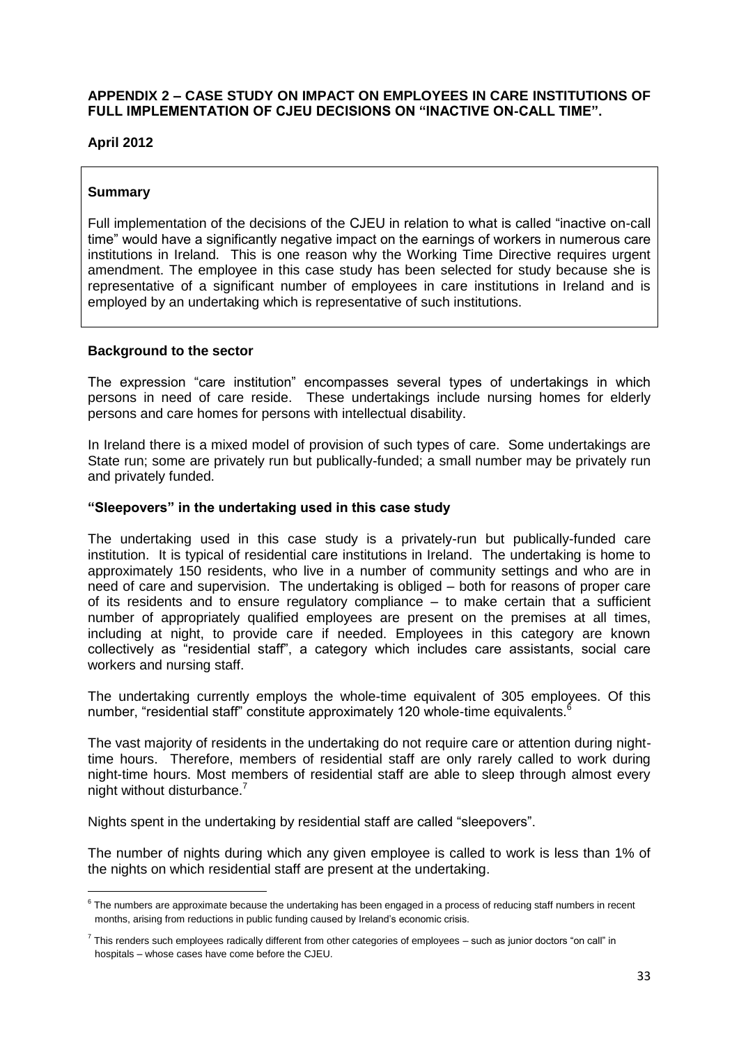**APPENDIX 2 – CASE STUDY ON IMPACT ON EMPLOYEES IN CARE INSTITUTIONS OF FULL IMPLEMENTATION OF CJEU DECISIONS ON "INACTIVE ON-CALL TIME".**

**April 2012**

**Summary**

Full implementation of the decisions of the CJEU in relation to what is called "inactive on-call time" would have a significantly negative impact on the earnings of workers in numerous care institutions in Ireland. This is one reason why the Working Time Directive requires urgent amendment. The employee in this case study has been selected for study because she is representative of a significant number of employees in care institutions in Ireland and is employed by an undertaking which is representative of such institutions.

**Background to the sector**

The expression "care institution" encompasses several types of undertakings in which persons in need of care reside. These undertakings include nursing homes for elderly persons and care homes for persons with intellectual disability.

In Ireland there is a mixed model of provision of such types of care. Some undertakings are State run; some are privately run but publically-funded; a small number may be privately run and privately funded.

**"Sleepovers" in the undertaking used in this case study**

The undertaking used in this case study is a privately-run but publically-funded care institution. It is typical of residential care institutions in Ireland. The undertaking is home to approximately 150 residents, who live in a number of community settings and who are in need of care and supervision. The undertaking is obliged – both for reasons of proper care of its residents and to ensure regulatory compliance – to make certain that a sufficient number of appropriately qualified employees are present on the premises at all times, including at night, to provide care if needed. Employees in this category are known collectively as "residential staff", a category which includes care assistants, social care workers and nursing staff.

The undertaking currently employs the whole-time equivalent of 305 employees. Of this number, "residential staff" constitute approximately 120 whole-time equivalents.[6]

The vast majority of residents in the undertaking do not require care or attention during night-time hours. Therefore, members of residential staff are only rarely called to work during night-time hours. Most members of residential staff are able to sleep through almost every night without disturbance.[7]

Nights spent in the undertaking by residential staff are called "sleepovers".

The number of nights during which any given employee is called to work is less than 1% of the nights on which residential staff are present at the undertaking.

---

[6] The numbers are approximate because the undertaking has been engaged in a process of reducing staff numbers in recent months, arising from reductions in public funding caused by Ireland's economic crisis.

[7] This renders such employees radically different from other categories of employees – such as junior doctors "on call" in hospitals – whose cases have come before the CJEU.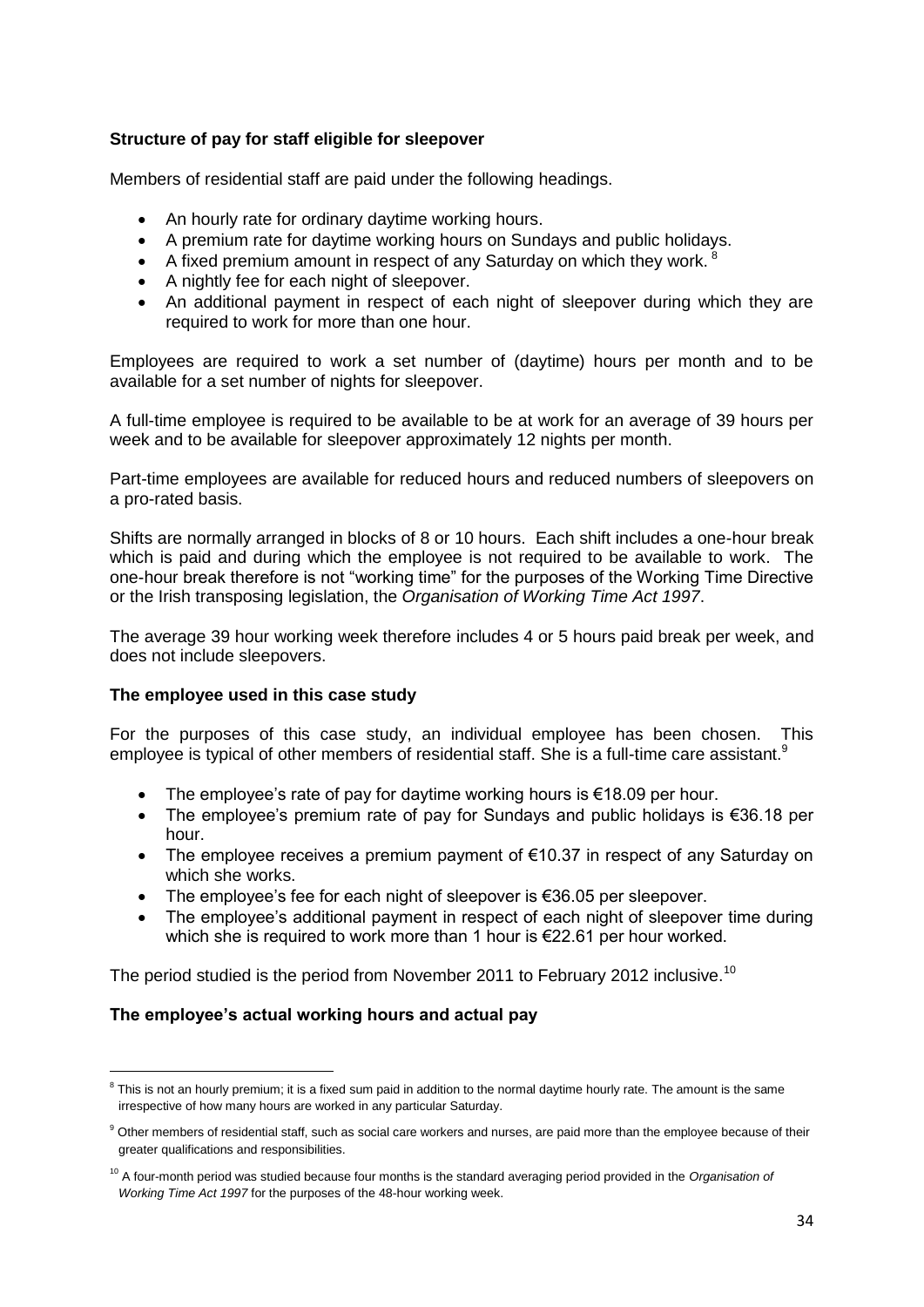### Structure of pay for staff eligible for sleepover

Members of residential staff are paid under the following headings.

- An hourly rate for ordinary daytime working hours.
- A premium rate for daytime working hours on Sundays and public holidays.
- A fixed premium amount in respect of any Saturday on which they work. [8]
- A nightly fee for each night of sleepover.
- An additional payment in respect of each night of sleepover during which they are required to work for more than one hour.

Employees are required to work a set number of (daytime) hours per month and to be available for a set number of nights for sleepover.

A full-time employee is required to be available to be at work for an average of 39 hours per week and to be available for sleepover approximately 12 nights per month.

Part-time employees are available for reduced hours and reduced numbers of sleepovers on a pro-rated basis.

Shifts are normally arranged in blocks of 8 or 10 hours. Each shift includes a one-hour break which is paid and during which the employee is not required to be available to work. The one-hour break therefore is not "working time" for the purposes of the Working Time Directive or the Irish transposing legislation, the *Organisation of Working Time Act 1997*.

The average 39 hour working week therefore includes 4 or 5 hours paid break per week, and does not include sleepovers.

### The employee used in this case study

For the purposes of this case study, an individual employee has been chosen. This employee is typical of other members of residential staff. She is a full-time care assistant.[9]

- The employee's rate of pay for daytime working hours is €18.09 per hour.
- The employee's premium rate of pay for Sundays and public holidays is €36.18 per hour.
- The employee receives a premium payment of €10.37 in respect of any Saturday on which she works.
- The employee's fee for each night of sleepover is €36.05 per sleepover.
- The employee's additional payment in respect of each night of sleepover time during which she is required to work more than 1 hour is €22.61 per hour worked.

The period studied is the period from November 2011 to February 2012 inclusive.[10]

### The employee's actual working hours and actual pay

---

[8] This is not an hourly premium; it is a fixed sum paid in addition to the normal daytime hourly rate. The amount is the same irrespective of how many hours are worked in any particular Saturday.

[9] Other members of residential staff, such as social care workers and nurses, are paid more than the employee because of their greater qualifications and responsibilities.

[10] A four-month period was studied because four months is the standard averaging period provided in the *Organisation of Working Time Act 1997* for the purposes of the 48-hour working week.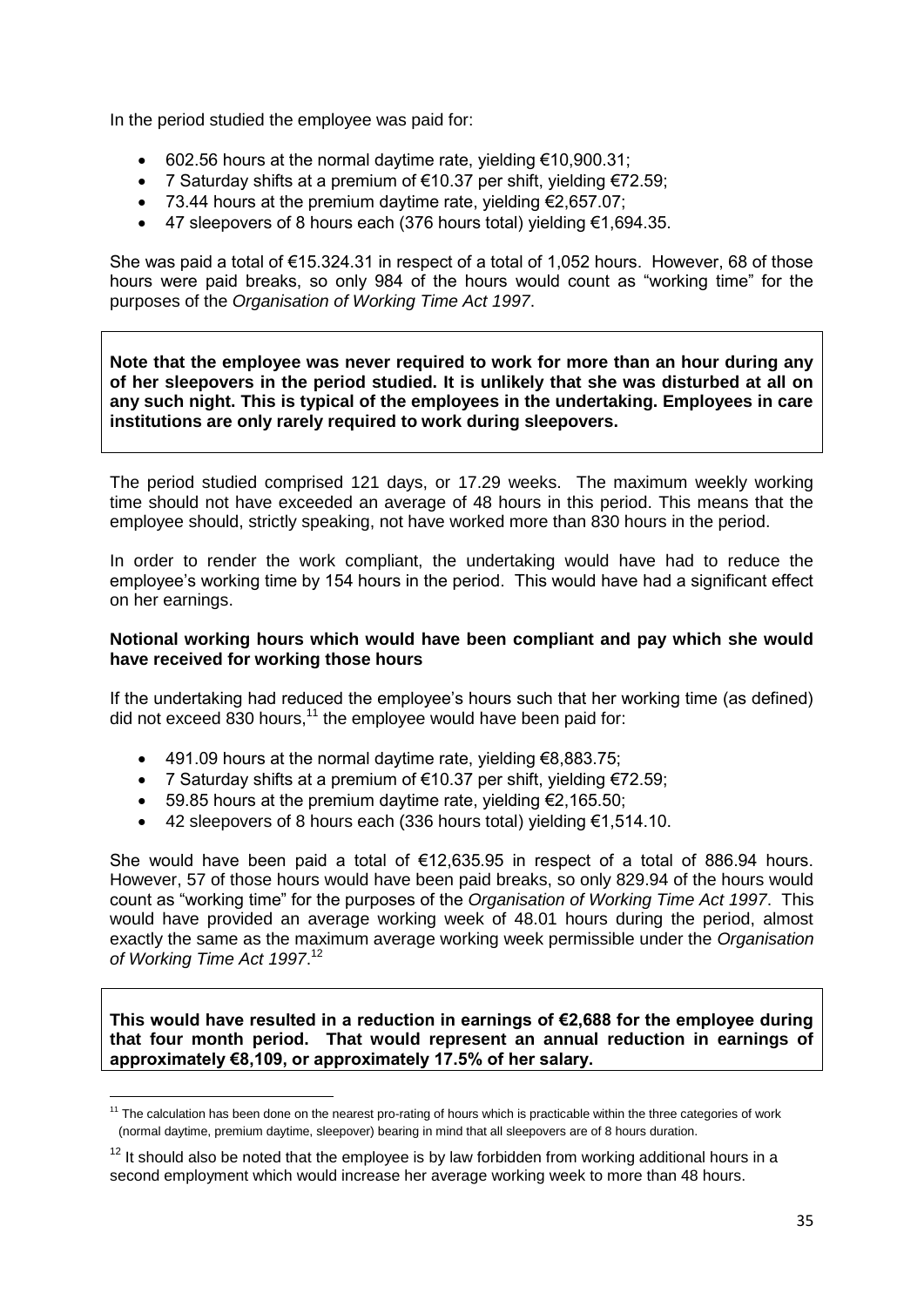In the period studied the employee was paid for:

- 602.56 hours at the normal daytime rate, yielding €10,900.31;
- 7 Saturday shifts at a premium of €10.37 per shift, yielding €72.59;
- 73.44 hours at the premium daytime rate, yielding €2,657.07;
- 47 sleepovers of 8 hours each (376 hours total) yielding €1,694.35.

She was paid a total of €15.324.31 in respect of a total of 1,052 hours. However, 68 of those hours were paid breaks, so only 984 of the hours would count as "working time" for the purposes of the *Organisation of Working Time Act 1997*.

**Note that the employee was never required to work for more than an hour during any of her sleepovers in the period studied. It is unlikely that she was disturbed at all on any such night. This is typical of the employees in the undertaking. Employees in care institutions are only rarely required to work during sleepovers.**

The period studied comprised 121 days, or 17.29 weeks. The maximum weekly working time should not have exceeded an average of 48 hours in this period. This means that the employee should, strictly speaking, not have worked more than 830 hours in the period.

In order to render the work compliant, the undertaking would have had to reduce the employee's working time by 154 hours in the period. This would have had a significant effect on her earnings.

**Notional working hours which would have been compliant and pay which she would have received for working those hours**

If the undertaking had reduced the employee's hours such that her working time (as defined) did not exceed 830 hours,[11] the employee would have been paid for:

- 491.09 hours at the normal daytime rate, yielding €8,883.75;
- 7 Saturday shifts at a premium of €10.37 per shift, yielding €72.59;
- 59.85 hours at the premium daytime rate, yielding €2,165.50;
- 42 sleepovers of 8 hours each (336 hours total) yielding €1,514.10.

She would have been paid a total of €12,635.95 in respect of a total of 886.94 hours. However, 57 of those hours would have been paid breaks, so only 829.94 of the hours would count as "working time" for the purposes of the *Organisation of Working Time Act 1997*. This would have provided an average working week of 48.01 hours during the period, almost exactly the same as the maximum average working week permissible under the *Organisation of Working Time Act 1997*.[12]

**This would have resulted in a reduction in earnings of €2,688 for the employee during that four month period. That would represent an annual reduction in earnings of approximately €8,109, or approximately 17.5% of her salary.**

[11] The calculation has been done on the nearest pro-rating of hours which is practicable within the three categories of work (normal daytime, premium daytime, sleepover) bearing in mind that all sleepovers are of 8 hours duration.

[12] It should also be noted that the employee is by law forbidden from working additional hours in a second employment which would increase her average working week to more than 48 hours.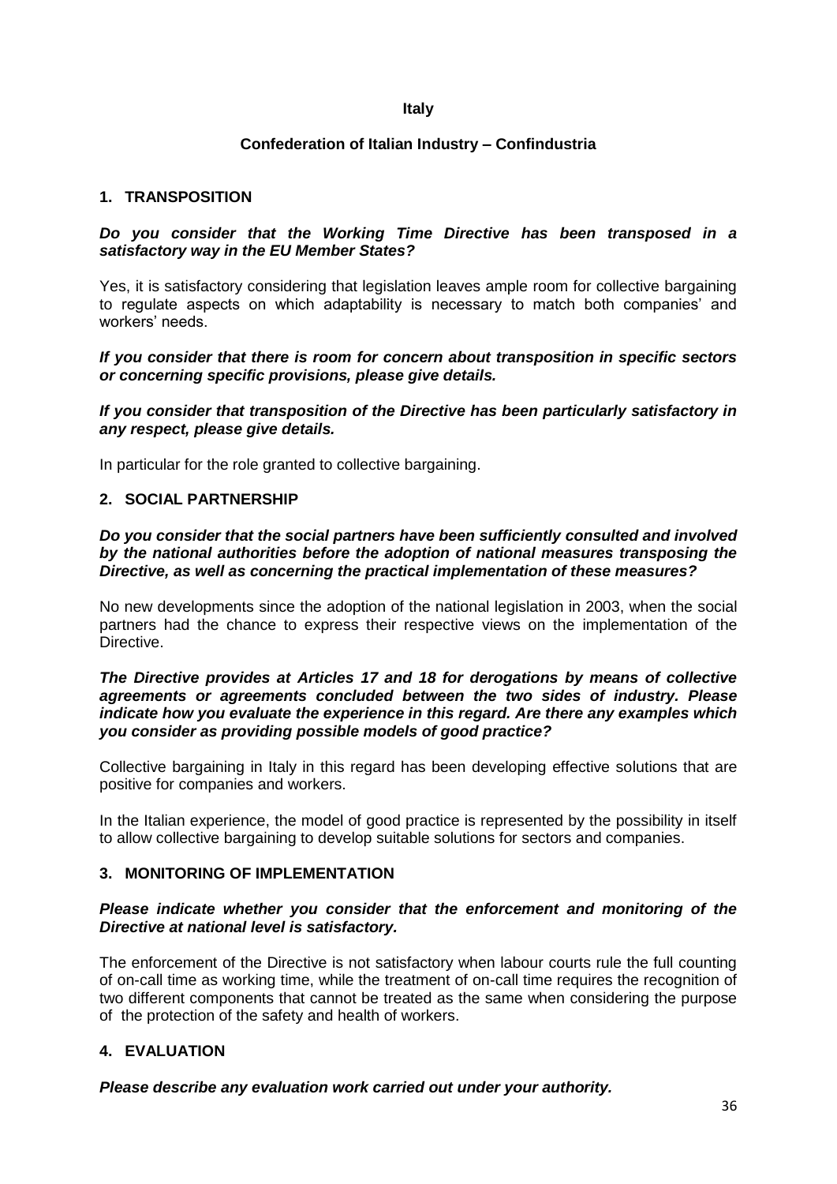**Italy**

**Confederation of Italian Industry – Confindustria**

## 1. TRANSPOSITION

***Do you consider that the Working Time Directive has been transposed in a satisfactory way in the EU Member States?***

Yes, it is satisfactory considering that legislation leaves ample room for collective bargaining to regulate aspects on which adaptability is necessary to match both companies' and workers' needs.

***If you consider that there is room for concern about transposition in specific sectors or concerning specific provisions, please give details.***

***If you consider that transposition of the Directive has been particularly satisfactory in any respect, please give details.***

In particular for the role granted to collective bargaining.

## 2. SOCIAL PARTNERSHIP

***Do you consider that the social partners have been sufficiently consulted and involved by the national authorities before the adoption of national measures transposing the Directive, as well as concerning the practical implementation of these measures?***

No new developments since the adoption of the national legislation in 2003, when the social partners had the chance to express their respective views on the implementation of the Directive.

***The Directive provides at Articles 17 and 18 for derogations by means of collective agreements or agreements concluded between the two sides of industry. Please indicate how you evaluate the experience in this regard. Are there any examples which you consider as providing possible models of good practice?***

Collective bargaining in Italy in this regard has been developing effective solutions that are positive for companies and workers.

In the Italian experience, the model of good practice is represented by the possibility in itself to allow collective bargaining to develop suitable solutions for sectors and companies.

## 3. MONITORING OF IMPLEMENTATION

***Please indicate whether you consider that the enforcement and monitoring of the Directive at national level is satisfactory.***

The enforcement of the Directive is not satisfactory when labour courts rule the full counting of on-call time as working time, while the treatment of on-call time requires the recognition of two different components that cannot be treated as the same when considering the purpose of the protection of the safety and health of workers.

## 4. EVALUATION

***Please describe any evaluation work carried out under your authority.***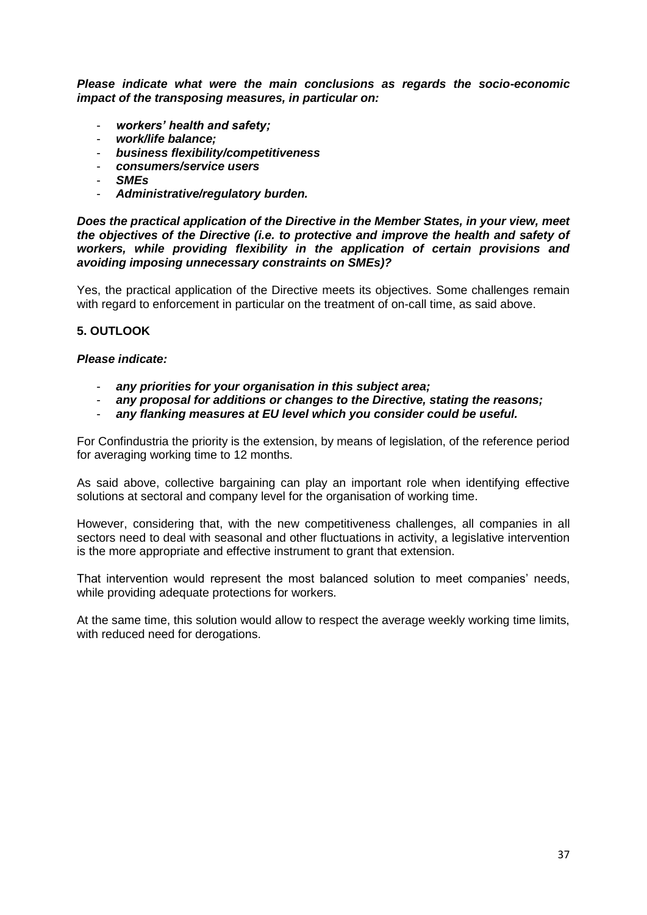***Please indicate what were the main conclusions as regards the socio-economic impact of the transposing measures, in particular on:***

- ***workers' health and safety;***
- ***work/life balance;***
- ***business flexibility/competitiveness***
- ***consumers/service users***
- ***SMEs***
- ***Administrative/regulatory burden.***

***Does the practical application of the Directive in the Member States, in your view, meet the objectives of the Directive (i.e. to protective and improve the health and safety of workers, while providing flexibility in the application of certain provisions and avoiding imposing unnecessary constraints on SMEs)?***

Yes, the practical application of the Directive meets its objectives. Some challenges remain with regard to enforcement in particular on the treatment of on-call time, as said above.

## 5. OUTLOOK

***Please indicate:***

- ***any priorities for your organisation in this subject area;***
- ***any proposal for additions or changes to the Directive, stating the reasons;***
- ***any flanking measures at EU level which you consider could be useful.***

For Confindustria the priority is the extension, by means of legislation, of the reference period for averaging working time to 12 months.

As said above, collective bargaining can play an important role when identifying effective solutions at sectoral and company level for the organisation of working time.

However, considering that, with the new competitiveness challenges, all companies in all sectors need to deal with seasonal and other fluctuations in activity, a legislative intervention is the more appropriate and effective instrument to grant that extension.

That intervention would represent the most balanced solution to meet companies' needs, while providing adequate protections for workers.

At the same time, this solution would allow to respect the average weekly working time limits, with reduced need for derogations.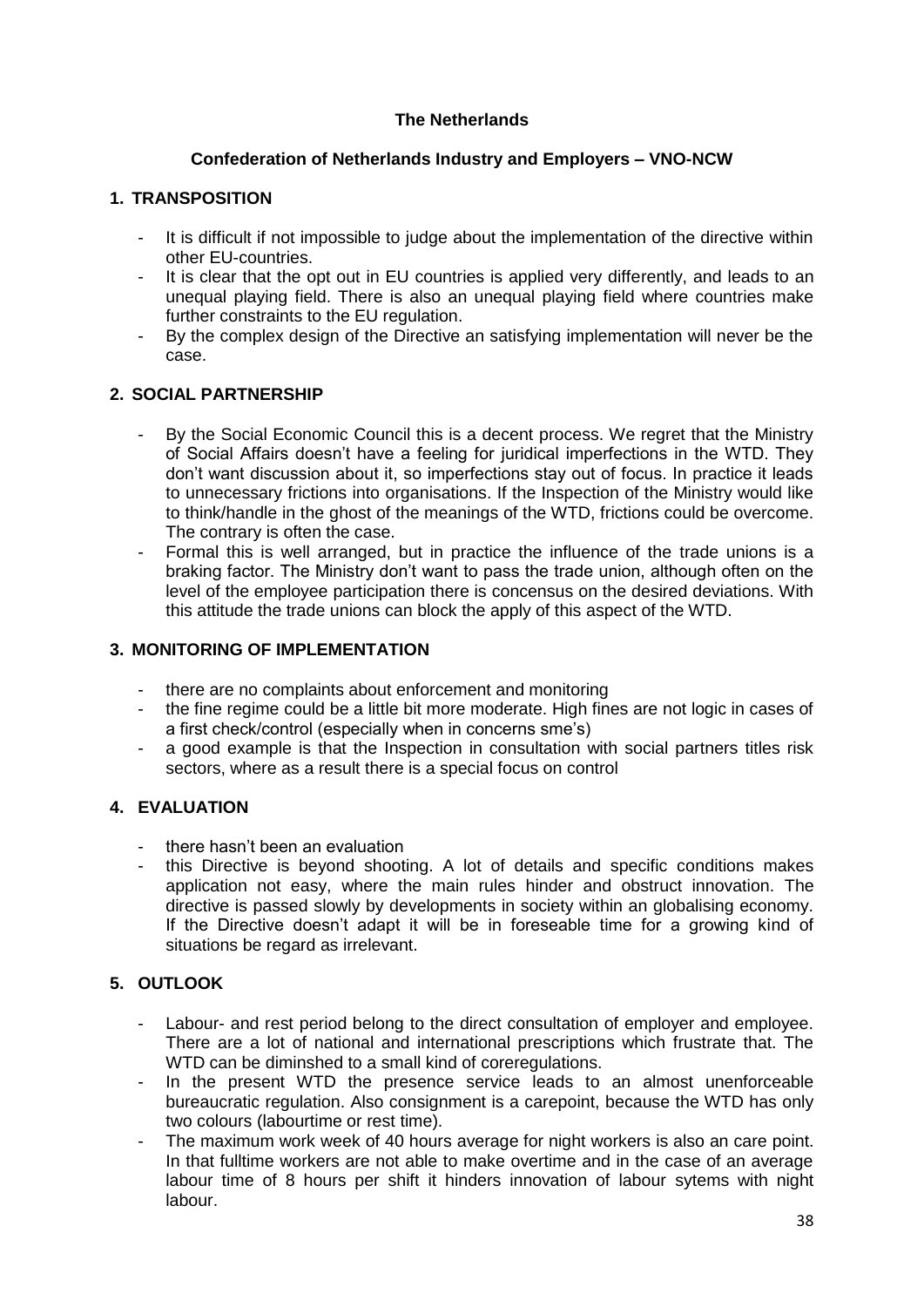**The Netherlands**

**Confederation of Netherlands Industry and Employers – VNO-NCW**

## 1. TRANSPOSITION

- It is difficult if not impossible to judge about the implementation of the directive within other EU-countries.
- It is clear that the opt out in EU countries is applied very differently, and leads to an unequal playing field. There is also an unequal playing field where countries make further constraints to the EU regulation.
- By the complex design of the Directive an satisfying implementation will never be the case.

## 2. SOCIAL PARTNERSHIP

- By the Social Economic Council this is a decent process. We regret that the Ministry of Social Affairs doesn't have a feeling for juridical imperfections in the WTD. They don't want discussion about it, so imperfections stay out of focus. In practice it leads to unnecessary frictions into organisations. If the Inspection of the Ministry would like to think/handle in the ghost of the meanings of the WTD, frictions could be overcome. The contrary is often the case.
- Formal this is well arranged, but in practice the influence of the trade unions is a braking factor. The Ministry don't want to pass the trade union, although often on the level of the employee participation there is concensus on the desired deviations. With this attitude the trade unions can block the apply of this aspect of the WTD.

## 3. MONITORING OF IMPLEMENTATION

- there are no complaints about enforcement and monitoring
- the fine regime could be a little bit more moderate. High fines are not logic in cases of a first check/control (especially when in concerns sme's)
- a good example is that the Inspection in consultation with social partners titles risk sectors, where as a result there is a special focus on control

## 4. EVALUATION

- there hasn't been an evaluation
- this Directive is beyond shooting. A lot of details and specific conditions makes application not easy, where the main rules hinder and obstruct innovation. The directive is passed slowly by developments in society within an globalising economy. If the Directive doesn't adapt it will be in foreseable time for a growing kind of situations be regard as irrelevant.

## 5. OUTLOOK

- Labour- and rest period belong to the direct consultation of employer and employee. There are a lot of national and international prescriptions which frustrate that. The WTD can be diminshed to a small kind of coreregulations.
- In the present WTD the presence service leads to an almost unenforceable bureaucratic regulation. Also consignment is a carepoint, because the WTD has only two colours (labourtime or rest time).
- The maximum work week of 40 hours average for night workers is also an care point. In that fulltime workers are not able to make overtime and in the case of an average labour time of 8 hours per shift it hinders innovation of labour sytems with night labour.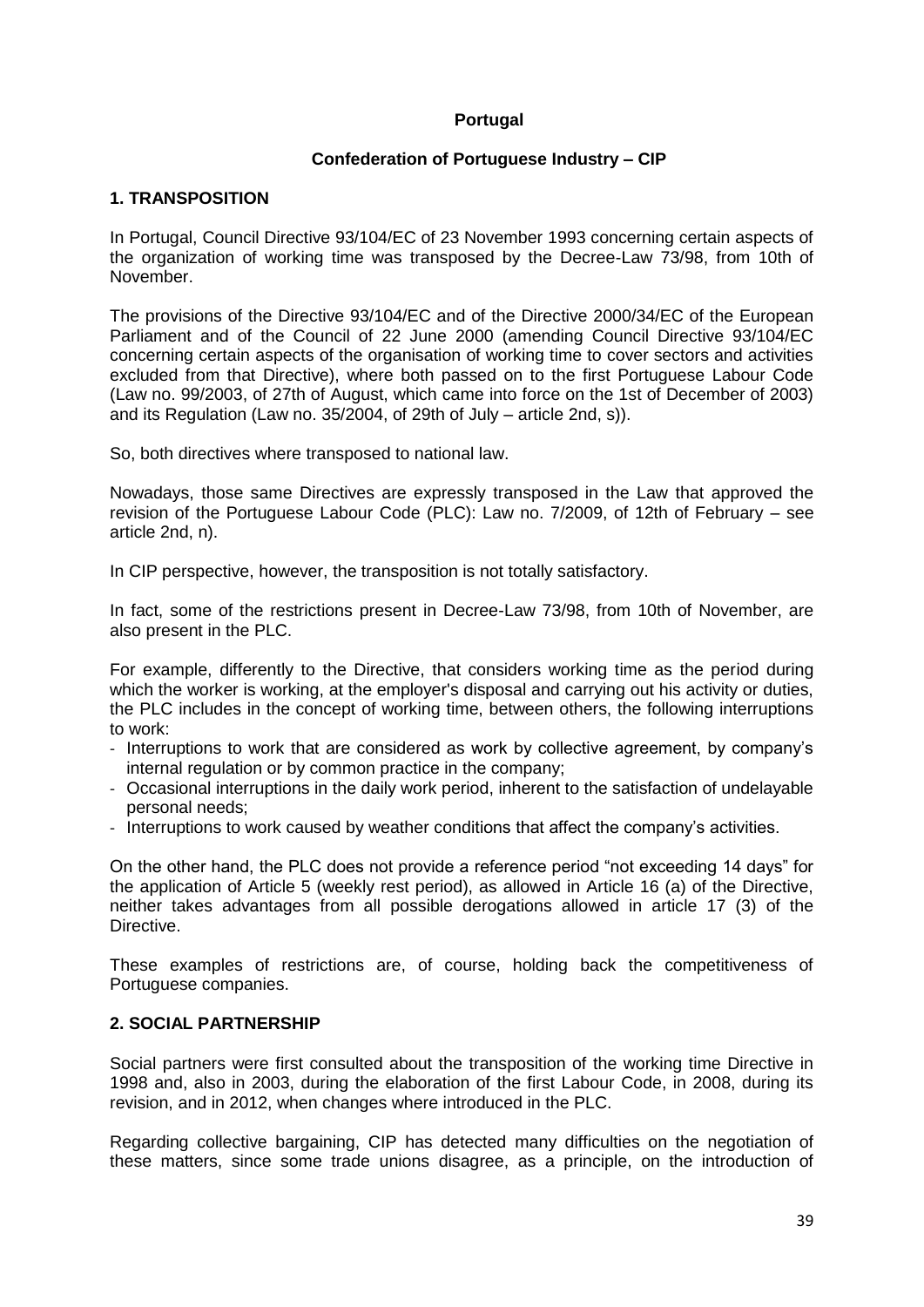**Portugal**

**Confederation of Portuguese Industry – CIP**

## 1. TRANSPOSITION

In Portugal, Council Directive 93/104/EC of 23 November 1993 concerning certain aspects of the organization of working time was transposed by the Decree-Law 73/98, from 10th of November.

The provisions of the Directive 93/104/EC and of the Directive 2000/34/EC of the European Parliament and of the Council of 22 June 2000 (amending Council Directive 93/104/EC concerning certain aspects of the organisation of working time to cover sectors and activities excluded from that Directive), where both passed on to the first Portuguese Labour Code (Law no. 99/2003, of 27th of August, which came into force on the 1st of December of 2003) and its Regulation (Law no. 35/2004, of 29th of July – article 2nd, s)).

So, both directives where transposed to national law.

Nowadays, those same Directives are expressly transposed in the Law that approved the revision of the Portuguese Labour Code (PLC): Law no. 7/2009, of 12th of February – see article 2nd, n).

In CIP perspective, however, the transposition is not totally satisfactory.

In fact, some of the restrictions present in Decree-Law 73/98, from 10th of November, are also present in the PLC.

For example, differently to the Directive, that considers working time as the period during which the worker is working, at the employer's disposal and carrying out his activity or duties, the PLC includes in the concept of working time, between others, the following interruptions to work:

- Interruptions to work that are considered as work by collective agreement, by company's internal regulation or by common practice in the company;
- Occasional interruptions in the daily work period, inherent to the satisfaction of undelayable personal needs;
- Interruptions to work caused by weather conditions that affect the company's activities.

On the other hand, the PLC does not provide a reference period "not exceeding 14 days" for the application of Article 5 (weekly rest period), as allowed in Article 16 (a) of the Directive, neither takes advantages from all possible derogations allowed in article 17 (3) of the Directive.

These examples of restrictions are, of course, holding back the competitiveness of Portuguese companies.

## 2. SOCIAL PARTNERSHIP

Social partners were first consulted about the transposition of the working time Directive in 1998 and, also in 2003, during the elaboration of the first Labour Code, in 2008, during its revision, and in 2012, when changes where introduced in the PLC.

Regarding collective bargaining, CIP has detected many difficulties on the negotiation of these matters, since some trade unions disagree, as a principle, on the introduction of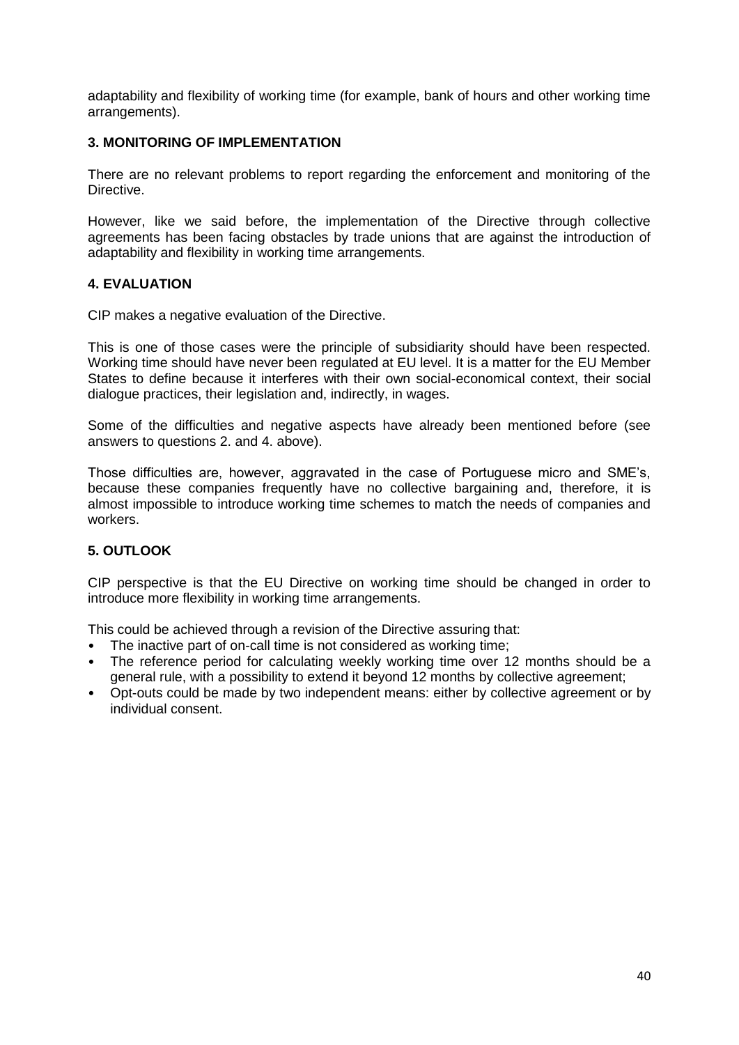adaptability and flexibility of working time (for example, bank of hours and other working time arrangements).

## 3. MONITORING OF IMPLEMENTATION

There are no relevant problems to report regarding the enforcement and monitoring of the Directive.

However, like we said before, the implementation of the Directive through collective agreements has been facing obstacles by trade unions that are against the introduction of adaptability and flexibility in working time arrangements.

## 4. EVALUATION

CIP makes a negative evaluation of the Directive.

This is one of those cases were the principle of subsidiarity should have been respected. Working time should have never been regulated at EU level. It is a matter for the EU Member States to define because it interferes with their own social-economical context, their social dialogue practices, their legislation and, indirectly, in wages.

Some of the difficulties and negative aspects have already been mentioned before (see answers to questions 2. and 4. above).

Those difficulties are, however, aggravated in the case of Portuguese micro and SME's, because these companies frequently have no collective bargaining and, therefore, it is almost impossible to introduce working time schemes to match the needs of companies and workers.

## 5. OUTLOOK

CIP perspective is that the EU Directive on working time should be changed in order to introduce more flexibility in working time arrangements.

This could be achieved through a revision of the Directive assuring that:

- The inactive part of on-call time is not considered as working time;
- The reference period for calculating weekly working time over 12 months should be a general rule, with a possibility to extend it beyond 12 months by collective agreement;
- Opt-outs could be made by two independent means: either by collective agreement or by individual consent.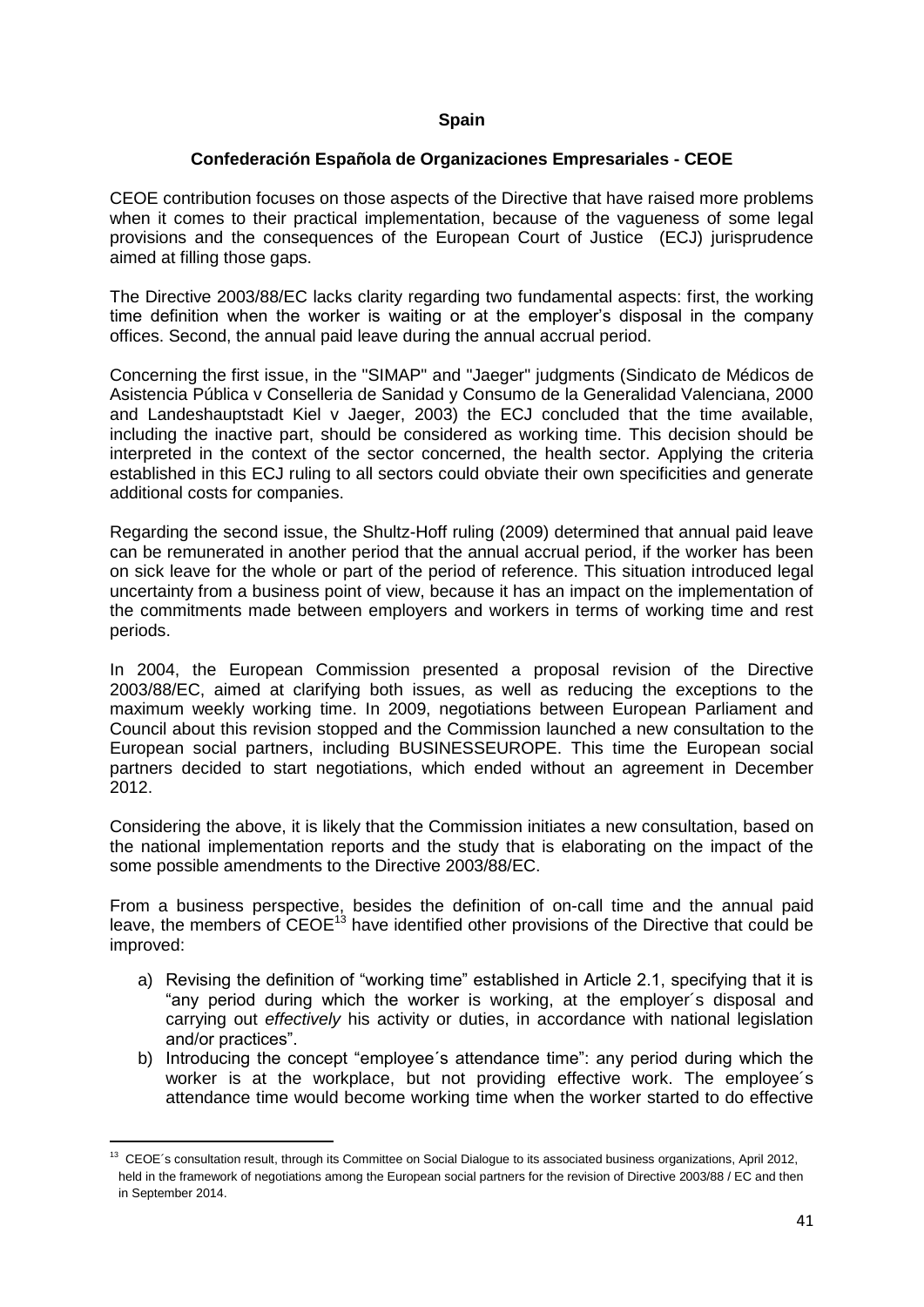**Spain**

**Confederación Española de Organizaciones Empresariales - CEOE**

CEOE contribution focuses on those aspects of the Directive that have raised more problems when it comes to their practical implementation, because of the vagueness of some legal provisions and the consequences of the European Court of Justice (ECJ) jurisprudence aimed at filling those gaps.

The Directive 2003/88/EC lacks clarity regarding two fundamental aspects: first, the working time definition when the worker is waiting or at the employer's disposal in the company offices. Second, the annual paid leave during the annual accrual period.

Concerning the first issue, in the "SIMAP" and "Jaeger" judgments (Sindicato de Médicos de Asistencia Pública v Conselleria de Sanidad y Consumo de la Generalidad Valenciana, 2000 and Landeshauptstadt Kiel v Jaeger, 2003) the ECJ concluded that the time available, including the inactive part, should be considered as working time. This decision should be interpreted in the context of the sector concerned, the health sector. Applying the criteria established in this ECJ ruling to all sectors could obviate their own specificities and generate additional costs for companies.

Regarding the second issue, the Shultz-Hoff ruling (2009) determined that annual paid leave can be remunerated in another period that the annual accrual period, if the worker has been on sick leave for the whole or part of the period of reference. This situation introduced legal uncertainty from a business point of view, because it has an impact on the implementation of the commitments made between employers and workers in terms of working time and rest periods.

In 2004, the European Commission presented a proposal revision of the Directive 2003/88/EC, aimed at clarifying both issues, as well as reducing the exceptions to the maximum weekly working time. In 2009, negotiations between European Parliament and Council about this revision stopped and the Commission launched a new consultation to the European social partners, including BUSINESSEUROPE. This time the European social partners decided to start negotiations, which ended without an agreement in December 2012.

Considering the above, it is likely that the Commission initiates a new consultation, based on the national implementation reports and the study that is elaborating on the impact of the some possible amendments to the Directive 2003/88/EC.

From a business perspective, besides the definition of on-call time and the annual paid leave, the members of CEOE[13] have identified other provisions of the Directive that could be improved:

a) Revising the definition of "working time" established in Article 2.1, specifying that it is "any period during which the worker is working, at the employer´s disposal and carrying out *effectively* his activity or duties, in accordance with national legislation and/or practices".
b) Introducing the concept "employee´s attendance time": any period during which the worker is at the workplace, but not providing effective work. The employee´s attendance time would become working time when the worker started to do effective

[13] CEOE´s consultation result, through its Committee on Social Dialogue to its associated business organizations, April 2012, held in the framework of negotiations among the European social partners for the revision of Directive 2003/88 / EC and then in September 2014.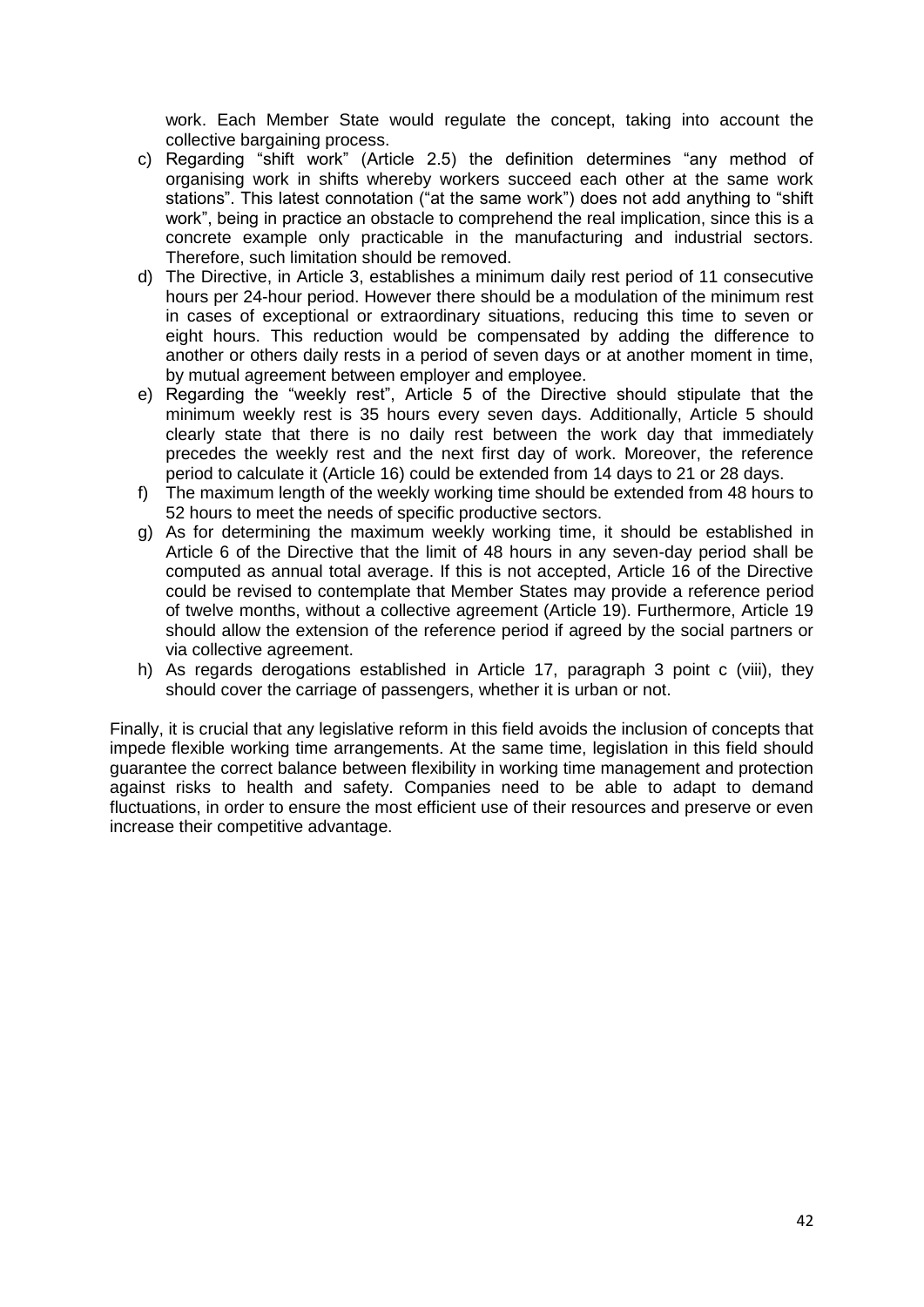work. Each Member State would regulate the concept, taking into account the collective bargaining process.

c) Regarding "shift work" (Article 2.5) the definition determines "any method of organising work in shifts whereby workers succeed each other at the same work stations". This latest connotation ("at the same work") does not add anything to "shift work", being in practice an obstacle to comprehend the real implication, since this is a concrete example only practicable in the manufacturing and industrial sectors. Therefore, such limitation should be removed.

d) The Directive, in Article 3, establishes a minimum daily rest period of 11 consecutive hours per 24-hour period. However there should be a modulation of the minimum rest in cases of exceptional or extraordinary situations, reducing this time to seven or eight hours. This reduction would be compensated by adding the difference to another or others daily rests in a period of seven days or at another moment in time, by mutual agreement between employer and employee.

e) Regarding the "weekly rest", Article 5 of the Directive should stipulate that the minimum weekly rest is 35 hours every seven days. Additionally, Article 5 should clearly state that there is no daily rest between the work day that immediately precedes the weekly rest and the next first day of work. Moreover, the reference period to calculate it (Article 16) could be extended from 14 days to 21 or 28 days.

f) The maximum length of the weekly working time should be extended from 48 hours to 52 hours to meet the needs of specific productive sectors.

g) As for determining the maximum weekly working time, it should be established in Article 6 of the Directive that the limit of 48 hours in any seven-day period shall be computed as annual total average. If this is not accepted, Article 16 of the Directive could be revised to contemplate that Member States may provide a reference period of twelve months, without a collective agreement (Article 19). Furthermore, Article 19 should allow the extension of the reference period if agreed by the social partners or via collective agreement.

h) As regards derogations established in Article 17, paragraph 3 point c (viii), they should cover the carriage of passengers, whether it is urban or not.

Finally, it is crucial that any legislative reform in this field avoids the inclusion of concepts that impede flexible working time arrangements. At the same time, legislation in this field should guarantee the correct balance between flexibility in working time management and protection against risks to health and safety. Companies need to be able to adapt to demand fluctuations, in order to ensure the most efficient use of their resources and preserve or even increase their competitive advantage.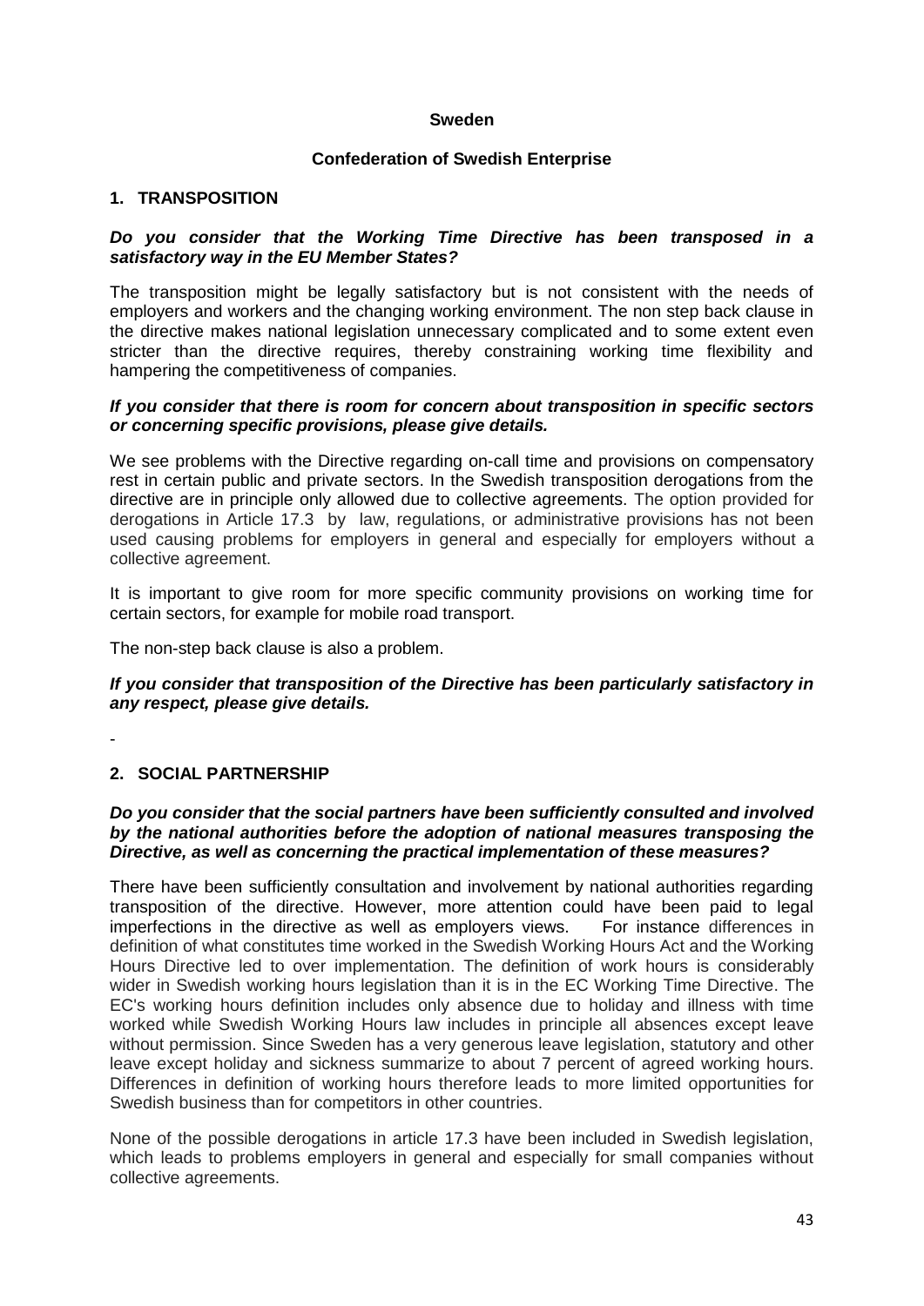**Sweden**

**Confederation of Swedish Enterprise**

## 1. TRANSPOSITION

***Do you consider that the Working Time Directive has been transposed in a satisfactory way in the EU Member States?***

The transposition might be legally satisfactory but is not consistent with the needs of employers and workers and the changing working environment. The non step back clause in the directive makes national legislation unnecessary complicated and to some extent even stricter than the directive requires, thereby constraining working time flexibility and hampering the competitiveness of companies.

***If you consider that there is room for concern about transposition in specific sectors or concerning specific provisions, please give details.***

We see problems with the Directive regarding on-call time and provisions on compensatory rest in certain public and private sectors. In the Swedish transposition derogations from the directive are in principle only allowed due to collective agreements. The option provided for derogations in Article 17.3 by law, regulations, or administrative provisions has not been used causing problems for employers in general and especially for employers without a collective agreement.

It is important to give room for more specific community provisions on working time for certain sectors, for example for mobile road transport.

The non-step back clause is also a problem.

***If you consider that transposition of the Directive has been particularly satisfactory in any respect, please give details.***

-

## 2. SOCIAL PARTNERSHIP

***Do you consider that the social partners have been sufficiently consulted and involved by the national authorities before the adoption of national measures transposing the Directive, as well as concerning the practical implementation of these measures?***

There have been sufficiently consultation and involvement by national authorities regarding transposition of the directive. However, more attention could have been paid to legal imperfections in the directive as well as employers views. For instance differences in definition of what constitutes time worked in the Swedish Working Hours Act and the Working Hours Directive led to over implementation. The definition of work hours is considerably wider in Swedish working hours legislation than it is in the EC Working Time Directive. The EC's working hours definition includes only absence due to holiday and illness with time worked while Swedish Working Hours law includes in principle all absences except leave without permission. Since Sweden has a very generous leave legislation, statutory and other leave except holiday and sickness summarize to about 7 percent of agreed working hours. Differences in definition of working hours therefore leads to more limited opportunities for Swedish business than for competitors in other countries.

None of the possible derogations in article 17.3 have been included in Swedish legislation, which leads to problems employers in general and especially for small companies without collective agreements.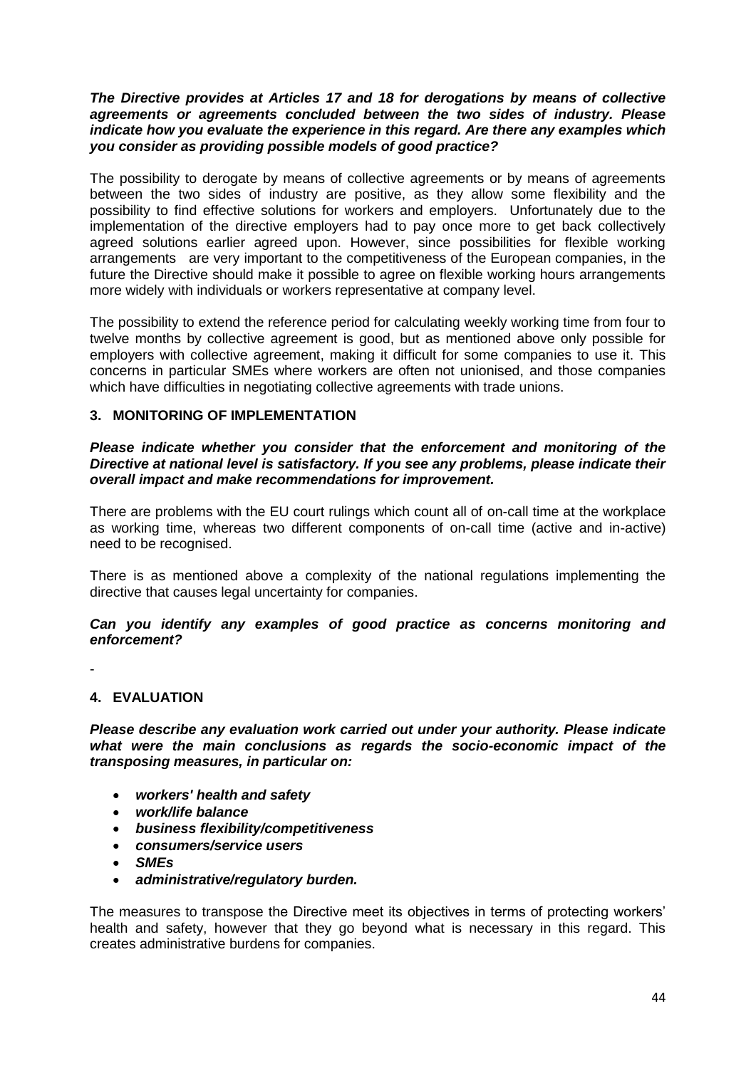***The Directive provides at Articles 17 and 18 for derogations by means of collective agreements or agreements concluded between the two sides of industry. Please indicate how you evaluate the experience in this regard. Are there any examples which you consider as providing possible models of good practice?***

The possibility to derogate by means of collective agreements or by means of agreements between the two sides of industry are positive, as they allow some flexibility and the possibility to find effective solutions for workers and employers. Unfortunately due to the implementation of the directive employers had to pay once more to get back collectively agreed solutions earlier agreed upon. However, since possibilities for flexible working arrangements are very important to the competitiveness of the European companies, in the future the Directive should make it possible to agree on flexible working hours arrangements more widely with individuals or workers representative at company level.

The possibility to extend the reference period for calculating weekly working time from four to twelve months by collective agreement is good, but as mentioned above only possible for employers with collective agreement, making it difficult for some companies to use it. This concerns in particular SMEs where workers are often not unionised, and those companies which have difficulties in negotiating collective agreements with trade unions.

## 3. MONITORING OF IMPLEMENTATION

***Please indicate whether you consider that the enforcement and monitoring of the Directive at national level is satisfactory. If you see any problems, please indicate their overall impact and make recommendations for improvement.***

There are problems with the EU court rulings which count all of on-call time at the workplace as working time, whereas two different components of on-call time (active and in-active) need to be recognised.

There is as mentioned above a complexity of the national regulations implementing the directive that causes legal uncertainty for companies.

***Can you identify any examples of good practice as concerns monitoring and enforcement?***

-

## 4. EVALUATION

***Please describe any evaluation work carried out under your authority. Please indicate what were the main conclusions as regards the socio-economic impact of the transposing measures, in particular on:***

- ***workers' health and safety***
- ***work/life balance***
- ***business flexibility/competitiveness***
- ***consumers/service users***
- ***SMEs***
- ***administrative/regulatory burden.***

The measures to transpose the Directive meet its objectives in terms of protecting workers' health and safety, however that they go beyond what is necessary in this regard. This creates administrative burdens for companies.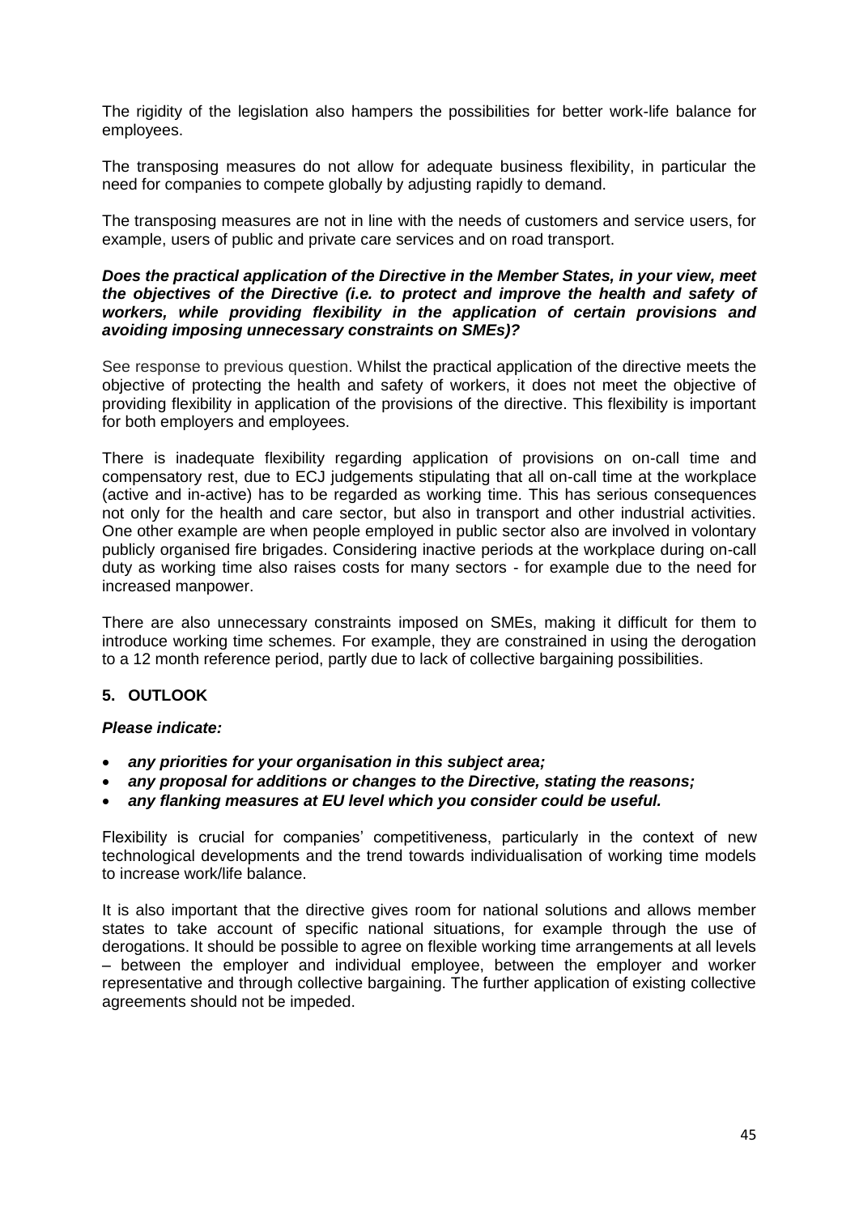The rigidity of the legislation also hampers the possibilities for better work-life balance for employees.

The transposing measures do not allow for adequate business flexibility, in particular the need for companies to compete globally by adjusting rapidly to demand.

The transposing measures are not in line with the needs of customers and service users, for example, users of public and private care services and on road transport.

***Does the practical application of the Directive in the Member States, in your view, meet the objectives of the Directive (i.e. to protect and improve the health and safety of workers, while providing flexibility in the application of certain provisions and avoiding imposing unnecessary constraints on SMEs)?***

See response to previous question. Whilst the practical application of the directive meets the objective of protecting the health and safety of workers, it does not meet the objective of providing flexibility in application of the provisions of the directive. This flexibility is important for both employers and employees.

There is inadequate flexibility regarding application of provisions on on-call time and compensatory rest, due to ECJ judgements stipulating that all on-call time at the workplace (active and in-active) has to be regarded as working time. This has serious consequences not only for the health and care sector, but also in transport and other industrial activities. One other example are when people employed in public sector also are involved in volontary publicly organised fire brigades. Considering inactive periods at the workplace during on-call duty as working time also raises costs for many sectors - for example due to the need for increased manpower.

There are also unnecessary constraints imposed on SMEs, making it difficult for them to introduce working time schemes. For example, they are constrained in using the derogation to a 12 month reference period, partly due to lack of collective bargaining possibilities.

## 5. OUTLOOK

***Please indicate:***

- ***any priorities for your organisation in this subject area;***
- ***any proposal for additions or changes to the Directive, stating the reasons;***
- ***any flanking measures at EU level which you consider could be useful.***

Flexibility is crucial for companies' competitiveness, particularly in the context of new technological developments and the trend towards individualisation of working time models to increase work/life balance.

It is also important that the directive gives room for national solutions and allows member states to take account of specific national situations, for example through the use of derogations. It should be possible to agree on flexible working time arrangements at all levels – between the employer and individual employee, between the employer and worker representative and through collective bargaining. The further application of existing collective agreements should not be impeded.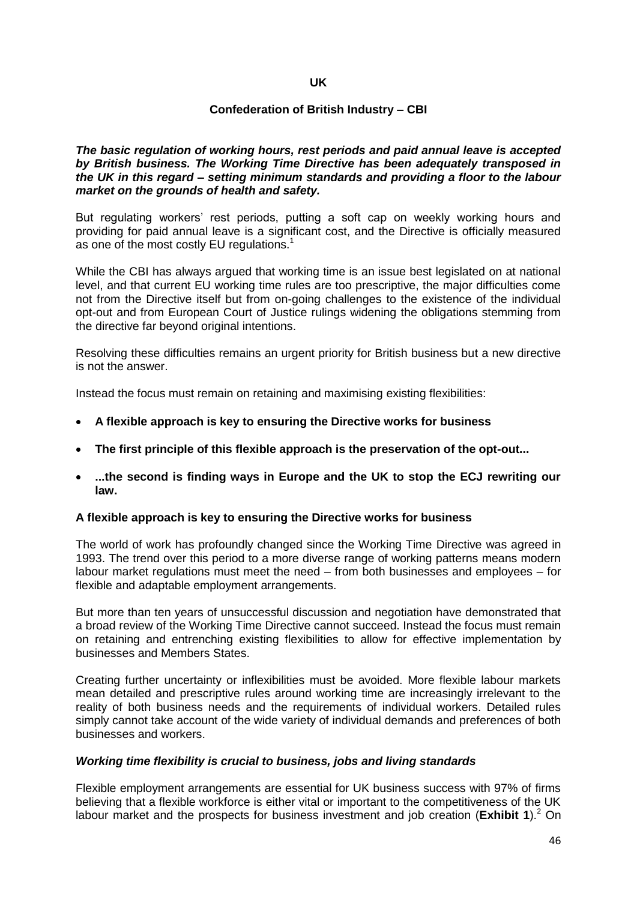## UK

### Confederation of British Industry – CBI

***The basic regulation of working hours, rest periods and paid annual leave is accepted by British business. The Working Time Directive has been adequately transposed in the UK in this regard – setting minimum standards and providing a floor to the labour market on the grounds of health and safety.***

But regulating workers' rest periods, putting a soft cap on weekly working hours and providing for paid annual leave is a significant cost, and the Directive is officially measured as one of the most costly EU regulations.[1]

While the CBI has always argued that working time is an issue best legislated on at national level, and that current EU working time rules are too prescriptive, the major difficulties come not from the Directive itself but from on-going challenges to the existence of the individual opt-out and from European Court of Justice rulings widening the obligations stemming from the directive far beyond original intentions.

Resolving these difficulties remains an urgent priority for British business but a new directive is not the answer.

Instead the focus must remain on retaining and maximising existing flexibilities:

- **A flexible approach is key to ensuring the Directive works for business**
- **The first principle of this flexible approach is the preservation of the opt-out...**
- **...the second is finding ways in Europe and the UK to stop the ECJ rewriting our law.**

#### A flexible approach is key to ensuring the Directive works for business

The world of work has profoundly changed since the Working Time Directive was agreed in 1993. The trend over this period to a more diverse range of working patterns means modern labour market regulations must meet the need – from both businesses and employees – for flexible and adaptable employment arrangements.

But more than ten years of unsuccessful discussion and negotiation have demonstrated that a broad review of the Working Time Directive cannot succeed. Instead the focus must remain on retaining and entrenching existing flexibilities to allow for effective implementation by businesses and Members States.

Creating further uncertainty or inflexibilities must be avoided. More flexible labour markets mean detailed and prescriptive rules around working time are increasingly irrelevant to the reality of both business needs and the requirements of individual workers. Detailed rules simply cannot take account of the wide variety of individual demands and preferences of both businesses and workers.

#### *Working time flexibility is crucial to business, jobs and living standards*

Flexible employment arrangements are essential for UK business success with 97% of firms believing that a flexible workforce is either vital or important to the competitiveness of the UK labour market and the prospects for business investment and job creation (**Exhibit 1**).[2] On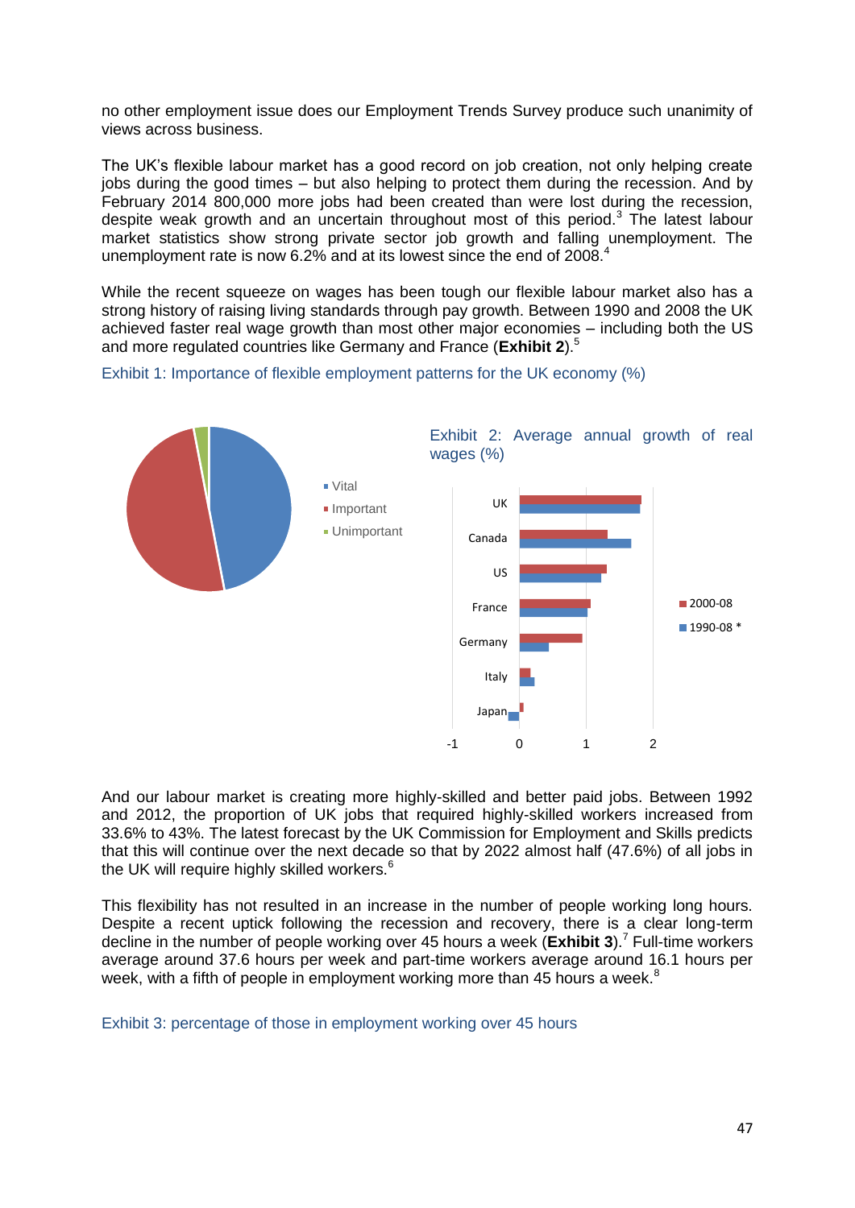no other employment issue does our Employment Trends Survey produce such unanimity of views across business.

The UK's flexible labour market has a good record on job creation, not only helping create jobs during the good times – but also helping to protect them during the recession. And by February 2014 800,000 more jobs had been created than were lost during the recession, despite weak growth and an uncertain throughout most of this period.[3] The latest labour market statistics show strong private sector job growth and falling unemployment. The unemployment rate is now 6.2% and at its lowest since the end of 2008.[4]

While the recent squeeze on wages has been tough our flexible labour market also has a strong history of raising living standards through pay growth. Between 1990 and 2008 the UK achieved faster real wage growth than most other major economies – including both the US and more regulated countries like Germany and France (**Exhibit 2**).[5]

Exhibit 1: Importance of flexible employment patterns for the UK economy (%)

- Vital
- Important
- Unimportant

Exhibit 2: Average annual growth of real wages (%)

- 2000-08
- 1990-08 *

UK, Canada, US, France, Germany, Italy, Japan

-1, 0, 1, 2

And our labour market is creating more highly-skilled and better paid jobs. Between 1992 and 2012, the proportion of UK jobs that required highly-skilled workers increased from 33.6% to 43%. The latest forecast by the UK Commission for Employment and Skills predicts that this will continue over the next decade so that by 2022 almost half (47.6%) of all jobs in the UK will require highly skilled workers.[6]

This flexibility has not resulted in an increase in the number of people working long hours. Despite a recent uptick following the recession and recovery, there is a clear long-term decline in the number of people working over 45 hours a week (**Exhibit 3**).[7] Full-time workers average around 37.6 hours per week and part-time workers average around 16.1 hours per week, with a fifth of people in employment working more than 45 hours a week.[8]

Exhibit 3: percentage of those in employment working over 45 hours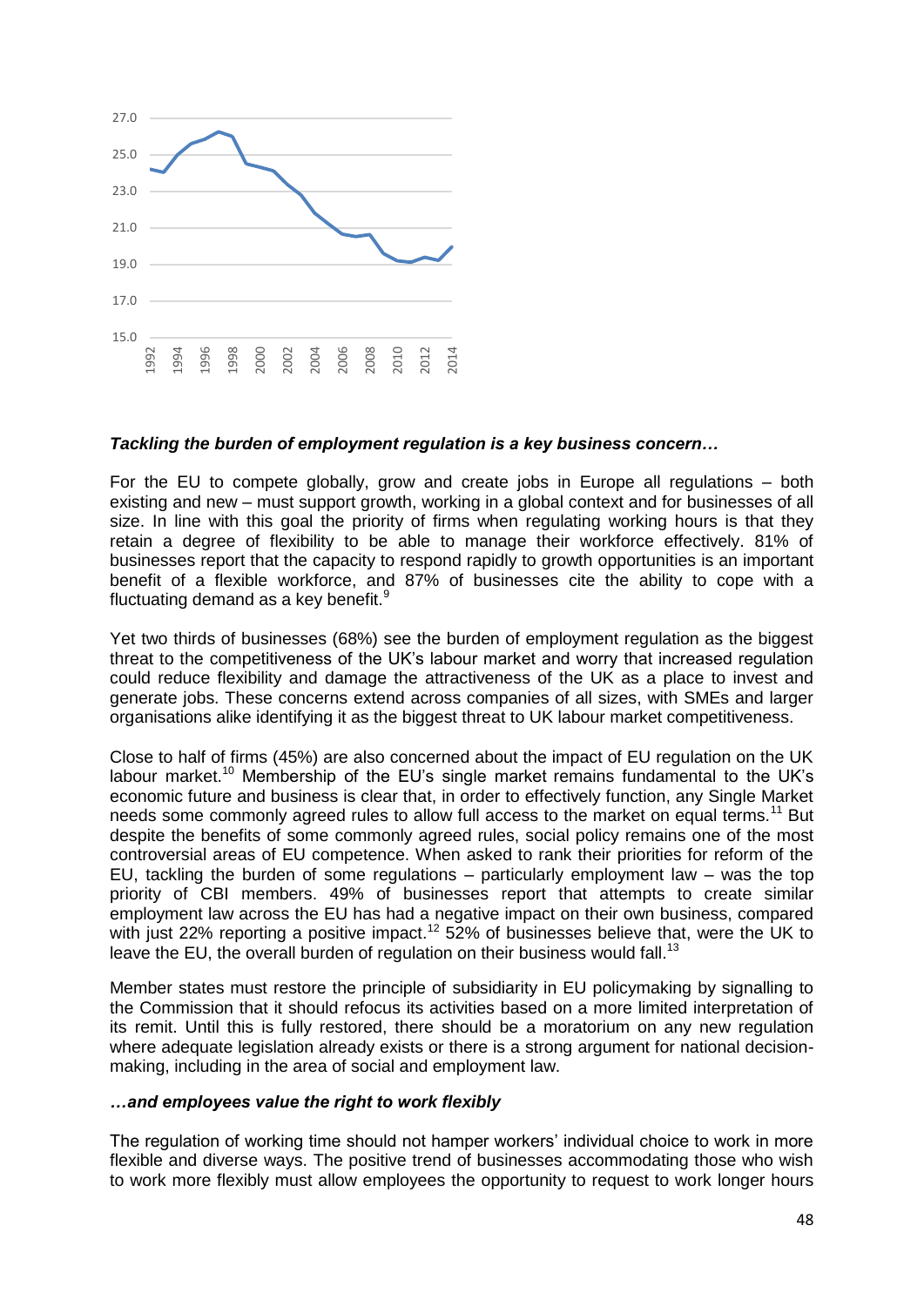*Tackling the burden of employment regulation is a key business concern…*

For the EU to compete globally, grow and create jobs in Europe all regulations – both existing and new – must support growth, working in a global context and for businesses of all size. In line with this goal the priority of firms when regulating working hours is that they retain a degree of flexibility to be able to manage their workforce effectively. 81% of businesses report that the capacity to respond rapidly to growth opportunities is an important benefit of a flexible workforce, and 87% of businesses cite the ability to cope with a fluctuating demand as a key benefit.[9]

Yet two thirds of businesses (68%) see the burden of employment regulation as the biggest threat to the competitiveness of the UK's labour market and worry that increased regulation could reduce flexibility and damage the attractiveness of the UK as a place to invest and generate jobs. These concerns extend across companies of all sizes, with SMEs and larger organisations alike identifying it as the biggest threat to UK labour market competitiveness.

Close to half of firms (45%) are also concerned about the impact of EU regulation on the UK labour market.[10] Membership of the EU's single market remains fundamental to the UK's economic future and business is clear that, in order to effectively function, any Single Market needs some commonly agreed rules to allow full access to the market on equal terms.[11] But despite the benefits of some commonly agreed rules, social policy remains one of the most controversial areas of EU competence. When asked to rank their priorities for reform of the EU, tackling the burden of some regulations – particularly employment law – was the top priority of CBI members. 49% of businesses report that attempts to create similar employment law across the EU has had a negative impact on their own business, compared with just 22% reporting a positive impact.[12] 52% of businesses believe that, were the UK to leave the EU, the overall burden of regulation on their business would fall.[13]

Member states must restore the principle of subsidiarity in EU policymaking by signalling to the Commission that it should refocus its activities based on a more limited interpretation of its remit. Until this is fully restored, there should be a moratorium on any new regulation where adequate legislation already exists or there is a strong argument for national decision-making, including in the area of social and employment law.

*…and employees value the right to work flexibly*

The regulation of working time should not hamper workers' individual choice to work in more flexible and diverse ways. The positive trend of businesses accommodating those who wish to work more flexibly must allow employees the opportunity to request to work longer hours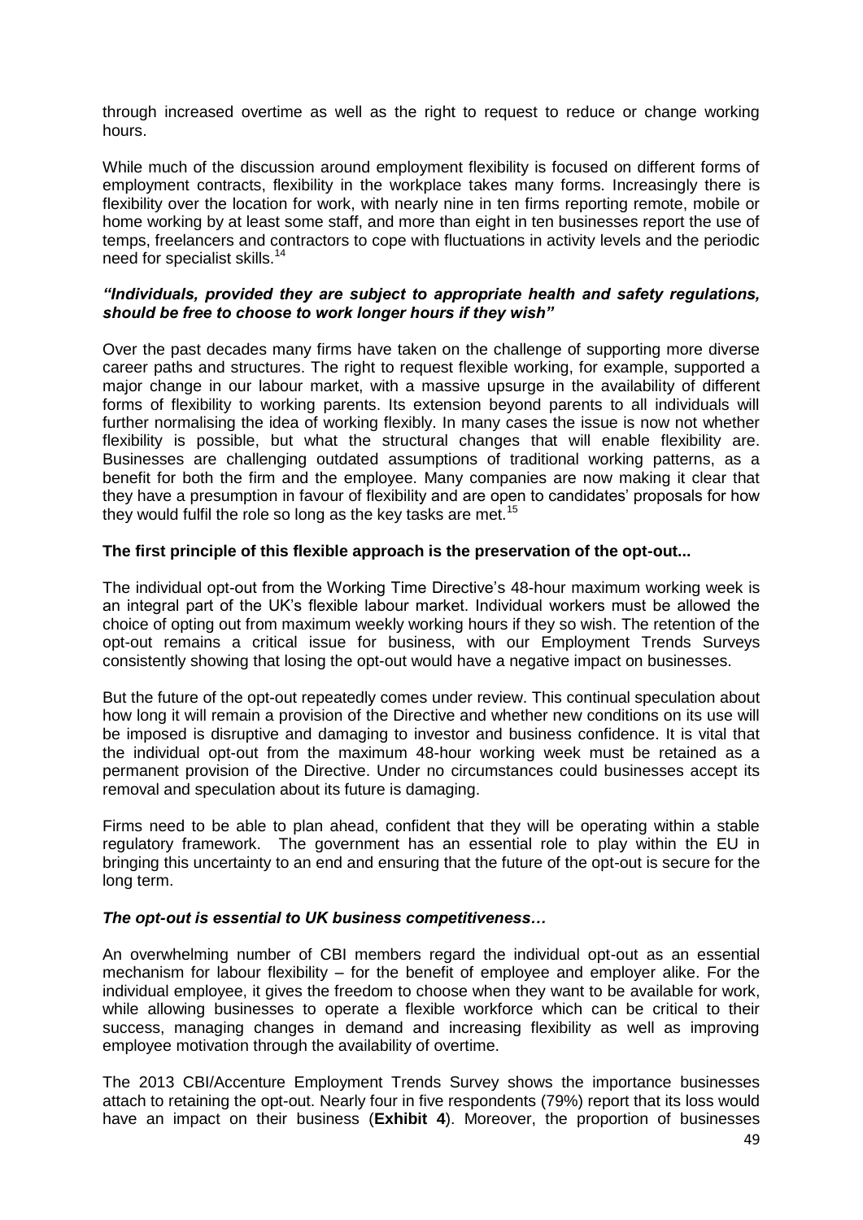through increased overtime as well as the right to request to reduce or change working hours.

While much of the discussion around employment flexibility is focused on different forms of employment contracts, flexibility in the workplace takes many forms. Increasingly there is flexibility over the location for work, with nearly nine in ten firms reporting remote, mobile or home working by at least some staff, and more than eight in ten businesses report the use of temps, freelancers and contractors to cope with fluctuations in activity levels and the periodic need for specialist skills.[14]

***"Individuals, provided they are subject to appropriate health and safety regulations, should be free to choose to work longer hours if they wish"***

Over the past decades many firms have taken on the challenge of supporting more diverse career paths and structures. The right to request flexible working, for example, supported a major change in our labour market, with a massive upsurge in the availability of different forms of flexibility to working parents. Its extension beyond parents to all individuals will further normalising the idea of working flexibly. In many cases the issue is now not whether flexibility is possible, but what the structural changes that will enable flexibility are. Businesses are challenging outdated assumptions of traditional working patterns, as a benefit for both the firm and the employee. Many companies are now making it clear that they have a presumption in favour of flexibility and are open to candidates' proposals for how they would fulfil the role so long as the key tasks are met.[15]

**The first principle of this flexible approach is the preservation of the opt-out...**

The individual opt-out from the Working Time Directive's 48-hour maximum working week is an integral part of the UK's flexible labour market. Individual workers must be allowed the choice of opting out from maximum weekly working hours if they so wish. The retention of the opt-out remains a critical issue for business, with our Employment Trends Surveys consistently showing that losing the opt-out would have a negative impact on businesses.

But the future of the opt-out repeatedly comes under review. This continual speculation about how long it will remain a provision of the Directive and whether new conditions on its use will be imposed is disruptive and damaging to investor and business confidence. It is vital that the individual opt-out from the maximum 48-hour working week must be retained as a permanent provision of the Directive. Under no circumstances could businesses accept its removal and speculation about its future is damaging.

Firms need to be able to plan ahead, confident that they will be operating within a stable regulatory framework. The government has an essential role to play within the EU in bringing this uncertainty to an end and ensuring that the future of the opt-out is secure for the long term.

***The opt-out is essential to UK business competitiveness…***

An overwhelming number of CBI members regard the individual opt-out as an essential mechanism for labour flexibility – for the benefit of employee and employer alike. For the individual employee, it gives the freedom to choose when they want to be available for work, while allowing businesses to operate a flexible workforce which can be critical to their success, managing changes in demand and increasing flexibility as well as improving employee motivation through the availability of overtime.

The 2013 CBI/Accenture Employment Trends Survey shows the importance businesses attach to retaining the opt-out. Nearly four in five respondents (79%) report that its loss would have an impact on their business (**Exhibit 4**). Moreover, the proportion of businesses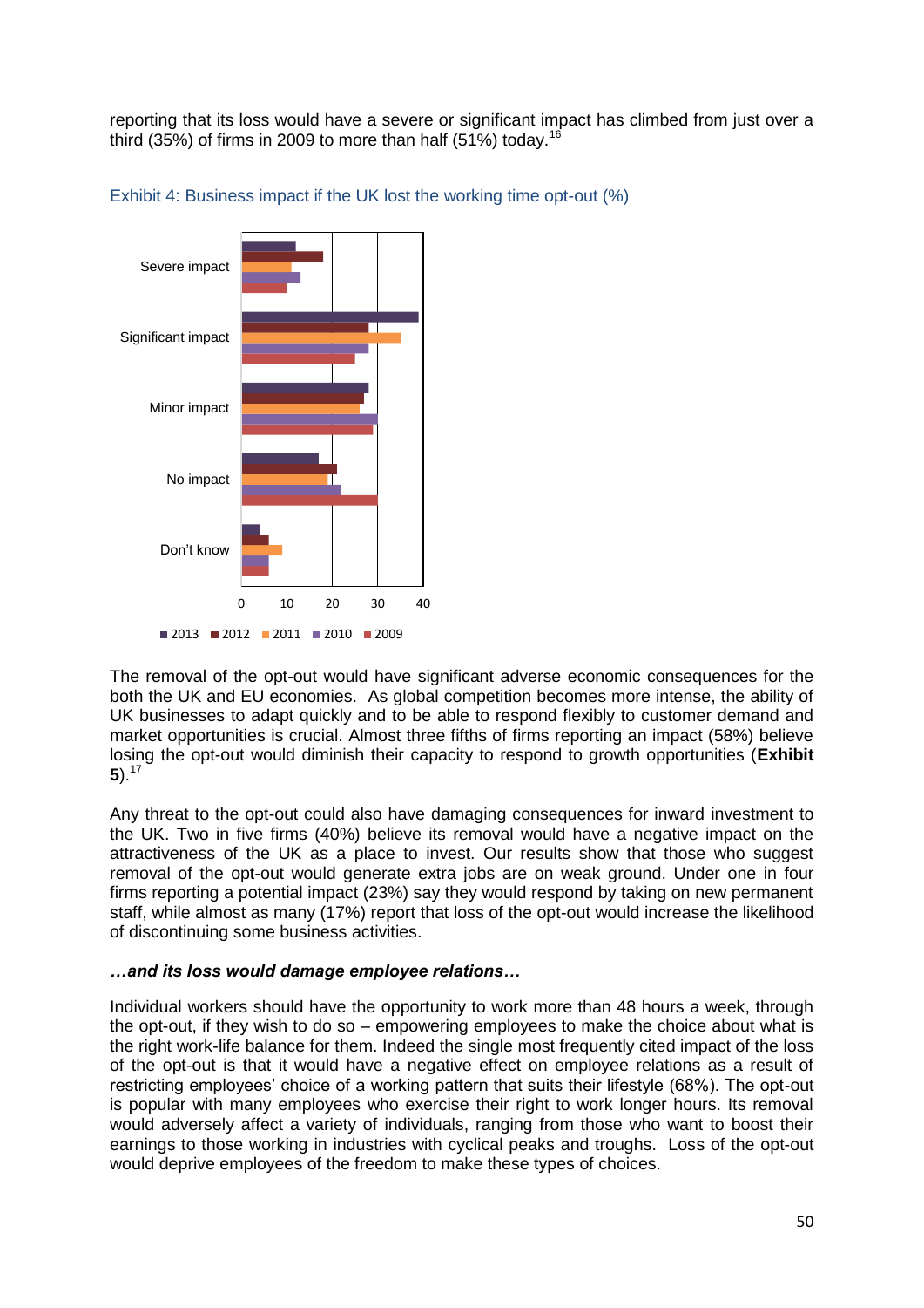reporting that its loss would have a severe or significant impact has climbed from just over a third (35%) of firms in 2009 to more than half (51%) today.[16]

Exhibit 4: Business impact if the UK lost the working time opt-out (%)

The removal of the opt-out would have significant adverse economic consequences for the both the UK and EU economies. As global competition becomes more intense, the ability of UK businesses to adapt quickly and to be able to respond flexibly to customer demand and market opportunities is crucial. Almost three fifths of firms reporting an impact (58%) believe losing the opt-out would diminish their capacity to respond to growth opportunities (**Exhibit 5**).[17]

Any threat to the opt-out could also have damaging consequences for inward investment to the UK. Two in five firms (40%) believe its removal would have a negative impact on the attractiveness of the UK as a place to invest. Our results show that those who suggest removal of the opt-out would generate extra jobs are on weak ground. Under one in four firms reporting a potential impact (23%) say they would respond by taking on new permanent staff, while almost as many (17%) report that loss of the opt-out would increase the likelihood of discontinuing some business activities.

***…and its loss would damage employee relations…***

Individual workers should have the opportunity to work more than 48 hours a week, through the opt-out, if they wish to do so – empowering employees to make the choice about what is the right work-life balance for them. Indeed the single most frequently cited impact of the loss of the opt-out is that it would have a negative effect on employee relations as a result of restricting employees' choice of a working pattern that suits their lifestyle (68%). The opt-out is popular with many employees who exercise their right to work longer hours. Its removal would adversely affect a variety of individuals, ranging from those who want to boost their earnings to those working in industries with cyclical peaks and troughs. Loss of the opt-out would deprive employees of the freedom to make these types of choices.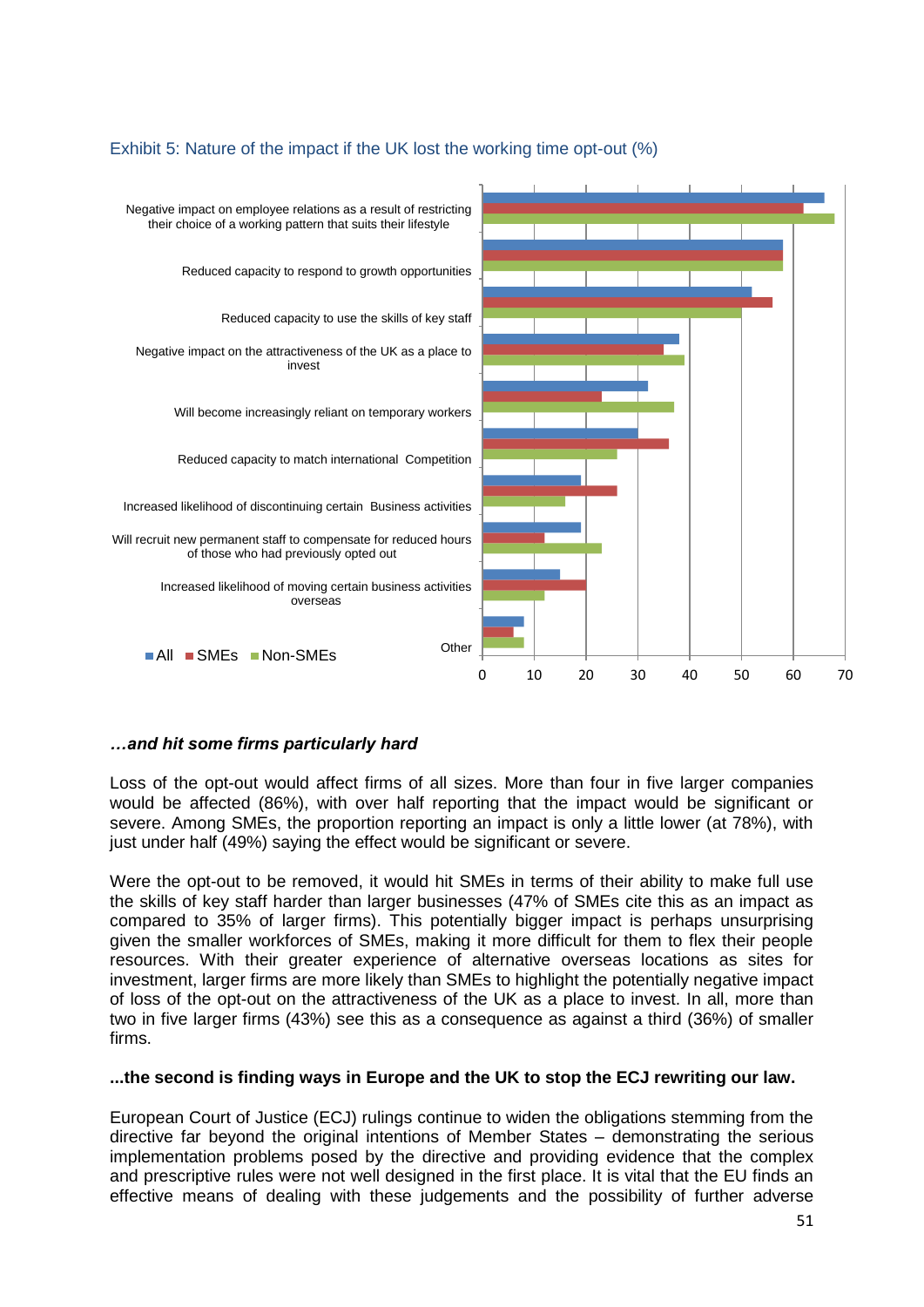Exhibit 5: Nature of the impact if the UK lost the working time opt-out (%)

...and hit some firms particularly hard

*…and hit some firms particularly hard*

Loss of the opt-out would affect firms of all sizes. More than four in five larger companies would be affected (86%), with over half reporting that the impact would be significant or severe. Among SMEs, the proportion reporting an impact is only a little lower (at 78%), with just under half (49%) saying the effect would be significant or severe.

Were the opt-out to be removed, it would hit SMEs in terms of their ability to make full use the skills of key staff harder than larger businesses (47% of SMEs cite this as an impact as compared to 35% of larger firms). This potentially bigger impact is perhaps unsurprising given the smaller workforces of SMEs, making it more difficult for them to flex their people resources. With their greater experience of alternative overseas locations as sites for investment, larger firms are more likely than SMEs to highlight the potentially negative impact of loss of the opt-out on the attractiveness of the UK as a place to invest. In all, more than two in five larger firms (43%) see this as a consequence as against a third (36%) of smaller firms.

**...the second is finding ways in Europe and the UK to stop the ECJ rewriting our law.**

European Court of Justice (ECJ) rulings continue to widen the obligations stemming from the directive far beyond the original intentions of Member States – demonstrating the serious implementation problems posed by the directive and providing evidence that the complex and prescriptive rules were not well designed in the first place. It is vital that the EU finds an effective means of dealing with these judgements and the possibility of further adverse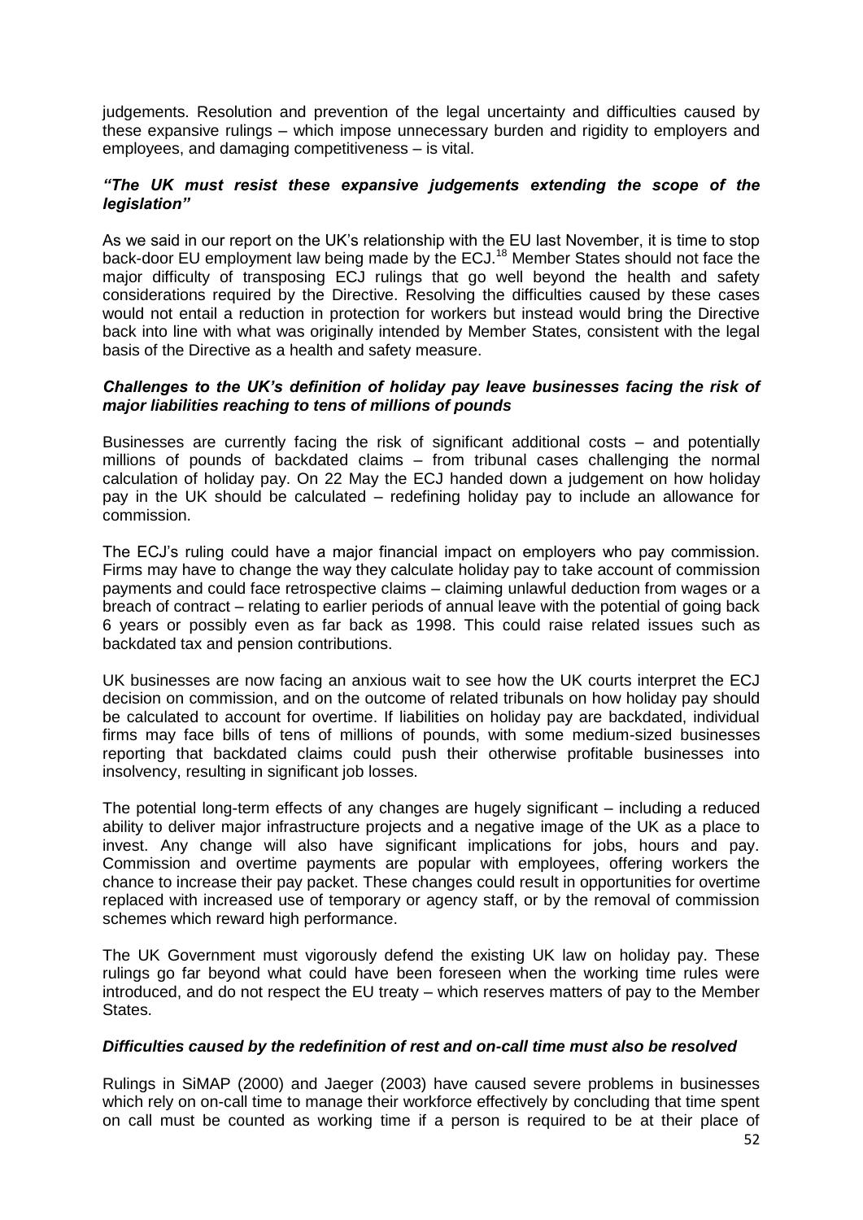judgements. Resolution and prevention of the legal uncertainty and difficulties caused by these expansive rulings – which impose unnecessary burden and rigidity to employers and employees, and damaging competitiveness – is vital.

***"The UK must resist these expansive judgements extending the scope of the legislation"***

As we said in our report on the UK's relationship with the EU last November, it is time to stop back-door EU employment law being made by the ECJ.[18] Member States should not face the major difficulty of transposing ECJ rulings that go well beyond the health and safety considerations required by the Directive. Resolving the difficulties caused by these cases would not entail a reduction in protection for workers but instead would bring the Directive back into line with what was originally intended by Member States, consistent with the legal basis of the Directive as a health and safety measure.

***Challenges to the UK's definition of holiday pay leave businesses facing the risk of major liabilities reaching to tens of millions of pounds***

Businesses are currently facing the risk of significant additional costs – and potentially millions of pounds of backdated claims – from tribunal cases challenging the normal calculation of holiday pay. On 22 May the ECJ handed down a judgement on how holiday pay in the UK should be calculated – redefining holiday pay to include an allowance for commission.

The ECJ's ruling could have a major financial impact on employers who pay commission. Firms may have to change the way they calculate holiday pay to take account of commission payments and could face retrospective claims – claiming unlawful deduction from wages or a breach of contract – relating to earlier periods of annual leave with the potential of going back 6 years or possibly even as far back as 1998. This could raise related issues such as backdated tax and pension contributions.

UK businesses are now facing an anxious wait to see how the UK courts interpret the ECJ decision on commission, and on the outcome of related tribunals on how holiday pay should be calculated to account for overtime. If liabilities on holiday pay are backdated, individual firms may face bills of tens of millions of pounds, with some medium-sized businesses reporting that backdated claims could push their otherwise profitable businesses into insolvency, resulting in significant job losses.

The potential long-term effects of any changes are hugely significant – including a reduced ability to deliver major infrastructure projects and a negative image of the UK as a place to invest. Any change will also have significant implications for jobs, hours and pay. Commission and overtime payments are popular with employees, offering workers the chance to increase their pay packet. These changes could result in opportunities for overtime replaced with increased use of temporary or agency staff, or by the removal of commission schemes which reward high performance.

The UK Government must vigorously defend the existing UK law on holiday pay. These rulings go far beyond what could have been foreseen when the working time rules were introduced, and do not respect the EU treaty – which reserves matters of pay to the Member States.

***Difficulties caused by the redefinition of rest and on-call time must also be resolved***

Rulings in SiMAP (2000) and Jaeger (2003) have caused severe problems in businesses which rely on on-call time to manage their workforce effectively by concluding that time spent on call must be counted as working time if a person is required to be at their place of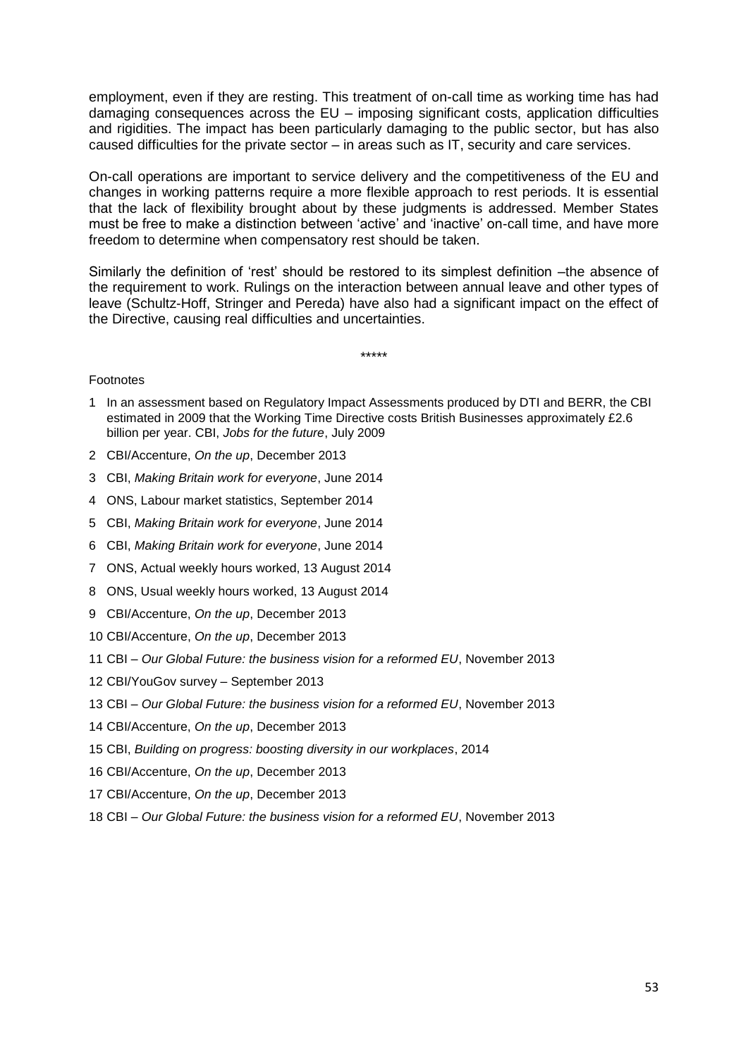employment, even if they are resting. This treatment of on-call time as working time has had damaging consequences across the EU – imposing significant costs, application difficulties and rigidities. The impact has been particularly damaging to the public sector, but has also caused difficulties for the private sector – in areas such as IT, security and care services.

On-call operations are important to service delivery and the competitiveness of the EU and changes in working patterns require a more flexible approach to rest periods. It is essential that the lack of flexibility brought about by these judgments is addressed. Member States must be free to make a distinction between 'active' and 'inactive' on-call time, and have more freedom to determine when compensatory rest should be taken.

Similarly the definition of 'rest' should be restored to its simplest definition –the absence of the requirement to work. Rulings on the interaction between annual leave and other types of leave (Schultz-Hoff, Stringer and Pereda) have also had a significant impact on the effect of the Directive, causing real difficulties and uncertainties.

*****

Footnotes

1 In an assessment based on Regulatory Impact Assessments produced by DTI and BERR, the CBI estimated in 2009 that the Working Time Directive costs British Businesses approximately £2.6 billion per year. CBI, *Jobs for the future*, July 2009

2 CBI/Accenture, *On the up*, December 2013

3 CBI, *Making Britain work for everyone*, June 2014

4 ONS, Labour market statistics, September 2014

5 CBI, *Making Britain work for everyone*, June 2014

6 CBI, *Making Britain work for everyone*, June 2014

7 ONS, Actual weekly hours worked, 13 August 2014

8 ONS, Usual weekly hours worked, 13 August 2014

9 CBI/Accenture, *On the up*, December 2013

10 CBI/Accenture, *On the up*, December 2013

11 CBI – *Our Global Future: the business vision for a reformed EU*, November 2013

12 CBI/YouGov survey – September 2013

13 CBI – *Our Global Future: the business vision for a reformed EU*, November 2013

14 CBI/Accenture, *On the up*, December 2013

15 CBI, *Building on progress: boosting diversity in our workplaces*, 2014

16 CBI/Accenture, *On the up*, December 2013

17 CBI/Accenture, *On the up*, December 2013

18 CBI – *Our Global Future: the business vision for a reformed EU*, November 2013